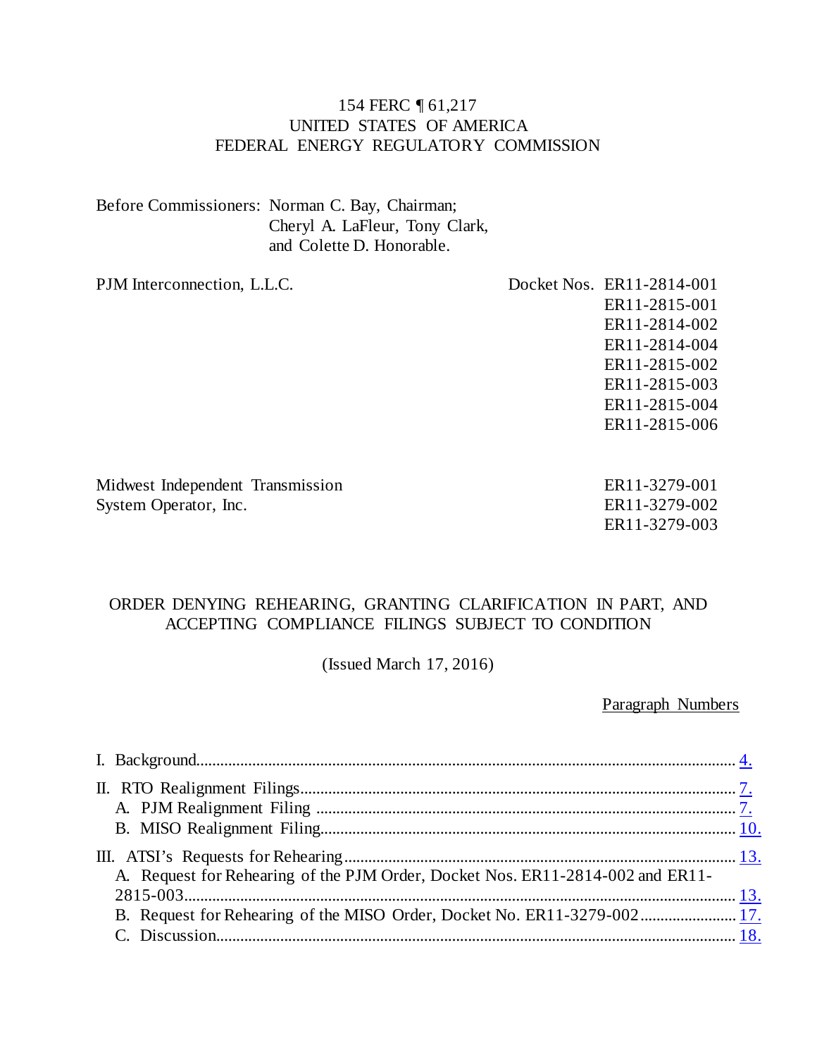154 FERC ¶ 61,217
UNITED STATES OF AMERICA
FEDERAL ENERGY REGULATORY COMMISSION

Before Commissioners: Norman C. Bay, Chairman;
Cheryl A. LaFleur, Tony Clark,
and Colette D. Honorable.

| | |
|---|---|
| PJM Interconnection, L.L.C. | Docket Nos. ER11-2814-001<br>ER11-2815-001<br>ER11-2814-002<br>ER11-2814-004<br>ER11-2815-002<br>ER11-2815-003<br>ER11-2815-004<br>ER11-2815-006 |
| Midwest Independent Transmission System Operator, Inc. | ER11-3279-001<br>ER11-3279-002<br>ER11-3279-003 |

ORDER DENYING REHEARING, GRANTING CLARIFICATION IN PART, AND ACCEPTING COMPLIANCE FILINGS SUBJECT TO CONDITION

(Issued March 17, 2016)

Paragraph Numbers

I. Background .................................................................................................................. 4.

II. RTO Realignment Filings ........................................................................................... 7.
  A. PJM Realignment Filing ........................................................................................ 7.
  B. MISO Realignment Filing ..................................................................................... 10.

III. ATSI's Requests for Rehearing ................................................................................ 13.
  A. Request for Rehearing of the PJM Order, Docket Nos. ER11-2814-002 and ER11-2815-003 ............................................................................................................ 13.
  B. Request for Rehearing of the MISO Order, Docket No. ER11-3279-002 ............ 17.
  C. Discussion ............................................................................................................ 18.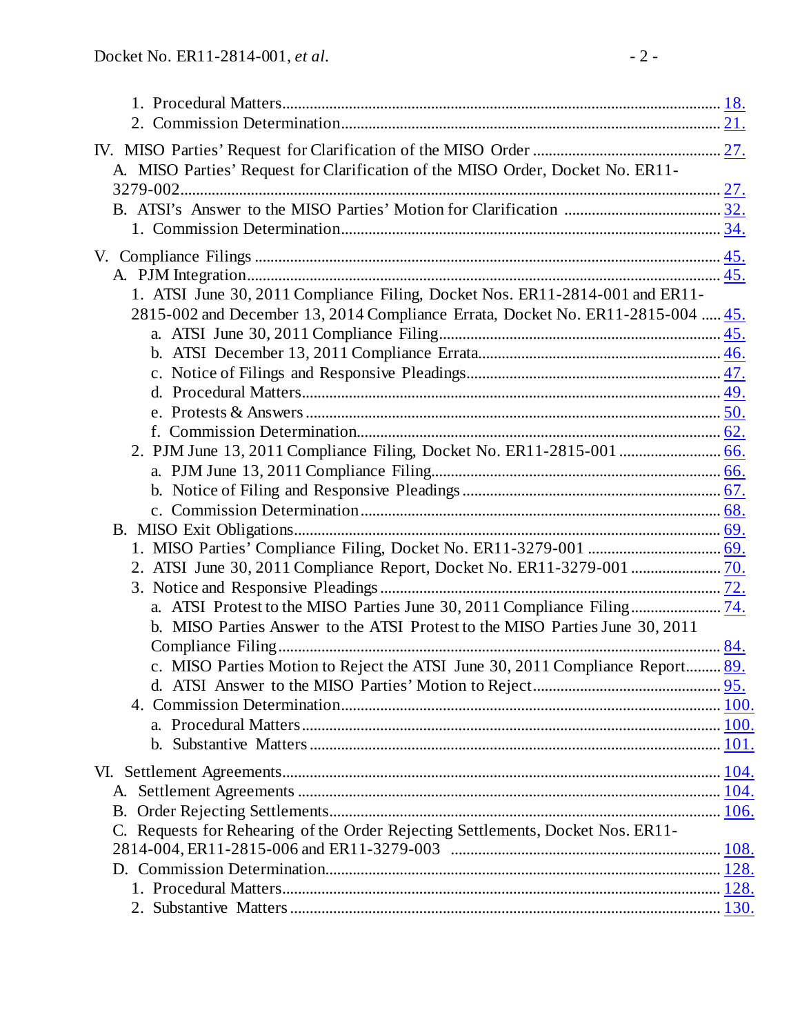1. Procedural Matters .......... 18.
2. Commission Determination .......... 21.

IV. MISO Parties' Request for Clarification of the MISO Order .......... 27.
A. MISO Parties' Request for Clarification of the MISO Order, Docket No. ER11-3279-002 .......... 27.
B. ATSI's Answer to the MISO Parties' Motion for Clarification .......... 32.
1. Commission Determination .......... 34.

V. Compliance Filings .......... 45.
A. PJM Integration .......... 45.
1. ATSI June 30, 2011 Compliance Filing, Docket Nos. ER11-2814-001 and ER11-2815-002 and December 13, 2014 Compliance Errata, Docket No. ER11-2815-004 .......... 45.
a. ATSI June 30, 2011 Compliance Filing .......... 45.
b. ATSI December 13, 2011 Compliance Errata .......... 46.
c. Notice of Filings and Responsive Pleadings .......... 47.
d. Procedural Matters .......... 49.
e. Protests & Answers .......... 50.
f. Commission Determination .......... 62.
2. PJM June 13, 2011 Compliance Filing, Docket No. ER11-2815-001 .......... 66.
a. PJM June 13, 2011 Compliance Filing .......... 66.
b. Notice of Filing and Responsive Pleadings .......... 67.
c. Commission Determination .......... 68.
B. MISO Exit Obligations .......... 69.
1. MISO Parties' Compliance Filing, Docket No. ER11-3279-001 .......... 69.
2. ATSI June 30, 2011 Compliance Report, Docket No. ER11-3279-001 .......... 70.
3. Notice and Responsive Pleadings .......... 72.
a. ATSI Protest to the MISO Parties June 30, 2011 Compliance Filing .......... 74.
b. MISO Parties Answer to the ATSI Protest to the MISO Parties June 30, 2011 Compliance Filing .......... 84.
c. MISO Parties Motion to Reject the ATSI June 30, 2011 Compliance Report .......... 89.
d. ATSI Answer to the MISO Parties' Motion to Reject .......... 95.
4. Commission Determination .......... 100.
a. Procedural Matters .......... 100.
b. Substantive Matters .......... 101.

VI. Settlement Agreements .......... 104.
A. Settlement Agreements .......... 104.
B. Order Rejecting Settlements .......... 106.
C. Requests for Rehearing of the Order Rejecting Settlements, Docket Nos. ER11-2814-004, ER11-2815-006 and ER11-3279-003 .......... 108.
D. Commission Determination .......... 128.
1. Procedural Matters .......... 128.
2. Substantive Matters .......... 130.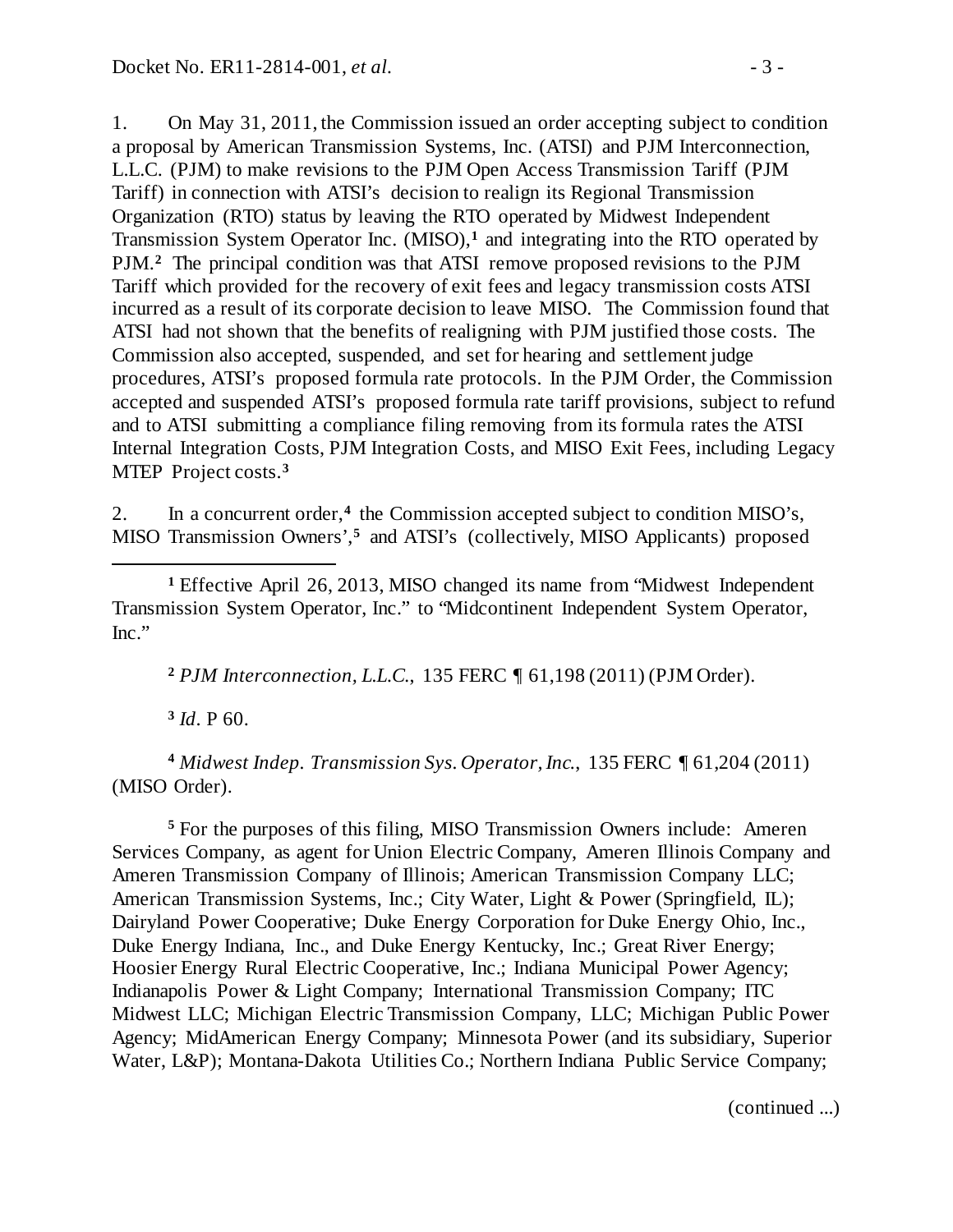1. On May 31, 2011, the Commission issued an order accepting subject to condition a proposal by American Transmission Systems, Inc. (ATSI) and PJM Interconnection, L.L.C. (PJM) to make revisions to the PJM Open Access Transmission Tariff (PJM Tariff) in connection with ATSI's decision to realign its Regional Transmission Organization (RTO) status by leaving the RTO operated by Midwest Independent Transmission System Operator Inc. (MISO),[1] and integrating into the RTO operated by PJM.[2] The principal condition was that ATSI remove proposed revisions to the PJM Tariff which provided for the recovery of exit fees and legacy transmission costs ATSI incurred as a result of its corporate decision to leave MISO. The Commission found that ATSI had not shown that the benefits of realigning with PJM justified those costs. The Commission also accepted, suspended, and set for hearing and settlement judge procedures, ATSI's proposed formula rate protocols. In the PJM Order, the Commission accepted and suspended ATSI's proposed formula rate tariff provisions, subject to refund and to ATSI submitting a compliance filing removing from its formula rates the ATSI Internal Integration Costs, PJM Integration Costs, and MISO Exit Fees, including Legacy MTEP Project costs.[3]

2. In a concurrent order,[4] the Commission accepted subject to condition MISO's, MISO Transmission Owners',[5] and ATSI's (collectively, MISO Applicants) proposed

---

[1] Effective April 26, 2013, MISO changed its name from "Midwest Independent Transmission System Operator, Inc." to "Midcontinent Independent System Operator, Inc."

[2] *PJM Interconnection, L.L.C.*, 135 FERC ¶ 61,198 (2011) (PJM Order).

[3] *Id*. P 60.

[4] *Midwest Indep. Transmission Sys. Operator, Inc.*, 135 FERC ¶ 61,204 (2011) (MISO Order).

[5] For the purposes of this filing, MISO Transmission Owners include: Ameren Services Company, as agent for Union Electric Company, Ameren Illinois Company and Ameren Transmission Company of Illinois; American Transmission Company LLC; American Transmission Systems, Inc.; City Water, Light & Power (Springfield, IL); Dairyland Power Cooperative; Duke Energy Corporation for Duke Energy Ohio, Inc., Duke Energy Indiana, Inc., and Duke Energy Kentucky, Inc.; Great River Energy; Hoosier Energy Rural Electric Cooperative, Inc.; Indiana Municipal Power Agency; Indianapolis Power & Light Company; International Transmission Company; ITC Midwest LLC; Michigan Electric Transmission Company, LLC; Michigan Public Power Agency; MidAmerican Energy Company; Minnesota Power (and its subsidiary, Superior Water, L&P); Montana-Dakota Utilities Co.; Northern Indiana Public Service Company;

(continued ...)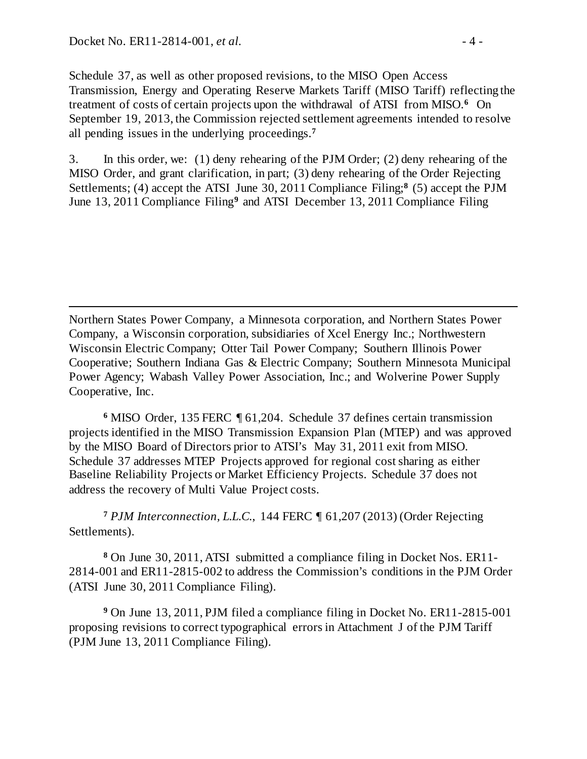Schedule 37, as well as other proposed revisions, to the MISO Open Access Transmission, Energy and Operating Reserve Markets Tariff (MISO Tariff) reflecting the treatment of costs of certain projects upon the withdrawal of ATSI from MISO.[6] On September 19, 2013, the Commission rejected settlement agreements intended to resolve all pending issues in the underlying proceedings.[7]

3. In this order, we: (1) deny rehearing of the PJM Order; (2) deny rehearing of the MISO Order, and grant clarification, in part; (3) deny rehearing of the Order Rejecting Settlements; (4) accept the ATSI June 30, 2011 Compliance Filing;[8] (5) accept the PJM June 13, 2011 Compliance Filing[9] and ATSI December 13, 2011 Compliance Filing

---

Northern States Power Company, a Minnesota corporation, and Northern States Power Company, a Wisconsin corporation, subsidiaries of Xcel Energy Inc.; Northwestern Wisconsin Electric Company; Otter Tail Power Company; Southern Illinois Power Cooperative; Southern Indiana Gas & Electric Company; Southern Minnesota Municipal Power Agency; Wabash Valley Power Association, Inc.; and Wolverine Power Supply Cooperative, Inc.

[6] MISO Order, 135 FERC ¶ 61,204. Schedule 37 defines certain transmission projects identified in the MISO Transmission Expansion Plan (MTEP) and was approved by the MISO Board of Directors prior to ATSI's May 31, 2011 exit from MISO. Schedule 37 addresses MTEP Projects approved for regional cost sharing as either Baseline Reliability Projects or Market Efficiency Projects. Schedule 37 does not address the recovery of Multi Value Project costs.

[7] *PJM Interconnection, L.L.C.*, 144 FERC ¶ 61,207 (2013) (Order Rejecting Settlements).

[8] On June 30, 2011, ATSI submitted a compliance filing in Docket Nos. ER11-2814-001 and ER11-2815-002 to address the Commission's conditions in the PJM Order (ATSI June 30, 2011 Compliance Filing).

[9] On June 13, 2011, PJM filed a compliance filing in Docket No. ER11-2815-001 proposing revisions to correct typographical errors in Attachment J of the PJM Tariff (PJM June 13, 2011 Compliance Filing).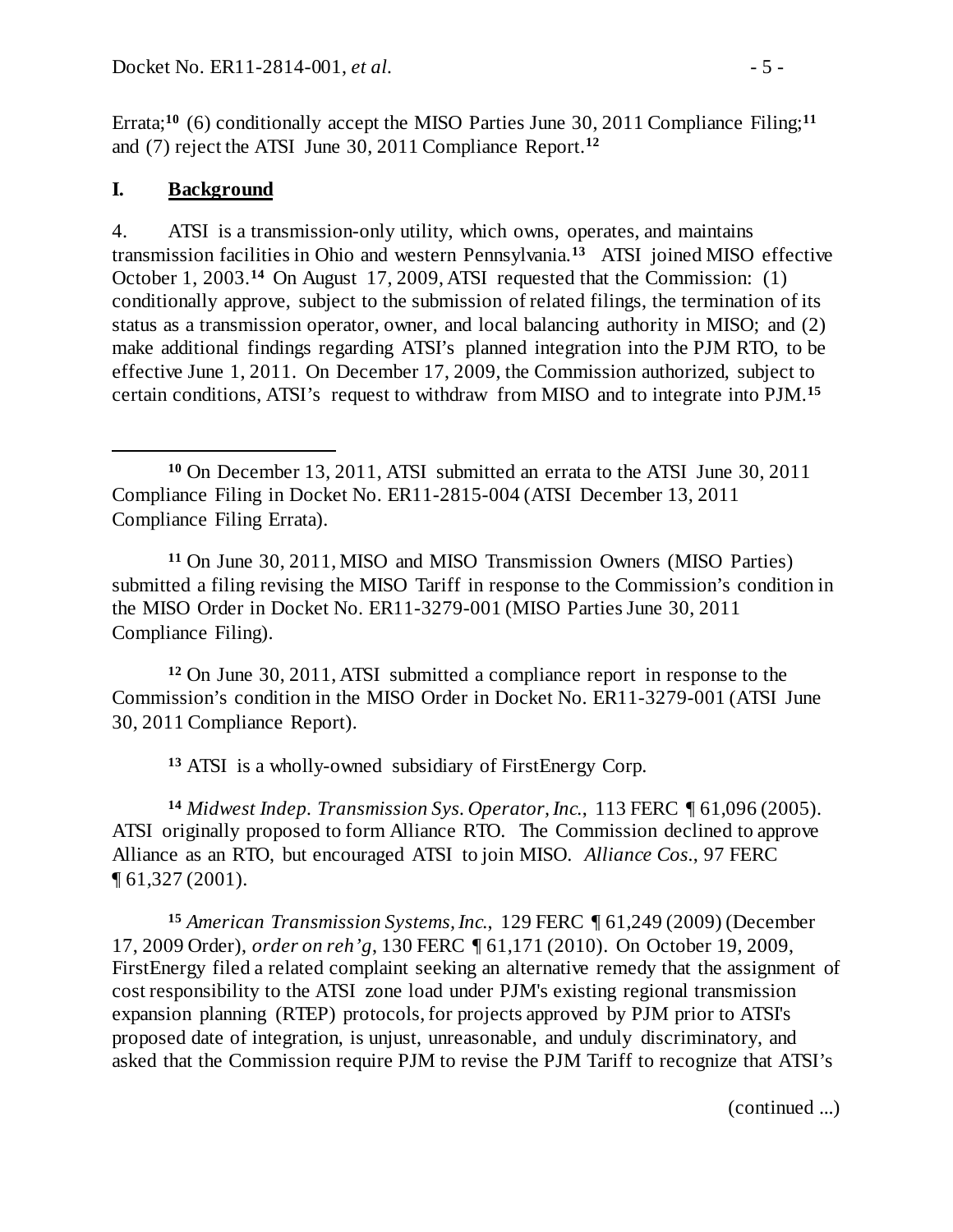Errata;[10] (6) conditionally accept the MISO Parties June 30, 2011 Compliance Filing;[11] and (7) reject the ATSI June 30, 2011 Compliance Report.[12]

## I. **Background**

4. ATSI is a transmission-only utility, which owns, operates, and maintains transmission facilities in Ohio and western Pennsylvania.[13] ATSI joined MISO effective October 1, 2003.[14] On August 17, 2009, ATSI requested that the Commission: (1) conditionally approve, subject to the submission of related filings, the termination of its status as a transmission operator, owner, and local balancing authority in MISO; and (2) make additional findings regarding ATSI's planned integration into the PJM RTO, to be effective June 1, 2011. On December 17, 2009, the Commission authorized, subject to certain conditions, ATSI's request to withdraw from MISO and to integrate into PJM.[15]

---

[10] On December 13, 2011, ATSI submitted an errata to the ATSI June 30, 2011 Compliance Filing in Docket No. ER11-2815-004 (ATSI December 13, 2011 Compliance Filing Errata).

[11] On June 30, 2011, MISO and MISO Transmission Owners (MISO Parties) submitted a filing revising the MISO Tariff in response to the Commission's condition in the MISO Order in Docket No. ER11-3279-001 (MISO Parties June 30, 2011 Compliance Filing).

[12] On June 30, 2011, ATSI submitted a compliance report in response to the Commission's condition in the MISO Order in Docket No. ER11-3279-001 (ATSI June 30, 2011 Compliance Report).

[13] ATSI is a wholly-owned subsidiary of FirstEnergy Corp.

[14] *Midwest Indep. Transmission Sys. Operator, Inc.*, 113 FERC ¶ 61,096 (2005). ATSI originally proposed to form Alliance RTO. The Commission declined to approve Alliance as an RTO, but encouraged ATSI to join MISO. *Alliance Cos.*, 97 FERC ¶ 61,327 (2001).

[15] *American Transmission Systems, Inc.*, 129 FERC ¶ 61,249 (2009) (December 17, 2009 Order), *order on reh'g*, 130 FERC ¶ 61,171 (2010). On October 19, 2009, FirstEnergy filed a related complaint seeking an alternative remedy that the assignment of cost responsibility to the ATSI zone load under PJM's existing regional transmission expansion planning (RTEP) protocols, for projects approved by PJM prior to ATSI's proposed date of integration, is unjust, unreasonable, and unduly discriminatory, and asked that the Commission require PJM to revise the PJM Tariff to recognize that ATSI's

(continued ...)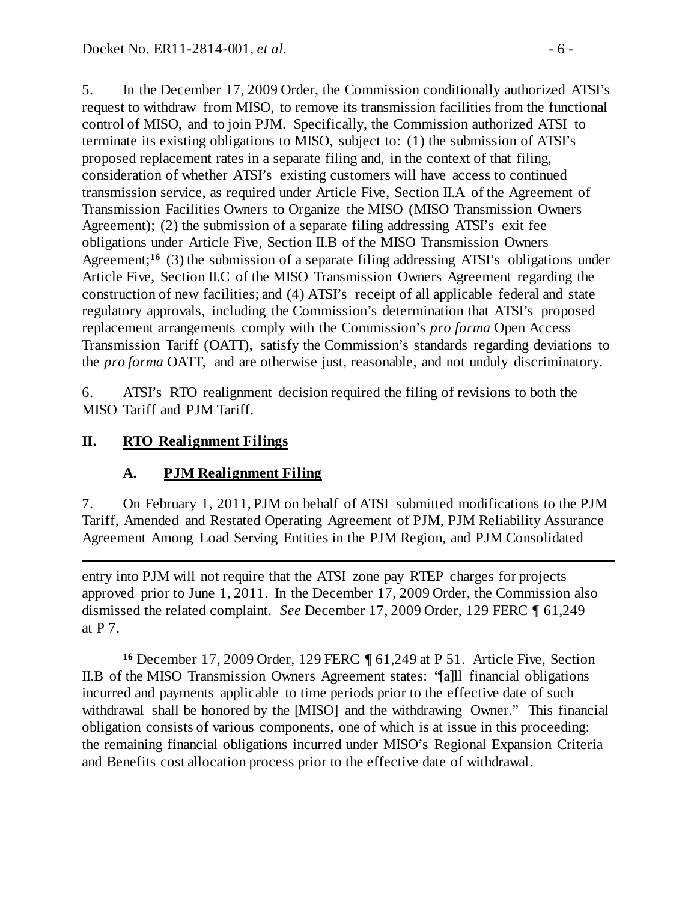5. In the December 17, 2009 Order, the Commission conditionally authorized ATSI's request to withdraw from MISO, to remove its transmission facilities from the functional control of MISO, and to join PJM. Specifically, the Commission authorized ATSI to terminate its existing obligations to MISO, subject to: (1) the submission of ATSI's proposed replacement rates in a separate filing and, in the context of that filing, consideration of whether ATSI's existing customers will have access to continued transmission service, as required under Article Five, Section II.A of the Agreement of Transmission Facilities Owners to Organize the MISO (MISO Transmission Owners Agreement); (2) the submission of a separate filing addressing ATSI's exit fee obligations under Article Five, Section II.B of the MISO Transmission Owners Agreement;[16] (3) the submission of a separate filing addressing ATSI's obligations under Article Five, Section II.C of the MISO Transmission Owners Agreement regarding the construction of new facilities; and (4) ATSI's receipt of all applicable federal and state regulatory approvals, including the Commission's determination that ATSI's proposed replacement arrangements comply with the Commission's *pro forma* Open Access Transmission Tariff (OATT), satisfy the Commission's standards regarding deviations to the *pro forma* OATT, and are otherwise just, reasonable, and not unduly discriminatory.

6. ATSI's RTO realignment decision required the filing of revisions to both the MISO Tariff and PJM Tariff.

## II. RTO Realignment Filings

### A. PJM Realignment Filing

7. On February 1, 2011, PJM on behalf of ATSI submitted modifications to the PJM Tariff, Amended and Restated Operating Agreement of PJM, PJM Reliability Assurance Agreement Among Load Serving Entities in the PJM Region, and PJM Consolidated

---

entry into PJM will not require that the ATSI zone pay RTEP charges for projects approved prior to June 1, 2011. In the December 17, 2009 Order, the Commission also dismissed the related complaint. *See* December 17, 2009 Order, 129 FERC ¶ 61,249 at P 7.

[16] December 17, 2009 Order, 129 FERC ¶ 61,249 at P 51. Article Five, Section II.B of the MISO Transmission Owners Agreement states: "[a]ll financial obligations incurred and payments applicable to time periods prior to the effective date of such withdrawal shall be honored by the [MISO] and the withdrawing Owner." This financial obligation consists of various components, one of which is at issue in this proceeding: the remaining financial obligations incurred under MISO's Regional Expansion Criteria and Benefits cost allocation process prior to the effective date of withdrawal.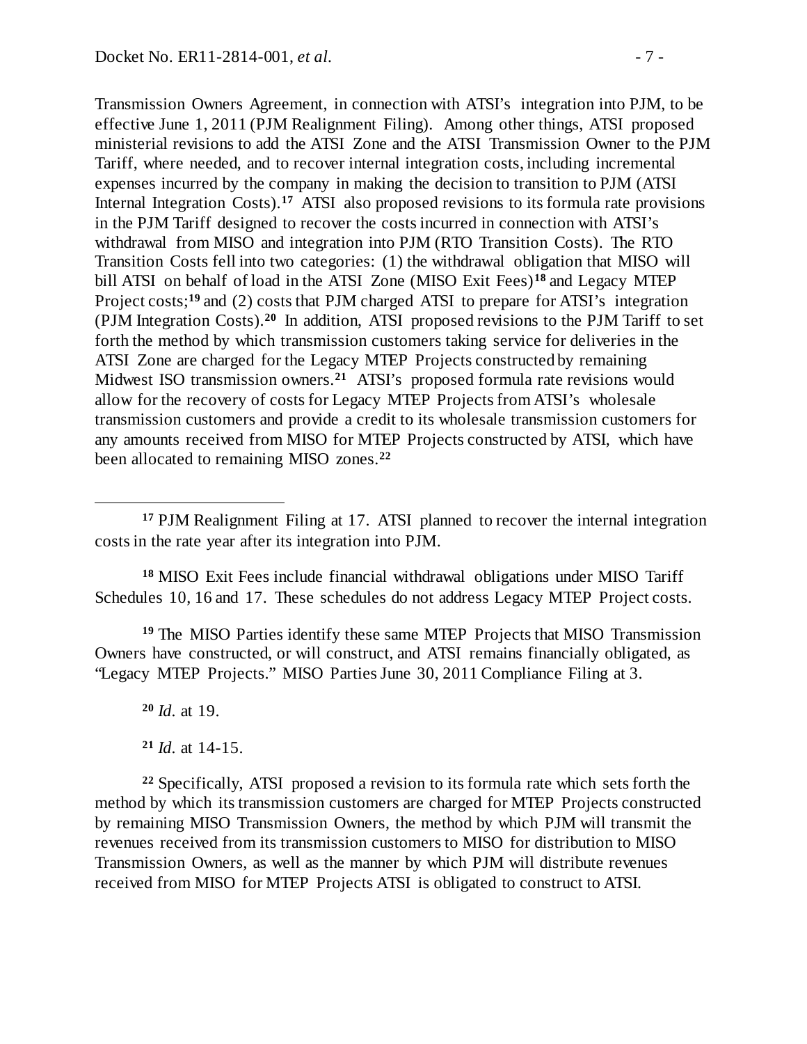Transmission Owners Agreement, in connection with ATSI's integration into PJM, to be effective June 1, 2011 (PJM Realignment Filing). Among other things, ATSI proposed ministerial revisions to add the ATSI Zone and the ATSI Transmission Owner to the PJM Tariff, where needed, and to recover internal integration costs, including incremental expenses incurred by the company in making the decision to transition to PJM (ATSI Internal Integration Costs).[17] ATSI also proposed revisions to its formula rate provisions in the PJM Tariff designed to recover the costs incurred in connection with ATSI's withdrawal from MISO and integration into PJM (RTO Transition Costs). The RTO Transition Costs fell into two categories: (1) the withdrawal obligation that MISO will bill ATSI on behalf of load in the ATSI Zone (MISO Exit Fees)[18] and Legacy MTEP Project costs;[19] and (2) costs that PJM charged ATSI to prepare for ATSI's integration (PJM Integration Costs).[20] In addition, ATSI proposed revisions to the PJM Tariff to set forth the method by which transmission customers taking service for deliveries in the ATSI Zone are charged for the Legacy MTEP Projects constructed by remaining Midwest ISO transmission owners.[21] ATSI's proposed formula rate revisions would allow for the recovery of costs for Legacy MTEP Projects from ATSI's wholesale transmission customers and provide a credit to its wholesale transmission customers for any amounts received from MISO for MTEP Projects constructed by ATSI, which have been allocated to remaining MISO zones.[22]

---

[17] PJM Realignment Filing at 17. ATSI planned to recover the internal integration costs in the rate year after its integration into PJM.

[18] MISO Exit Fees include financial withdrawal obligations under MISO Tariff Schedules 10, 16 and 17. These schedules do not address Legacy MTEP Project costs.

[19] The MISO Parties identify these same MTEP Projects that MISO Transmission Owners have constructed, or will construct, and ATSI remains financially obligated, as "Legacy MTEP Projects." MISO Parties June 30, 2011 Compliance Filing at 3.

[20] *Id.* at 19.

[21] *Id.* at 14-15.

[22] Specifically, ATSI proposed a revision to its formula rate which sets forth the method by which its transmission customers are charged for MTEP Projects constructed by remaining MISO Transmission Owners, the method by which PJM will transmit the revenues received from its transmission customers to MISO for distribution to MISO Transmission Owners, as well as the manner by which PJM will distribute revenues received from MISO for MTEP Projects ATSI is obligated to construct to ATSI.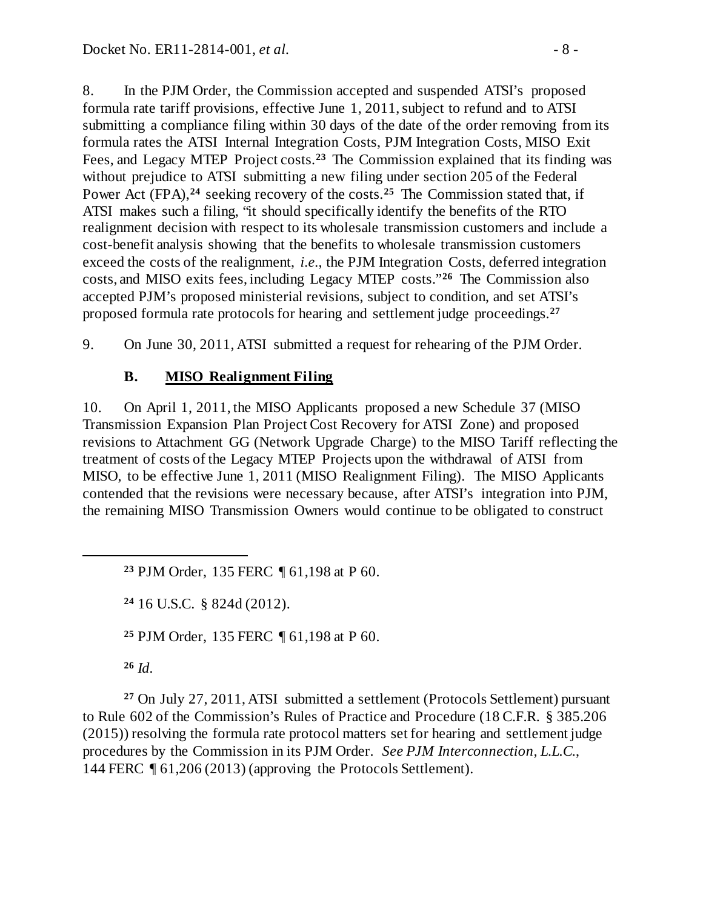8. In the PJM Order, the Commission accepted and suspended ATSI's proposed formula rate tariff provisions, effective June 1, 2011, subject to refund and to ATSI submitting a compliance filing within 30 days of the date of the order removing from its formula rates the ATSI Internal Integration Costs, PJM Integration Costs, MISO Exit Fees, and Legacy MTEP Project costs.[23] The Commission explained that its finding was without prejudice to ATSI submitting a new filing under section 205 of the Federal Power Act (FPA),[24] seeking recovery of the costs.[25] The Commission stated that, if ATSI makes such a filing, "it should specifically identify the benefits of the RTO realignment decision with respect to its wholesale transmission customers and include a cost-benefit analysis showing that the benefits to wholesale transmission customers exceed the costs of the realignment, *i.e.*, the PJM Integration Costs, deferred integration costs, and MISO exits fees, including Legacy MTEP costs."[26] The Commission also accepted PJM's proposed ministerial revisions, subject to condition, and set ATSI's proposed formula rate protocols for hearing and settlement judge proceedings.[27]

9. On June 30, 2011, ATSI submitted a request for rehearing of the PJM Order.

### B. MISO Realignment Filing

10. On April 1, 2011, the MISO Applicants proposed a new Schedule 37 (MISO Transmission Expansion Plan Project Cost Recovery for ATSI Zone) and proposed revisions to Attachment GG (Network Upgrade Charge) to the MISO Tariff reflecting the treatment of costs of the Legacy MTEP Projects upon the withdrawal of ATSI from MISO, to be effective June 1, 2011 (MISO Realignment Filing). The MISO Applicants contended that the revisions were necessary because, after ATSI's integration into PJM, the remaining MISO Transmission Owners would continue to be obligated to construct

---

[23] PJM Order, 135 FERC ¶ 61,198 at P 60.

[24] 16 U.S.C. § 824d (2012).

[25] PJM Order, 135 FERC ¶ 61,198 at P 60.

[26] *Id*.

[27] On July 27, 2011, ATSI submitted a settlement (Protocols Settlement) pursuant to Rule 602 of the Commission's Rules of Practice and Procedure (18 C.F.R. § 385.206 (2015)) resolving the formula rate protocol matters set for hearing and settlement judge procedures by the Commission in its PJM Order. *See PJM Interconnection, L.L.C.*, 144 FERC ¶ 61,206 (2013) (approving the Protocols Settlement).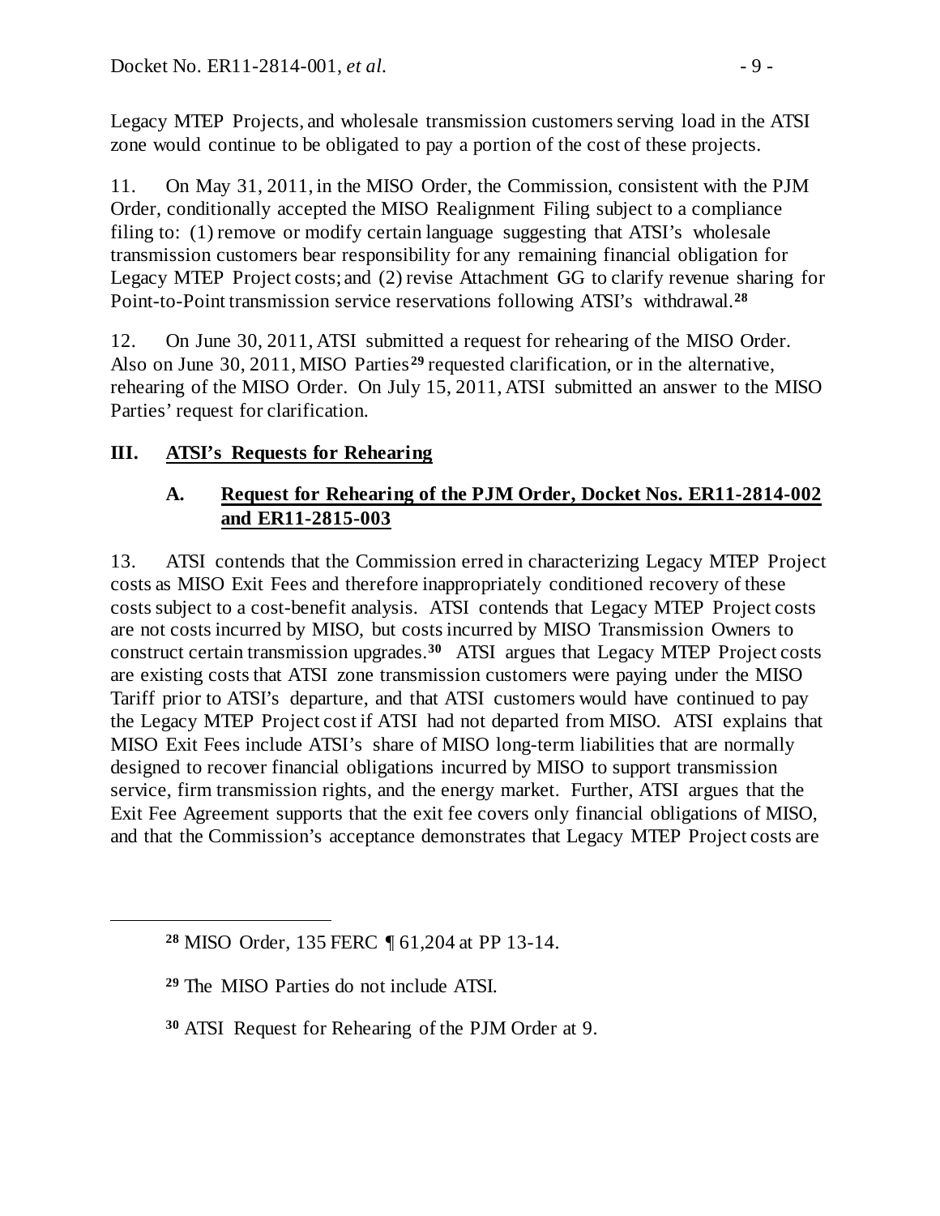Legacy MTEP Projects, and wholesale transmission customers serving load in the ATSI zone would continue to be obligated to pay a portion of the cost of these projects.

11. On May 31, 2011, in the MISO Order, the Commission, consistent with the PJM Order, conditionally accepted the MISO Realignment Filing subject to a compliance filing to: (1) remove or modify certain language suggesting that ATSI's wholesale transmission customers bear responsibility for any remaining financial obligation for Legacy MTEP Project costs; and (2) revise Attachment GG to clarify revenue sharing for Point-to-Point transmission service reservations following ATSI's withdrawal.[28]

12. On June 30, 2011, ATSI submitted a request for rehearing of the MISO Order. Also on June 30, 2011, MISO Parties[29] requested clarification, or in the alternative, rehearing of the MISO Order. On July 15, 2011, ATSI submitted an answer to the MISO Parties' request for clarification.

## III. ATSI's Requests for Rehearing

### A. Request for Rehearing of the PJM Order, Docket Nos. ER11-2814-002 and ER11-2815-003

13. ATSI contends that the Commission erred in characterizing Legacy MTEP Project costs as MISO Exit Fees and therefore inappropriately conditioned recovery of these costs subject to a cost-benefit analysis. ATSI contends that Legacy MTEP Project costs are not costs incurred by MISO, but costs incurred by MISO Transmission Owners to construct certain transmission upgrades.[30] ATSI argues that Legacy MTEP Project costs are existing costs that ATSI zone transmission customers were paying under the MISO Tariff prior to ATSI's departure, and that ATSI customers would have continued to pay the Legacy MTEP Project cost if ATSI had not departed from MISO. ATSI explains that MISO Exit Fees include ATSI's share of MISO long-term liabilities that are normally designed to recover financial obligations incurred by MISO to support transmission service, firm transmission rights, and the energy market. Further, ATSI argues that the Exit Fee Agreement supports that the exit fee covers only financial obligations of MISO, and that the Commission's acceptance demonstrates that Legacy MTEP Project costs are

---

[28] MISO Order, 135 FERC ¶ 61,204 at PP 13-14.

[29] The MISO Parties do not include ATSI.

[30] ATSI Request for Rehearing of the PJM Order at 9.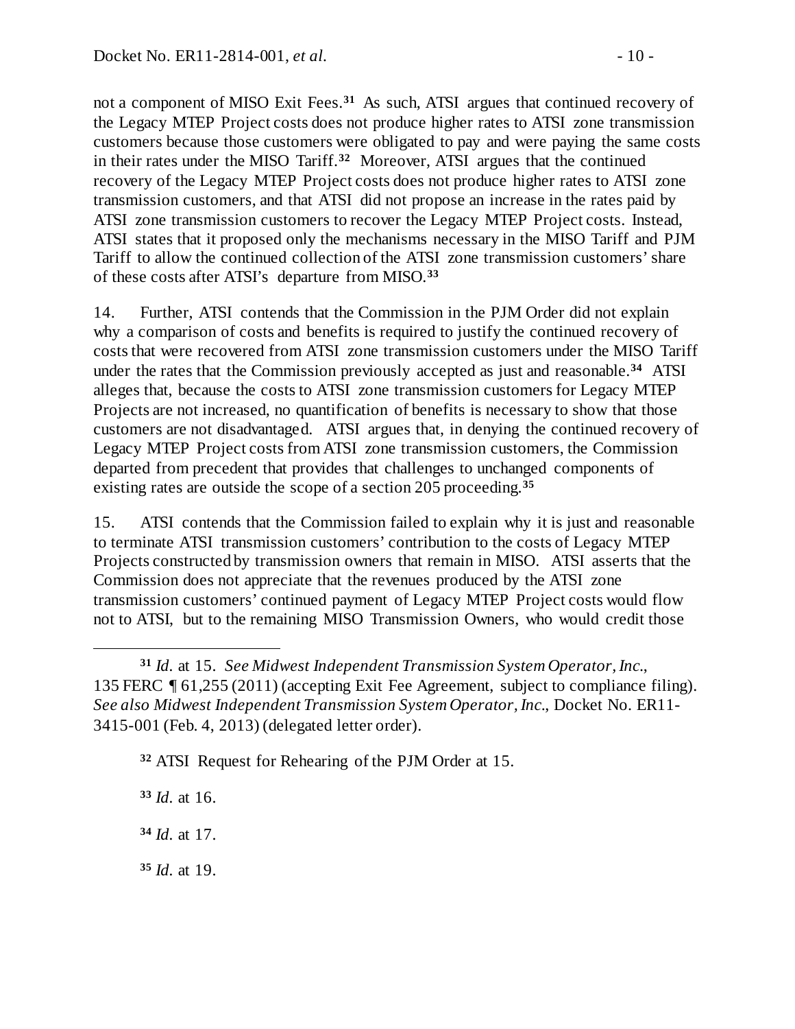not a component of MISO Exit Fees.[31] As such, ATSI argues that continued recovery of the Legacy MTEP Project costs does not produce higher rates to ATSI zone transmission customers because those customers were obligated to pay and were paying the same costs in their rates under the MISO Tariff.[32] Moreover, ATSI argues that the continued recovery of the Legacy MTEP Project costs does not produce higher rates to ATSI zone transmission customers, and that ATSI did not propose an increase in the rates paid by ATSI zone transmission customers to recover the Legacy MTEP Project costs. Instead, ATSI states that it proposed only the mechanisms necessary in the MISO Tariff and PJM Tariff to allow the continued collection of the ATSI zone transmission customers' share of these costs after ATSI's departure from MISO.[33]

14. Further, ATSI contends that the Commission in the PJM Order did not explain why a comparison of costs and benefits is required to justify the continued recovery of costs that were recovered from ATSI zone transmission customers under the MISO Tariff under the rates that the Commission previously accepted as just and reasonable.[34] ATSI alleges that, because the costs to ATSI zone transmission customers for Legacy MTEP Projects are not increased, no quantification of benefits is necessary to show that those customers are not disadvantaged. ATSI argues that, in denying the continued recovery of Legacy MTEP Project costs from ATSI zone transmission customers, the Commission departed from precedent that provides that challenges to unchanged components of existing rates are outside the scope of a section 205 proceeding.[35]

15. ATSI contends that the Commission failed to explain why it is just and reasonable to terminate ATSI transmission customers' contribution to the costs of Legacy MTEP Projects constructed by transmission owners that remain in MISO. ATSI asserts that the Commission does not appreciate that the revenues produced by the ATSI zone transmission customers' continued payment of Legacy MTEP Project costs would flow not to ATSI, but to the remaining MISO Transmission Owners, who would credit those

---

[31] *Id.* at 15. *See Midwest Independent Transmission System Operator, Inc.*, 135 FERC ¶ 61,255 (2011) (accepting Exit Fee Agreement, subject to compliance filing). *See also Midwest Independent Transmission System Operator, Inc.*, Docket No. ER11-3415-001 (Feb. 4, 2013) (delegated letter order).

[32] ATSI Request for Rehearing of the PJM Order at 15.

[33] *Id.* at 16.

[34] *Id.* at 17.

[35] *Id.* at 19.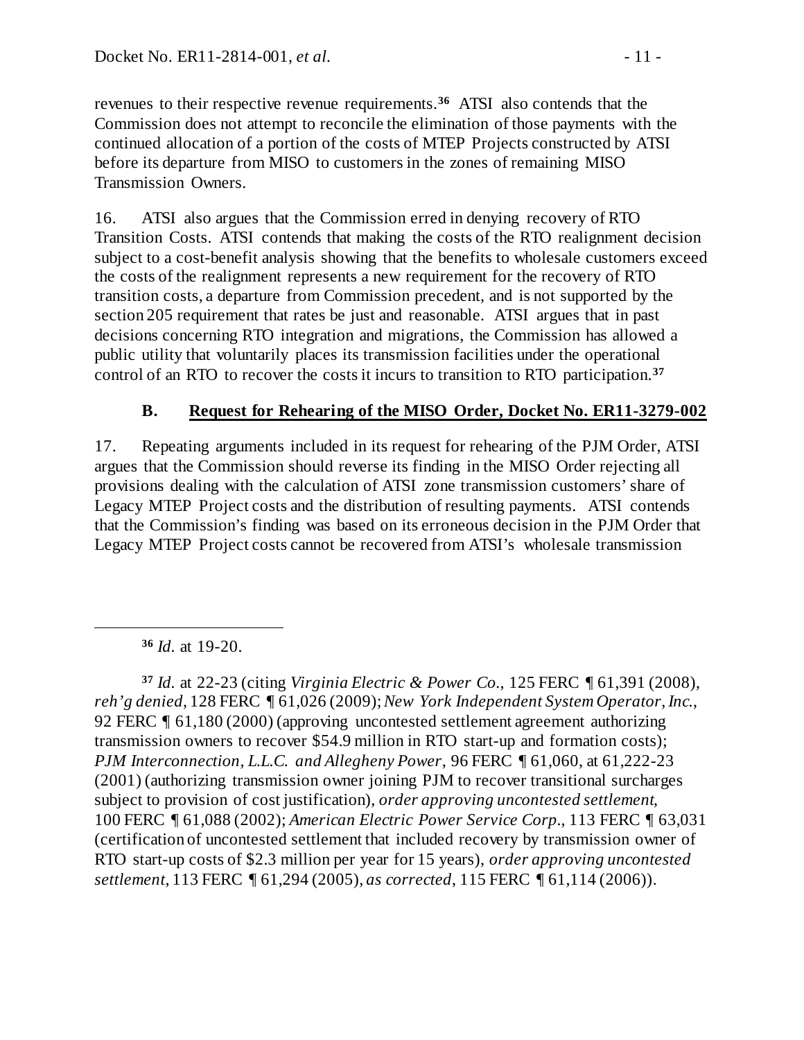revenues to their respective revenue requirements.[36] ATSI also contends that the Commission does not attempt to reconcile the elimination of those payments with the continued allocation of a portion of the costs of MTEP Projects constructed by ATSI before its departure from MISO to customers in the zones of remaining MISO Transmission Owners.

16. ATSI also argues that the Commission erred in denying recovery of RTO Transition Costs. ATSI contends that making the costs of the RTO realignment decision subject to a cost-benefit analysis showing that the benefits to wholesale customers exceed the costs of the realignment represents a new requirement for the recovery of RTO transition costs, a departure from Commission precedent, and is not supported by the section 205 requirement that rates be just and reasonable. ATSI argues that in past decisions concerning RTO integration and migrations, the Commission has allowed a public utility that voluntarily places its transmission facilities under the operational control of an RTO to recover the costs it incurs to transition to RTO participation.[37]

### B. Request for Rehearing of the MISO Order, Docket No. ER11-3279-002

17. Repeating arguments included in its request for rehearing of the PJM Order, ATSI argues that the Commission should reverse its finding in the MISO Order rejecting all provisions dealing with the calculation of ATSI zone transmission customers' share of Legacy MTEP Project costs and the distribution of resulting payments. ATSI contends that the Commission's finding was based on its erroneous decision in the PJM Order that Legacy MTEP Project costs cannot be recovered from ATSI's wholesale transmission

---

[36] *Id.* at 19-20.

[37] *Id.* at 22-23 (citing *Virginia Electric & Power Co.*, 125 FERC ¶ 61,391 (2008), *reh'g denied*, 128 FERC ¶ 61,026 (2009); *New York Independent System Operator, Inc.*, 92 FERC ¶ 61,180 (2000) (approving uncontested settlement agreement authorizing transmission owners to recover $54.9 million in RTO start-up and formation costs); *PJM Interconnection, L.L.C. and Allegheny Power*, 96 FERC ¶ 61,060, at 61,222-23 (2001) (authorizing transmission owner joining PJM to recover transitional surcharges subject to provision of cost justification), *order approving uncontested settlement*, 100 FERC ¶ 61,088 (2002); *American Electric Power Service Corp.*, 113 FERC ¶ 63,031 (certification of uncontested settlement that included recovery by transmission owner of RTO start-up costs of $2.3 million per year for 15 years), *order approving uncontested settlement*, 113 FERC ¶ 61,294 (2005), *as corrected*, 115 FERC ¶ 61,114 (2006)).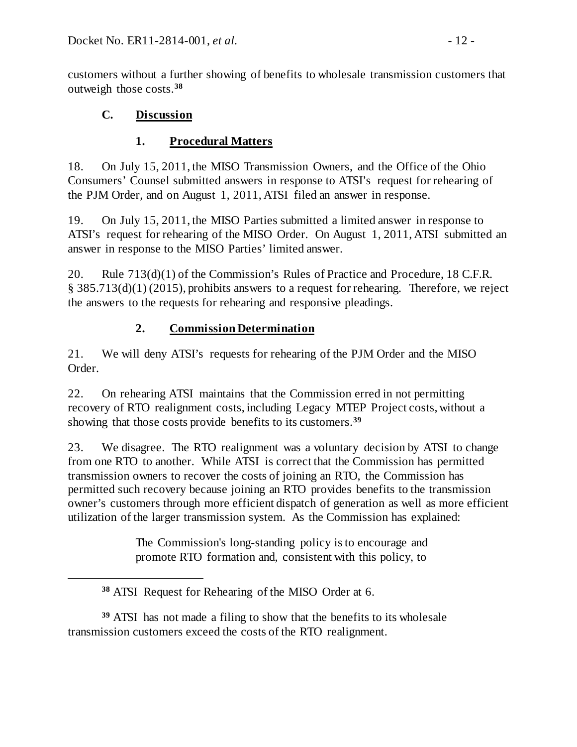customers without a further showing of benefits to wholesale transmission customers that outweigh those costs.[38]

### C. Discussion

#### 1. Procedural Matters

18. On July 15, 2011, the MISO Transmission Owners, and the Office of the Ohio Consumers' Counsel submitted answers in response to ATSI's request for rehearing of the PJM Order, and on August 1, 2011, ATSI filed an answer in response.

19. On July 15, 2011, the MISO Parties submitted a limited answer in response to ATSI's request for rehearing of the MISO Order. On August 1, 2011, ATSI submitted an answer in response to the MISO Parties' limited answer.

20. Rule 713(d)(1) of the Commission's Rules of Practice and Procedure, 18 C.F.R. § 385.713(d)(1) (2015), prohibits answers to a request for rehearing. Therefore, we reject the answers to the requests for rehearing and responsive pleadings.

#### 2. Commission Determination

21. We will deny ATSI's requests for rehearing of the PJM Order and the MISO Order.

22. On rehearing ATSI maintains that the Commission erred in not permitting recovery of RTO realignment costs, including Legacy MTEP Project costs, without a showing that those costs provide benefits to its customers.[39]

23. We disagree. The RTO realignment was a voluntary decision by ATSI to change from one RTO to another. While ATSI is correct that the Commission has permitted transmission owners to recover the costs of joining an RTO, the Commission has permitted such recovery because joining an RTO provides benefits to the transmission owner's customers through more efficient dispatch of generation as well as more efficient utilization of the larger transmission system. As the Commission has explained:

> The Commission's long-standing policy is to encourage and promote RTO formation and, consistent with this policy, to

---

[38] ATSI Request for Rehearing of the MISO Order at 6.

[39] ATSI has not made a filing to show that the benefits to its wholesale transmission customers exceed the costs of the RTO realignment.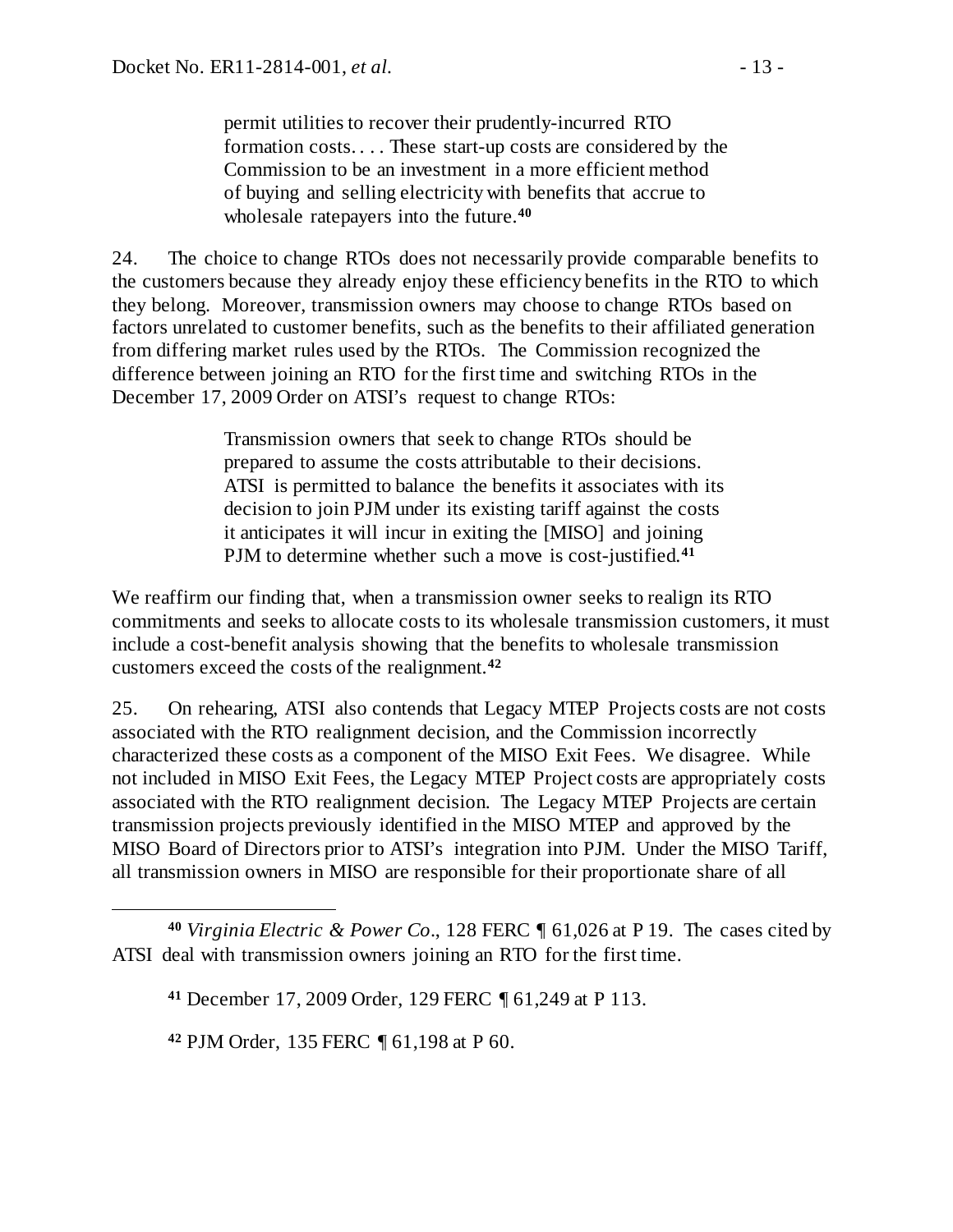> permit utilities to recover their prudently-incurred RTO formation costs. . . . These start-up costs are considered by the Commission to be an investment in a more efficient method of buying and selling electricity with benefits that accrue to wholesale ratepayers into the future.[40]

24. The choice to change RTOs does not necessarily provide comparable benefits to the customers because they already enjoy these efficiency benefits in the RTO to which they belong. Moreover, transmission owners may choose to change RTOs based on factors unrelated to customer benefits, such as the benefits to their affiliated generation from differing market rules used by the RTOs. The Commission recognized the difference between joining an RTO for the first time and switching RTOs in the December 17, 2009 Order on ATSI's request to change RTOs:

> Transmission owners that seek to change RTOs should be prepared to assume the costs attributable to their decisions. ATSI is permitted to balance the benefits it associates with its decision to join PJM under its existing tariff against the costs it anticipates it will incur in exiting the [MISO] and joining PJM to determine whether such a move is cost-justified.[41]

We reaffirm our finding that, when a transmission owner seeks to realign its RTO commitments and seeks to allocate costs to its wholesale transmission customers, it must include a cost-benefit analysis showing that the benefits to wholesale transmission customers exceed the costs of the realignment.[42]

25. On rehearing, ATSI also contends that Legacy MTEP Projects costs are not costs associated with the RTO realignment decision, and the Commission incorrectly characterized these costs as a component of the MISO Exit Fees. We disagree. While not included in MISO Exit Fees, the Legacy MTEP Project costs are appropriately costs associated with the RTO realignment decision. The Legacy MTEP Projects are certain transmission projects previously identified in the MISO MTEP and approved by the MISO Board of Directors prior to ATSI's integration into PJM. Under the MISO Tariff, all transmission owners in MISO are responsible for their proportionate share of all

---

[40] *Virginia Electric & Power Co*., 128 FERC ¶ 61,026 at P 19. The cases cited by ATSI deal with transmission owners joining an RTO for the first time.

[41] December 17, 2009 Order, 129 FERC ¶ 61,249 at P 113.

[42] PJM Order, 135 FERC ¶ 61,198 at P 60.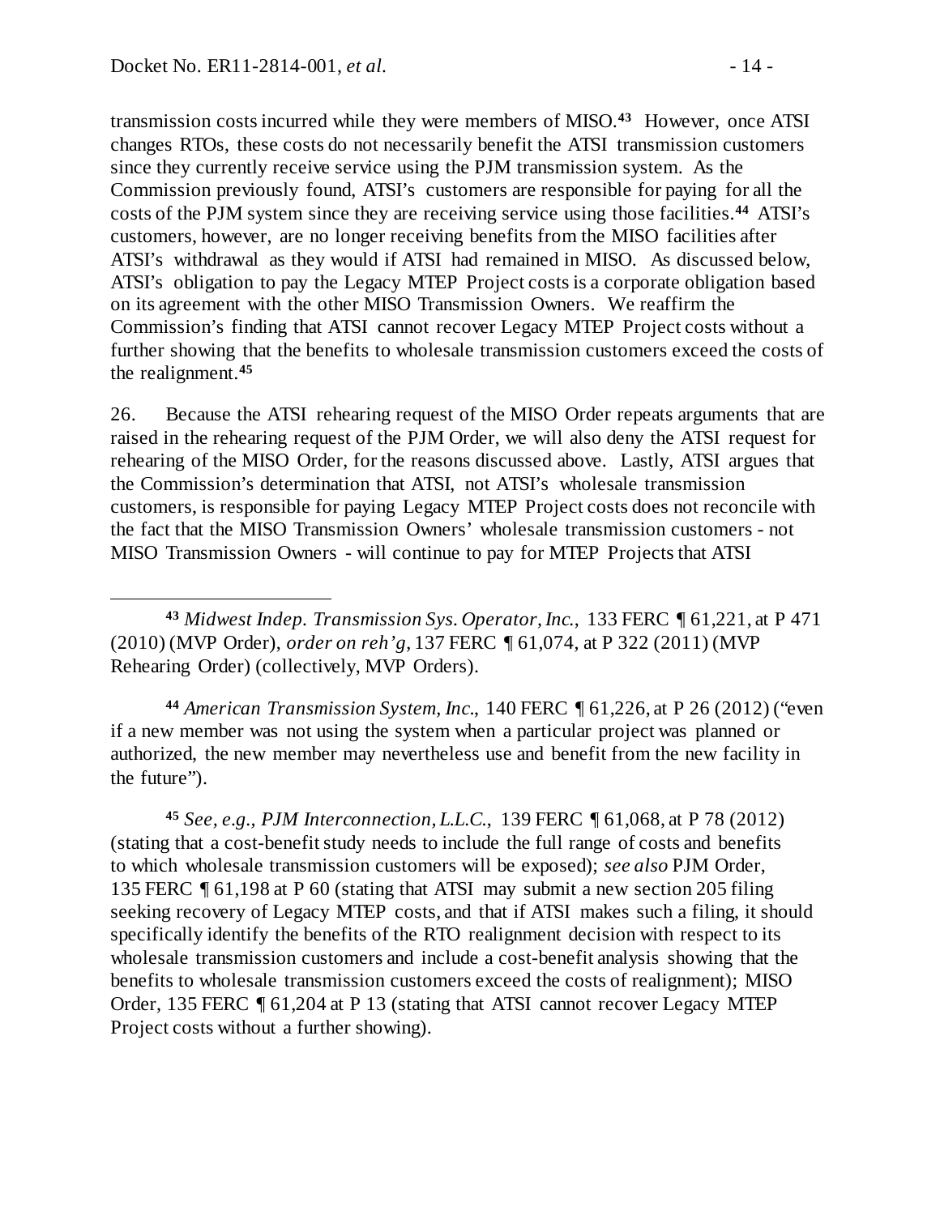transmission costs incurred while they were members of MISO.[43] However, once ATSI changes RTOs, these costs do not necessarily benefit the ATSI transmission customers since they currently receive service using the PJM transmission system. As the Commission previously found, ATSI's customers are responsible for paying for all the costs of the PJM system since they are receiving service using those facilities.[44] ATSI's customers, however, are no longer receiving benefits from the MISO facilities after ATSI's withdrawal as they would if ATSI had remained in MISO. As discussed below, ATSI's obligation to pay the Legacy MTEP Project costs is a corporate obligation based on its agreement with the other MISO Transmission Owners. We reaffirm the Commission's finding that ATSI cannot recover Legacy MTEP Project costs without a further showing that the benefits to wholesale transmission customers exceed the costs of the realignment.[45]

26. Because the ATSI rehearing request of the MISO Order repeats arguments that are raised in the rehearing request of the PJM Order, we will also deny the ATSI request for rehearing of the MISO Order, for the reasons discussed above. Lastly, ATSI argues that the Commission's determination that ATSI, not ATSI's wholesale transmission customers, is responsible for paying Legacy MTEP Project costs does not reconcile with the fact that the MISO Transmission Owners' wholesale transmission customers - not MISO Transmission Owners - will continue to pay for MTEP Projects that ATSI

---

[43] *Midwest Indep. Transmission Sys. Operator, Inc.*, 133 FERC ¶ 61,221, at P 471 (2010) (MVP Order), *order on reh'g*, 137 FERC ¶ 61,074, at P 322 (2011) (MVP Rehearing Order) (collectively, MVP Orders).

[44] *American Transmission System, Inc.*, 140 FERC ¶ 61,226, at P 26 (2012) ("even if a new member was not using the system when a particular project was planned or authorized, the new member may nevertheless use and benefit from the new facility in the future").

[45] *See, e.g., PJM Interconnection, L.L.C.*, 139 FERC ¶ 61,068, at P 78 (2012) (stating that a cost-benefit study needs to include the full range of costs and benefits to which wholesale transmission customers will be exposed); *see also* PJM Order, 135 FERC ¶ 61,198 at P 60 (stating that ATSI may submit a new section 205 filing seeking recovery of Legacy MTEP costs, and that if ATSI makes such a filing, it should specifically identify the benefits of the RTO realignment decision with respect to its wholesale transmission customers and include a cost-benefit analysis showing that the benefits to wholesale transmission customers exceed the costs of realignment); MISO Order, 135 FERC ¶ 61,204 at P 13 (stating that ATSI cannot recover Legacy MTEP Project costs without a further showing).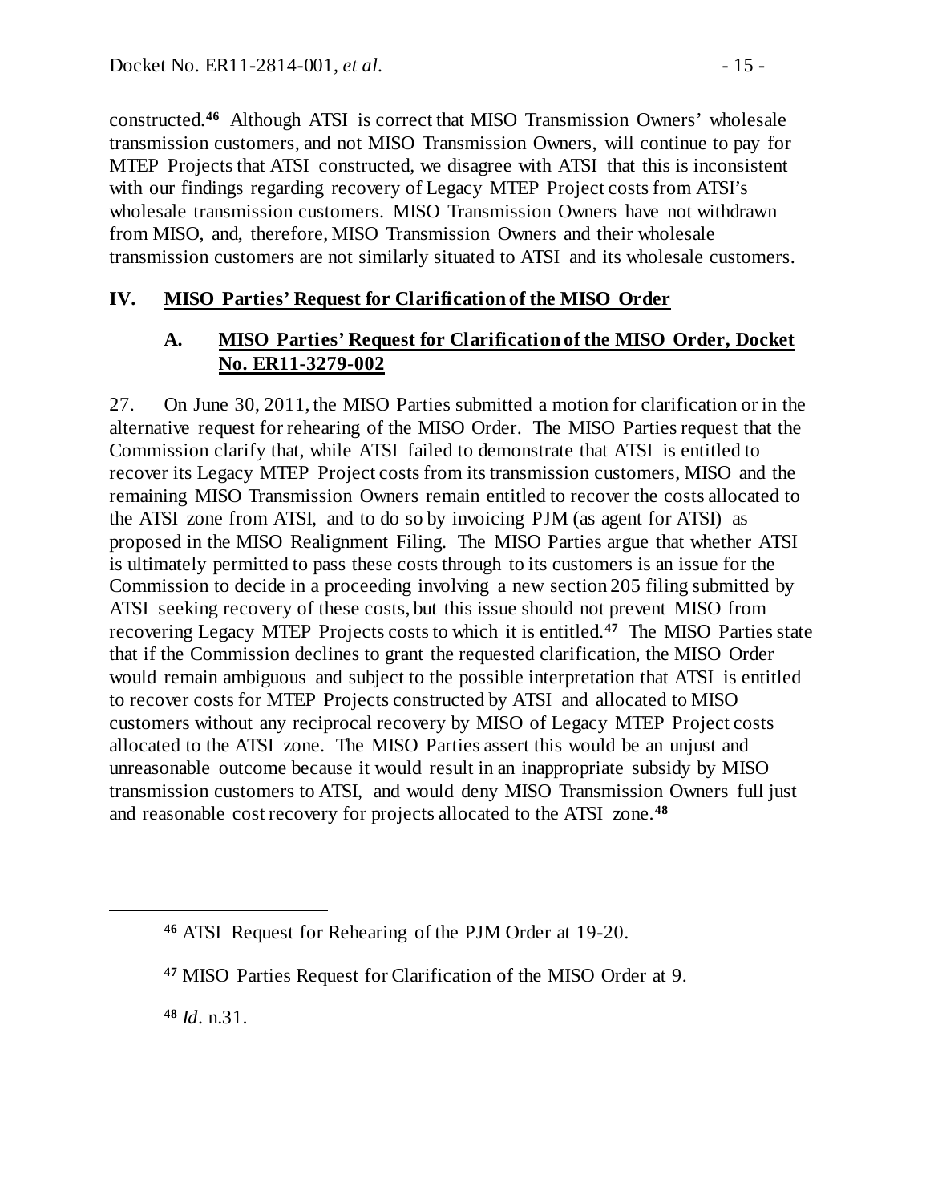constructed.[46] Although ATSI is correct that MISO Transmission Owners' wholesale transmission customers, and not MISO Transmission Owners, will continue to pay for MTEP Projects that ATSI constructed, we disagree with ATSI that this is inconsistent with our findings regarding recovery of Legacy MTEP Project costs from ATSI's wholesale transmission customers. MISO Transmission Owners have not withdrawn from MISO, and, therefore, MISO Transmission Owners and their wholesale transmission customers are not similarly situated to ATSI and its wholesale customers.

## IV. MISO Parties' Request for Clarification of the MISO Order

### A. MISO Parties' Request for Clarification of the MISO Order, Docket No. ER11-3279-002

27. On June 30, 2011, the MISO Parties submitted a motion for clarification or in the alternative request for rehearing of the MISO Order. The MISO Parties request that the Commission clarify that, while ATSI failed to demonstrate that ATSI is entitled to recover its Legacy MTEP Project costs from its transmission customers, MISO and the remaining MISO Transmission Owners remain entitled to recover the costs allocated to the ATSI zone from ATSI, and to do so by invoicing PJM (as agent for ATSI) as proposed in the MISO Realignment Filing. The MISO Parties argue that whether ATSI is ultimately permitted to pass these costs through to its customers is an issue for the Commission to decide in a proceeding involving a new section 205 filing submitted by ATSI seeking recovery of these costs, but this issue should not prevent MISO from recovering Legacy MTEP Projects costs to which it is entitled.[47] The MISO Parties state that if the Commission declines to grant the requested clarification, the MISO Order would remain ambiguous and subject to the possible interpretation that ATSI is entitled to recover costs for MTEP Projects constructed by ATSI and allocated to MISO customers without any reciprocal recovery by MISO of Legacy MTEP Project costs allocated to the ATSI zone. The MISO Parties assert this would be an unjust and unreasonable outcome because it would result in an inappropriate subsidy by MISO transmission customers to ATSI, and would deny MISO Transmission Owners full just and reasonable cost recovery for projects allocated to the ATSI zone.[48]

---

[46] ATSI Request for Rehearing of the PJM Order at 19-20.

[47] MISO Parties Request for Clarification of the MISO Order at 9.

[48] *Id*. n.31.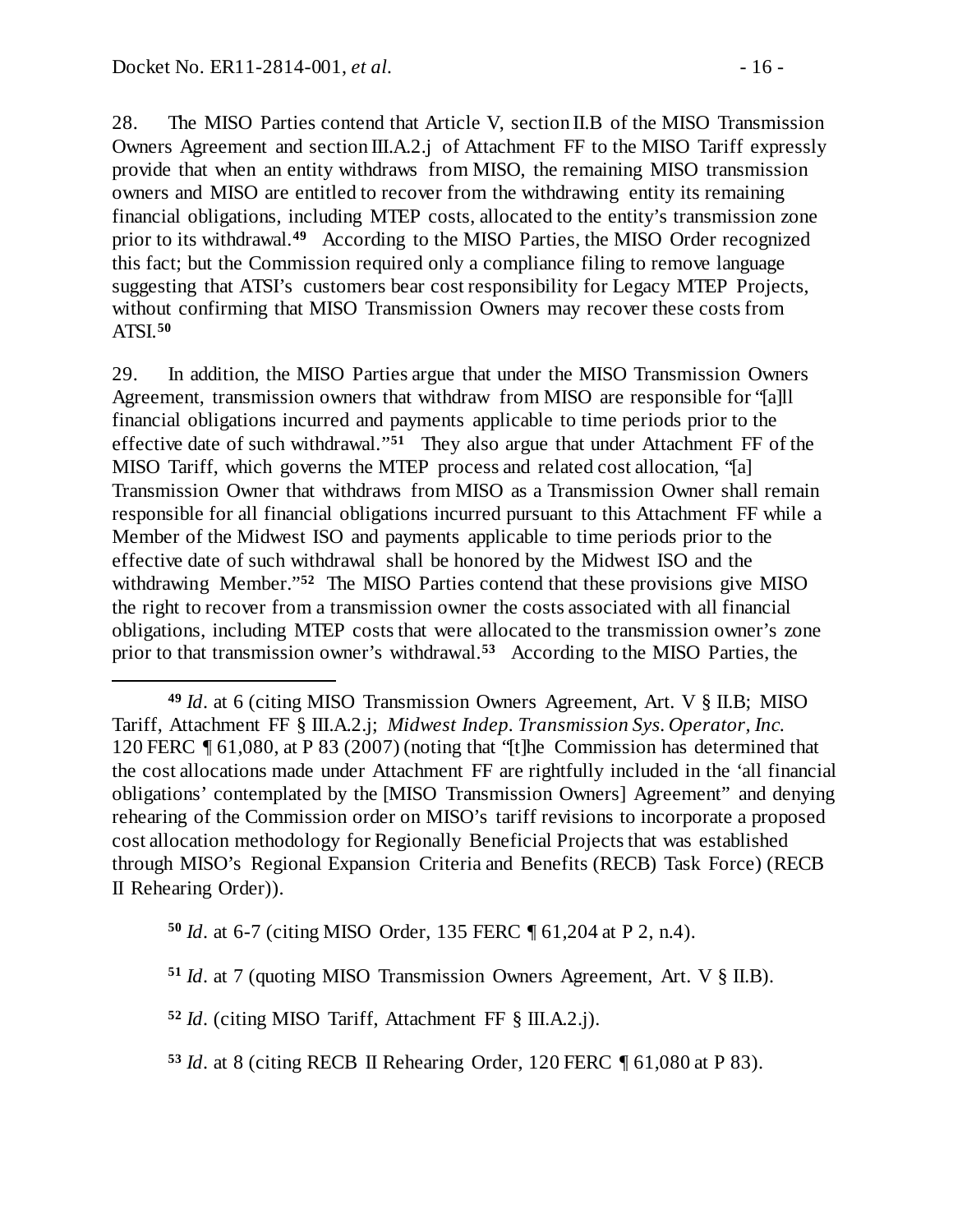28. The MISO Parties contend that Article V, section II.B of the MISO Transmission Owners Agreement and section III.A.2.j of Attachment FF to the MISO Tariff expressly provide that when an entity withdraws from MISO, the remaining MISO transmission owners and MISO are entitled to recover from the withdrawing entity its remaining financial obligations, including MTEP costs, allocated to the entity's transmission zone prior to its withdrawal.[49] According to the MISO Parties, the MISO Order recognized this fact; but the Commission required only a compliance filing to remove language suggesting that ATSI's customers bear cost responsibility for Legacy MTEP Projects, without confirming that MISO Transmission Owners may recover these costs from ATSI.[50]

29. In addition, the MISO Parties argue that under the MISO Transmission Owners Agreement, transmission owners that withdraw from MISO are responsible for "[a]ll financial obligations incurred and payments applicable to time periods prior to the effective date of such withdrawal."[51] They also argue that under Attachment FF of the MISO Tariff, which governs the MTEP process and related cost allocation, "[a] Transmission Owner that withdraws from MISO as a Transmission Owner shall remain responsible for all financial obligations incurred pursuant to this Attachment FF while a Member of the Midwest ISO and payments applicable to time periods prior to the effective date of such withdrawal shall be honored by the Midwest ISO and the withdrawing Member."[52] The MISO Parties contend that these provisions give MISO the right to recover from a transmission owner the costs associated with all financial obligations, including MTEP costs that were allocated to the transmission owner's zone prior to that transmission owner's withdrawal.[53] According to the MISO Parties, the

---

[49] *Id*. at 6 (citing MISO Transmission Owners Agreement, Art. V § II.B; MISO Tariff, Attachment FF § III.A.2.j; *Midwest Indep. Transmission Sys. Operator, Inc.* 120 FERC ¶ 61,080, at P 83 (2007) (noting that "[t]he Commission has determined that the cost allocations made under Attachment FF are rightfully included in the 'all financial obligations' contemplated by the [MISO Transmission Owners] Agreement" and denying rehearing of the Commission order on MISO's tariff revisions to incorporate a proposed cost allocation methodology for Regionally Beneficial Projects that was established through MISO's Regional Expansion Criteria and Benefits (RECB) Task Force) (RECB II Rehearing Order)).

[50] *Id*. at 6-7 (citing MISO Order, 135 FERC ¶ 61,204 at P 2, n.4).

[51] *Id*. at 7 (quoting MISO Transmission Owners Agreement, Art. V § II.B).

[52] *Id*. (citing MISO Tariff, Attachment FF § III.A.2.j).

[53] *Id*. at 8 (citing RECB II Rehearing Order, 120 FERC ¶ 61,080 at P 83).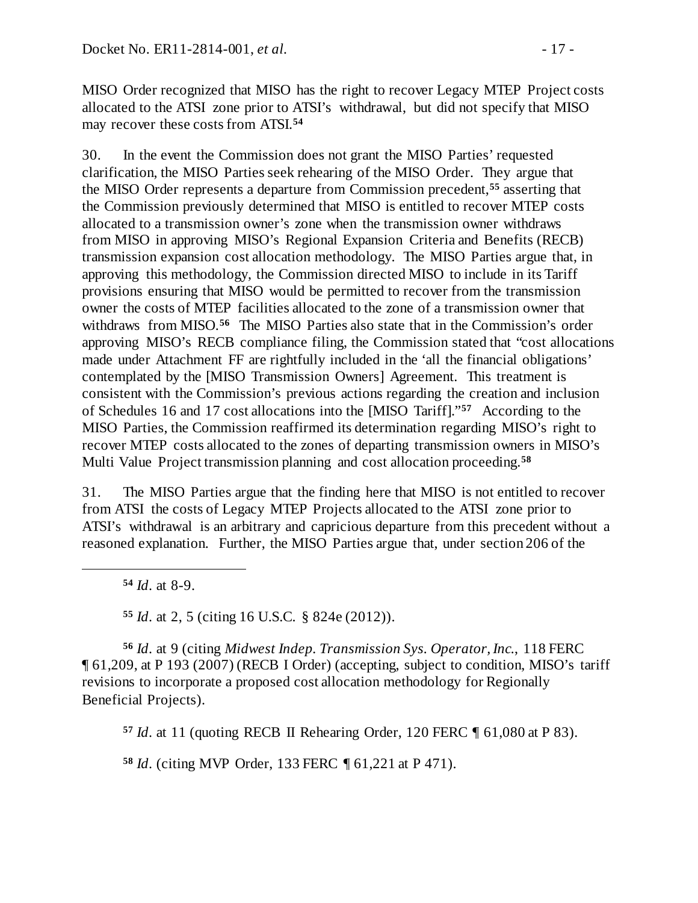MISO Order recognized that MISO has the right to recover Legacy MTEP Project costs allocated to the ATSI zone prior to ATSI's withdrawal, but did not specify that MISO may recover these costs from ATSI.[54]

30. In the event the Commission does not grant the MISO Parties' requested clarification, the MISO Parties seek rehearing of the MISO Order. They argue that the MISO Order represents a departure from Commission precedent,[55] asserting that the Commission previously determined that MISO is entitled to recover MTEP costs allocated to a transmission owner's zone when the transmission owner withdraws from MISO in approving MISO's Regional Expansion Criteria and Benefits (RECB) transmission expansion cost allocation methodology. The MISO Parties argue that, in approving this methodology, the Commission directed MISO to include in its Tariff provisions ensuring that MISO would be permitted to recover from the transmission owner the costs of MTEP facilities allocated to the zone of a transmission owner that withdraws from MISO.[56] The MISO Parties also state that in the Commission's order approving MISO's RECB compliance filing, the Commission stated that "cost allocations made under Attachment FF are rightfully included in the 'all the financial obligations' contemplated by the [MISO Transmission Owners] Agreement. This treatment is consistent with the Commission's previous actions regarding the creation and inclusion of Schedules 16 and 17 cost allocations into the [MISO Tariff]."[57] According to the MISO Parties, the Commission reaffirmed its determination regarding MISO's right to recover MTEP costs allocated to the zones of departing transmission owners in MISO's Multi Value Project transmission planning and cost allocation proceeding.[58]

31. The MISO Parties argue that the finding here that MISO is not entitled to recover from ATSI the costs of Legacy MTEP Projects allocated to the ATSI zone prior to ATSI's withdrawal is an arbitrary and capricious departure from this precedent without a reasoned explanation. Further, the MISO Parties argue that, under section 206 of the

---

[54] *Id*. at 8-9.

[55] *Id*. at 2, 5 (citing 16 U.S.C. § 824e (2012)).

[56] *Id*. at 9 (citing *Midwest Indep. Transmission Sys. Operator, Inc.*, 118 FERC ¶ 61,209, at P 193 (2007) (RECB I Order) (accepting, subject to condition, MISO's tariff revisions to incorporate a proposed cost allocation methodology for Regionally Beneficial Projects).

[57] *Id*. at 11 (quoting RECB II Rehearing Order, 120 FERC ¶ 61,080 at P 83).

[58] *Id*. (citing MVP Order, 133 FERC ¶ 61,221 at P 471).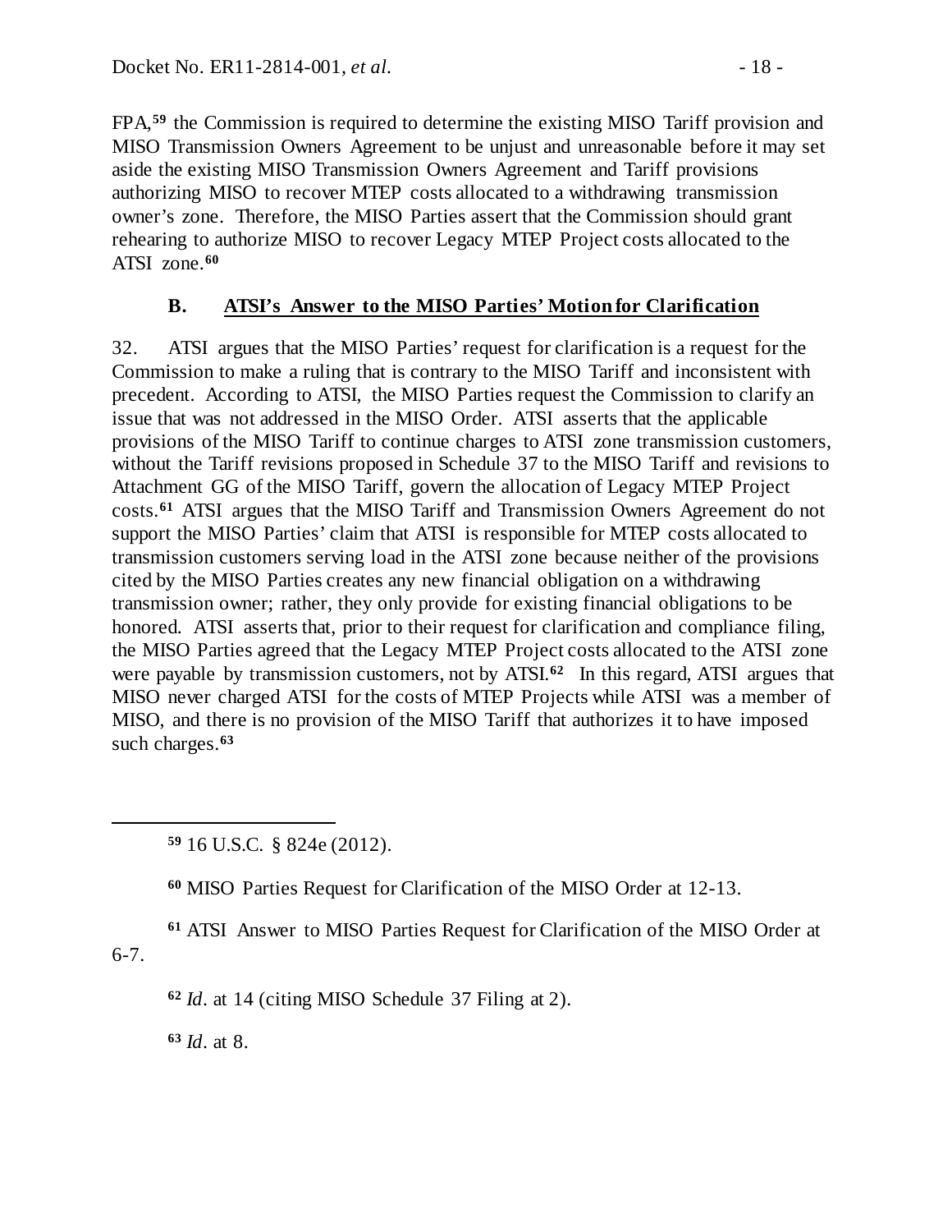FPA,[59] the Commission is required to determine the existing MISO Tariff provision and MISO Transmission Owners Agreement to be unjust and unreasonable before it may set aside the existing MISO Transmission Owners Agreement and Tariff provisions authorizing MISO to recover MTEP costs allocated to a withdrawing transmission owner's zone. Therefore, the MISO Parties assert that the Commission should grant rehearing to authorize MISO to recover Legacy MTEP Project costs allocated to the ATSI zone.[60]

### B. ATSI's Answer to the MISO Parties' Motion for Clarification

32. ATSI argues that the MISO Parties' request for clarification is a request for the Commission to make a ruling that is contrary to the MISO Tariff and inconsistent with precedent. According to ATSI, the MISO Parties request the Commission to clarify an issue that was not addressed in the MISO Order. ATSI asserts that the applicable provisions of the MISO Tariff to continue charges to ATSI zone transmission customers, without the Tariff revisions proposed in Schedule 37 to the MISO Tariff and revisions to Attachment GG of the MISO Tariff, govern the allocation of Legacy MTEP Project costs.[61] ATSI argues that the MISO Tariff and Transmission Owners Agreement do not support the MISO Parties' claim that ATSI is responsible for MTEP costs allocated to transmission customers serving load in the ATSI zone because neither of the provisions cited by the MISO Parties creates any new financial obligation on a withdrawing transmission owner; rather, they only provide for existing financial obligations to be honored. ATSI asserts that, prior to their request for clarification and compliance filing, the MISO Parties agreed that the Legacy MTEP Project costs allocated to the ATSI zone were payable by transmission customers, not by ATSI.[62] In this regard, ATSI argues that MISO never charged ATSI for the costs of MTEP Projects while ATSI was a member of MISO, and there is no provision of the MISO Tariff that authorizes it to have imposed such charges.[63]

---

[59] 16 U.S.C. § 824e (2012).

[60] MISO Parties Request for Clarification of the MISO Order at 12-13.

[61] ATSI Answer to MISO Parties Request for Clarification of the MISO Order at 6-7.

[62] *Id*. at 14 (citing MISO Schedule 37 Filing at 2).

[63] *Id*. at 8.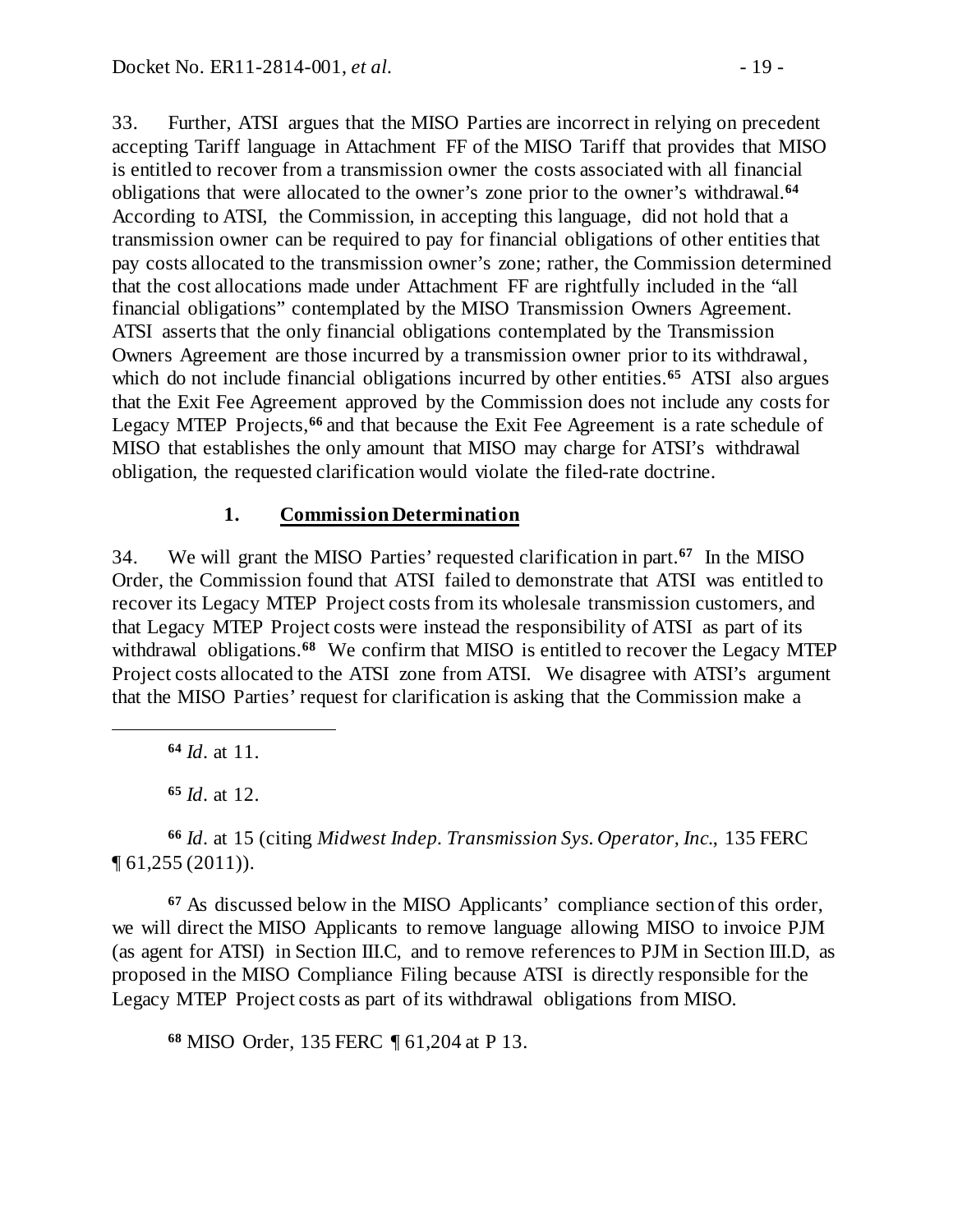33. Further, ATSI argues that the MISO Parties are incorrect in relying on precedent accepting Tariff language in Attachment FF of the MISO Tariff that provides that MISO is entitled to recover from a transmission owner the costs associated with all financial obligations that were allocated to the owner's zone prior to the owner's withdrawal.[64] According to ATSI, the Commission, in accepting this language, did not hold that a transmission owner can be required to pay for financial obligations of other entities that pay costs allocated to the transmission owner's zone; rather, the Commission determined that the cost allocations made under Attachment FF are rightfully included in the "all financial obligations" contemplated by the MISO Transmission Owners Agreement. ATSI asserts that the only financial obligations contemplated by the Transmission Owners Agreement are those incurred by a transmission owner prior to its withdrawal, which do not include financial obligations incurred by other entities.[65] ATSI also argues that the Exit Fee Agreement approved by the Commission does not include any costs for Legacy MTEP Projects,[66] and that because the Exit Fee Agreement is a rate schedule of MISO that establishes the only amount that MISO may charge for ATSI's withdrawal obligation, the requested clarification would violate the filed-rate doctrine.

### 1. **Commission Determination**

34. We will grant the MISO Parties' requested clarification in part.[67] In the MISO Order, the Commission found that ATSI failed to demonstrate that ATSI was entitled to recover its Legacy MTEP Project costs from its wholesale transmission customers, and that Legacy MTEP Project costs were instead the responsibility of ATSI as part of its withdrawal obligations.[68] We confirm that MISO is entitled to recover the Legacy MTEP Project costs allocated to the ATSI zone from ATSI. We disagree with ATSI's argument that the MISO Parties' request for clarification is asking that the Commission make a

---

[64] *Id*. at 11.

[65] *Id*. at 12.

[66] *Id*. at 15 (citing *Midwest Indep. Transmission Sys. Operator, Inc.*, 135 FERC ¶ 61,255 (2011)).

[67] As discussed below in the MISO Applicants' compliance section of this order, we will direct the MISO Applicants to remove language allowing MISO to invoice PJM (as agent for ATSI) in Section III.C, and to remove references to PJM in Section III.D, as proposed in the MISO Compliance Filing because ATSI is directly responsible for the Legacy MTEP Project costs as part of its withdrawal obligations from MISO.

[68] MISO Order, 135 FERC ¶ 61,204 at P 13.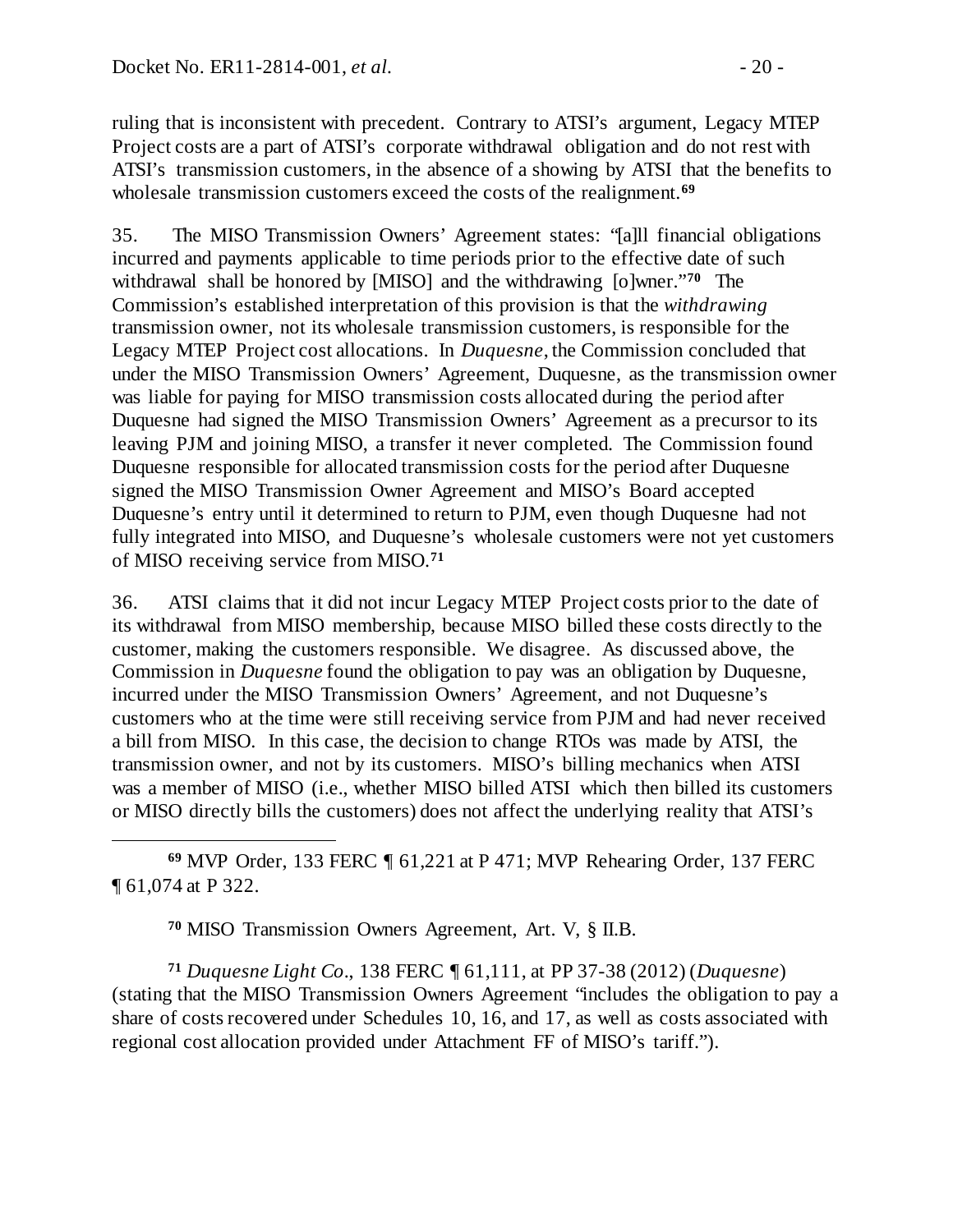ruling that is inconsistent with precedent. Contrary to ATSI's argument, Legacy MTEP Project costs are a part of ATSI's corporate withdrawal obligation and do not rest with ATSI's transmission customers, in the absence of a showing by ATSI that the benefits to wholesale transmission customers exceed the costs of the realignment.[69]

35. The MISO Transmission Owners' Agreement states: "[a]ll financial obligations incurred and payments applicable to time periods prior to the effective date of such withdrawal shall be honored by [MISO] and the withdrawing [o]wner."[70] The Commission's established interpretation of this provision is that the *withdrawing* transmission owner, not its wholesale transmission customers, is responsible for the Legacy MTEP Project cost allocations. In *Duquesne*, the Commission concluded that under the MISO Transmission Owners' Agreement, Duquesne, as the transmission owner was liable for paying for MISO transmission costs allocated during the period after Duquesne had signed the MISO Transmission Owners' Agreement as a precursor to its leaving PJM and joining MISO, a transfer it never completed. The Commission found Duquesne responsible for allocated transmission costs for the period after Duquesne signed the MISO Transmission Owner Agreement and MISO's Board accepted Duquesne's entry until it determined to return to PJM, even though Duquesne had not fully integrated into MISO, and Duquesne's wholesale customers were not yet customers of MISO receiving service from MISO.[71]

36. ATSI claims that it did not incur Legacy MTEP Project costs prior to the date of its withdrawal from MISO membership, because MISO billed these costs directly to the customer, making the customers responsible. We disagree. As discussed above, the Commission in *Duquesne* found the obligation to pay was an obligation by Duquesne, incurred under the MISO Transmission Owners' Agreement, and not Duquesne's customers who at the time were still receiving service from PJM and had never received a bill from MISO. In this case, the decision to change RTOs was made by ATSI, the transmission owner, and not by its customers. MISO's billing mechanics when ATSI was a member of MISO (i.e., whether MISO billed ATSI which then billed its customers or MISO directly bills the customers) does not affect the underlying reality that ATSI's

---

[69] MVP Order, 133 FERC ¶ 61,221 at P 471; MVP Rehearing Order, 137 FERC ¶ 61,074 at P 322.

[70] MISO Transmission Owners Agreement, Art. V, § II.B.

[71] *Duquesne Light Co*., 138 FERC ¶ 61,111, at PP 37-38 (2012) (*Duquesne*) (stating that the MISO Transmission Owners Agreement "includes the obligation to pay a share of costs recovered under Schedules 10, 16, and 17, as well as costs associated with regional cost allocation provided under Attachment FF of MISO's tariff.").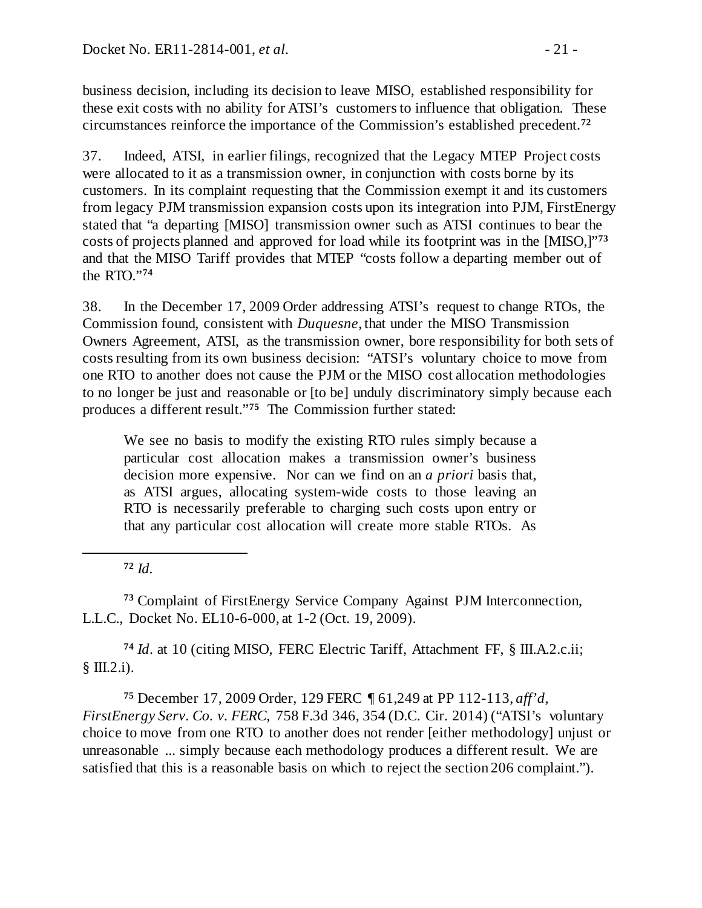business decision, including its decision to leave MISO, established responsibility for these exit costs with no ability for ATSI's customers to influence that obligation. These circumstances reinforce the importance of the Commission's established precedent.[72]

37. Indeed, ATSI, in earlier filings, recognized that the Legacy MTEP Project costs were allocated to it as a transmission owner, in conjunction with costs borne by its customers. In its complaint requesting that the Commission exempt it and its customers from legacy PJM transmission expansion costs upon its integration into PJM, FirstEnergy stated that "a departing [MISO] transmission owner such as ATSI continues to bear the costs of projects planned and approved for load while its footprint was in the [MISO,]"[73] and that the MISO Tariff provides that MTEP "costs follow a departing member out of the RTO."[74]

38. In the December 17, 2009 Order addressing ATSI's request to change RTOs, the Commission found, consistent with *Duquesne*, that under the MISO Transmission Owners Agreement, ATSI, as the transmission owner, bore responsibility for both sets of costs resulting from its own business decision: "ATSI's voluntary choice to move from one RTO to another does not cause the PJM or the MISO cost allocation methodologies to no longer be just and reasonable or [to be] unduly discriminatory simply because each produces a different result."[75] The Commission further stated:

> We see no basis to modify the existing RTO rules simply because a particular cost allocation makes a transmission owner's business decision more expensive. Nor can we find on an *a priori* basis that, as ATSI argues, allocating system-wide costs to those leaving an RTO is necessarily preferable to charging such costs upon entry or that any particular cost allocation will create more stable RTOs. As

---

[72] *Id.*

[73] Complaint of FirstEnergy Service Company Against PJM Interconnection, L.L.C., Docket No. EL10-6-000, at 1-2 (Oct. 19, 2009).

[74] *Id*. at 10 (citing MISO, FERC Electric Tariff, Attachment FF, § III.A.2.c.ii; § III.2.i).

[75] December 17, 2009 Order, 129 FERC ¶ 61,249 at PP 112-113, *aff'd*, *FirstEnergy Serv. Co. v. FERC*, 758 F.3d 346, 354 (D.C. Cir. 2014) ("ATSI's voluntary choice to move from one RTO to another does not render [either methodology] unjust or unreasonable ... simply because each methodology produces a different result. We are satisfied that this is a reasonable basis on which to reject the section 206 complaint.").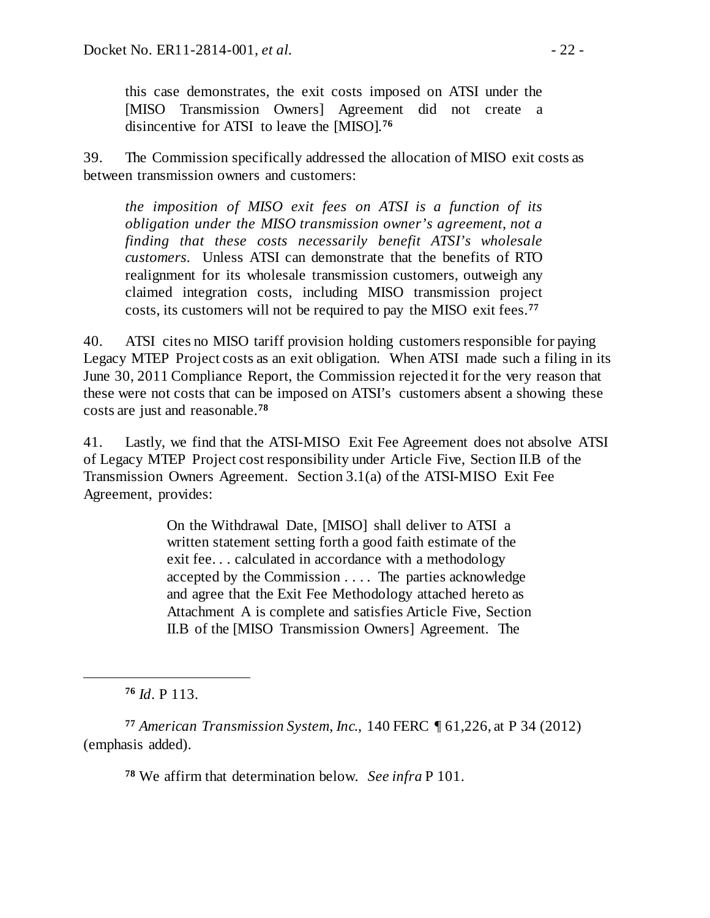> this case demonstrates, the exit costs imposed on ATSI under the [MISO Transmission Owners] Agreement did not create a disincentive for ATSI to leave the [MISO].[76]

39. The Commission specifically addressed the allocation of MISO exit costs as between transmission owners and customers:

> *the imposition of MISO exit fees on ATSI is a function of its obligation under the MISO transmission owner's agreement, not a finding that these costs necessarily benefit ATSI's wholesale customers.* Unless ATSI can demonstrate that the benefits of RTO realignment for its wholesale transmission customers, outweigh any claimed integration costs, including MISO transmission project costs, its customers will not be required to pay the MISO exit fees.[77]

40. ATSI cites no MISO tariff provision holding customers responsible for paying Legacy MTEP Project costs as an exit obligation. When ATSI made such a filing in its June 30, 2011 Compliance Report, the Commission rejected it for the very reason that these were not costs that can be imposed on ATSI's customers absent a showing these costs are just and reasonable.[78]

41. Lastly, we find that the ATSI-MISO Exit Fee Agreement does not absolve ATSI of Legacy MTEP Project cost responsibility under Article Five, Section II.B of the Transmission Owners Agreement. Section 3.1(a) of the ATSI-MISO Exit Fee Agreement, provides:

> On the Withdrawal Date, [MISO] shall deliver to ATSI a written statement setting forth a good faith estimate of the exit fee. . . calculated in accordance with a methodology accepted by the Commission . . . . The parties acknowledge and agree that the Exit Fee Methodology attached hereto as Attachment A is complete and satisfies Article Five, Section II.B of the [MISO Transmission Owners] Agreement. The

---

[76] *Id*. P 113.

[77] *American Transmission System, Inc.*, 140 FERC ¶ 61,226, at P 34 (2012) (emphasis added).

[78] We affirm that determination below. *See infra* P 101.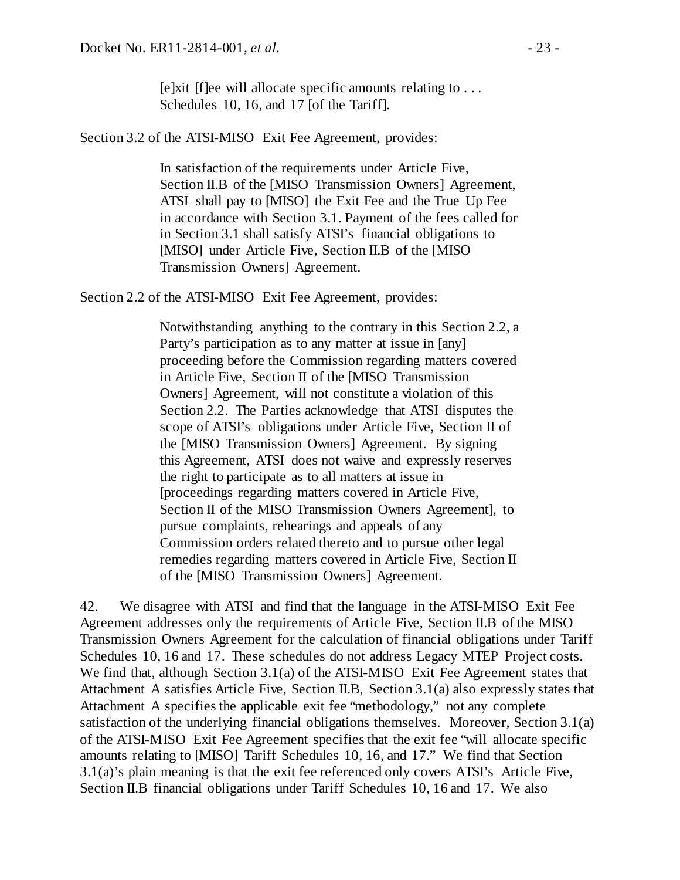> [e]xit [f]ee will allocate specific amounts relating to . . . Schedules 10, 16, and 17 [of the Tariff].

Section 3.2 of the ATSI-MISO Exit Fee Agreement, provides:

> In satisfaction of the requirements under Article Five, Section II.B of the [MISO Transmission Owners] Agreement, ATSI shall pay to [MISO] the Exit Fee and the True Up Fee in accordance with Section 3.1. Payment of the fees called for in Section 3.1 shall satisfy ATSI's financial obligations to [MISO] under Article Five, Section II.B of the [MISO Transmission Owners] Agreement.

Section 2.2 of the ATSI-MISO Exit Fee Agreement, provides:

> Notwithstanding anything to the contrary in this Section 2.2, a Party's participation as to any matter at issue in [any] proceeding before the Commission regarding matters covered in Article Five, Section II of the [MISO Transmission Owners] Agreement, will not constitute a violation of this Section 2.2. The Parties acknowledge that ATSI disputes the scope of ATSI's obligations under Article Five, Section II of the [MISO Transmission Owners] Agreement. By signing this Agreement, ATSI does not waive and expressly reserves the right to participate as to all matters at issue in [proceedings regarding matters covered in Article Five, Section II of the MISO Transmission Owners Agreement], to pursue complaints, rehearings and appeals of any Commission orders related thereto and to pursue other legal remedies regarding matters covered in Article Five, Section II of the [MISO Transmission Owners] Agreement.

42. We disagree with ATSI and find that the language in the ATSI-MISO Exit Fee Agreement addresses only the requirements of Article Five, Section II.B of the MISO Transmission Owners Agreement for the calculation of financial obligations under Tariff Schedules 10, 16 and 17. These schedules do not address Legacy MTEP Project costs. We find that, although Section 3.1(a) of the ATSI-MISO Exit Fee Agreement states that Attachment A satisfies Article Five, Section II.B, Section 3.1(a) also expressly states that Attachment A specifies the applicable exit fee "methodology," not any complete satisfaction of the underlying financial obligations themselves. Moreover, Section 3.1(a) of the ATSI-MISO Exit Fee Agreement specifies that the exit fee "will allocate specific amounts relating to [MISO] Tariff Schedules 10, 16, and 17." We find that Section 3.1(a)'s plain meaning is that the exit fee referenced only covers ATSI's Article Five, Section II.B financial obligations under Tariff Schedules 10, 16 and 17. We also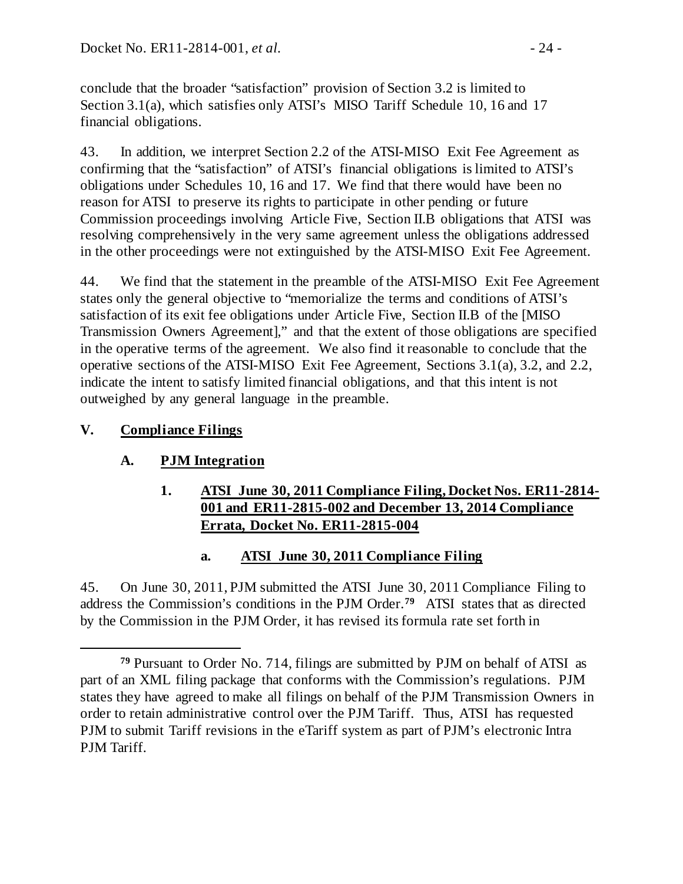conclude that the broader "satisfaction" provision of Section 3.2 is limited to Section 3.1(a), which satisfies only ATSI's MISO Tariff Schedule 10, 16 and 17 financial obligations.

43. In addition, we interpret Section 2.2 of the ATSI-MISO Exit Fee Agreement as confirming that the "satisfaction" of ATSI's financial obligations is limited to ATSI's obligations under Schedules 10, 16 and 17. We find that there would have been no reason for ATSI to preserve its rights to participate in other pending or future Commission proceedings involving Article Five, Section II.B obligations that ATSI was resolving comprehensively in the very same agreement unless the obligations addressed in the other proceedings were not extinguished by the ATSI-MISO Exit Fee Agreement.

44. We find that the statement in the preamble of the ATSI-MISO Exit Fee Agreement states only the general objective to "memorialize the terms and conditions of ATSI's satisfaction of its exit fee obligations under Article Five, Section II.B of the [MISO Transmission Owners Agreement]," and that the extent of those obligations are specified in the operative terms of the agreement. We also find it reasonable to conclude that the operative sections of the ATSI-MISO Exit Fee Agreement, Sections 3.1(a), 3.2, and 2.2, indicate the intent to satisfy limited financial obligations, and that this intent is not outweighed by any general language in the preamble.

## V. Compliance Filings

### A. PJM Integration

#### 1. ATSI June 30, 2011 Compliance Filing, Docket Nos. ER11-2814-001 and ER11-2815-002 and December 13, 2014 Compliance Errata, Docket No. ER11-2815-004

##### a. ATSI June 30, 2011 Compliance Filing

45. On June 30, 2011, PJM submitted the ATSI June 30, 2011 Compliance Filing to address the Commission's conditions in the PJM Order.[79] ATSI states that as directed by the Commission in the PJM Order, it has revised its formula rate set forth in

---

[79] Pursuant to Order No. 714, filings are submitted by PJM on behalf of ATSI as part of an XML filing package that conforms with the Commission's regulations. PJM states they have agreed to make all filings on behalf of the PJM Transmission Owners in order to retain administrative control over the PJM Tariff. Thus, ATSI has requested PJM to submit Tariff revisions in the eTariff system as part of PJM's electronic Intra PJM Tariff.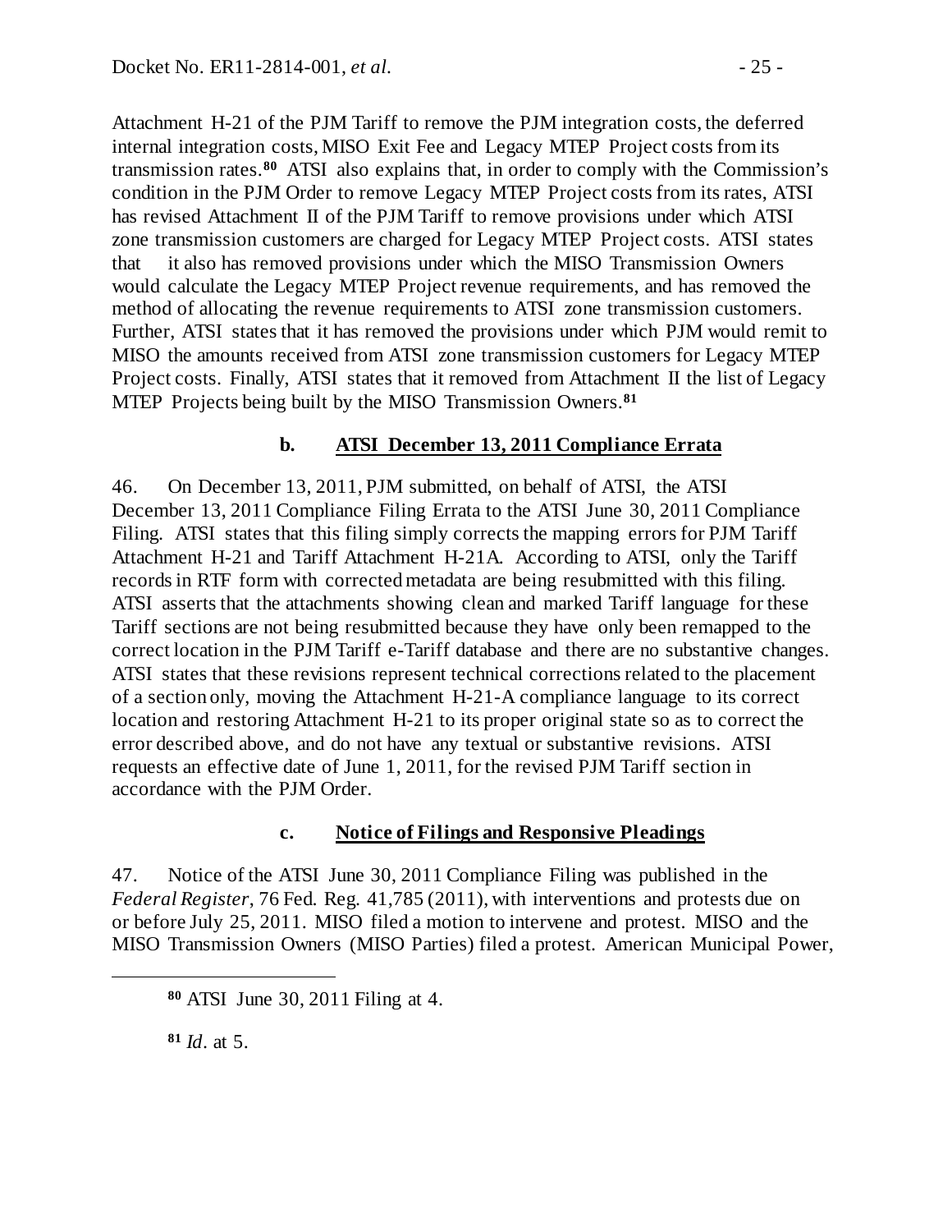Attachment H-21 of the PJM Tariff to remove the PJM integration costs, the deferred internal integration costs, MISO Exit Fee and Legacy MTEP Project costs from its transmission rates.[80] ATSI also explains that, in order to comply with the Commission's condition in the PJM Order to remove Legacy MTEP Project costs from its rates, ATSI has revised Attachment II of the PJM Tariff to remove provisions under which ATSI zone transmission customers are charged for Legacy MTEP Project costs. ATSI states that it also has removed provisions under which the MISO Transmission Owners would calculate the Legacy MTEP Project revenue requirements, and has removed the method of allocating the revenue requirements to ATSI zone transmission customers. Further, ATSI states that it has removed the provisions under which PJM would remit to MISO the amounts received from ATSI zone transmission customers for Legacy MTEP Project costs. Finally, ATSI states that it removed from Attachment II the list of Legacy MTEP Projects being built by the MISO Transmission Owners.[81]

### b. ATSI December 13, 2011 Compliance Errata

46. On December 13, 2011, PJM submitted, on behalf of ATSI, the ATSI December 13, 2011 Compliance Filing Errata to the ATSI June 30, 2011 Compliance Filing. ATSI states that this filing simply corrects the mapping errors for PJM Tariff Attachment H-21 and Tariff Attachment H-21A. According to ATSI, only the Tariff records in RTF form with corrected metadata are being resubmitted with this filing. ATSI asserts that the attachments showing clean and marked Tariff language for these Tariff sections are not being resubmitted because they have only been remapped to the correct location in the PJM Tariff e-Tariff database and there are no substantive changes. ATSI states that these revisions represent technical corrections related to the placement of a section only, moving the Attachment H-21-A compliance language to its correct location and restoring Attachment H-21 to its proper original state so as to correct the error described above, and do not have any textual or substantive revisions. ATSI requests an effective date of June 1, 2011, for the revised PJM Tariff section in accordance with the PJM Order.

### c. Notice of Filings and Responsive Pleadings

47. Notice of the ATSI June 30, 2011 Compliance Filing was published in the *Federal Register*, 76 Fed. Reg. 41,785 (2011), with interventions and protests due on or before July 25, 2011. MISO filed a motion to intervene and protest. MISO and the MISO Transmission Owners (MISO Parties) filed a protest. American Municipal Power,

---

[80] ATSI June 30, 2011 Filing at 4.

[81] *Id*. at 5.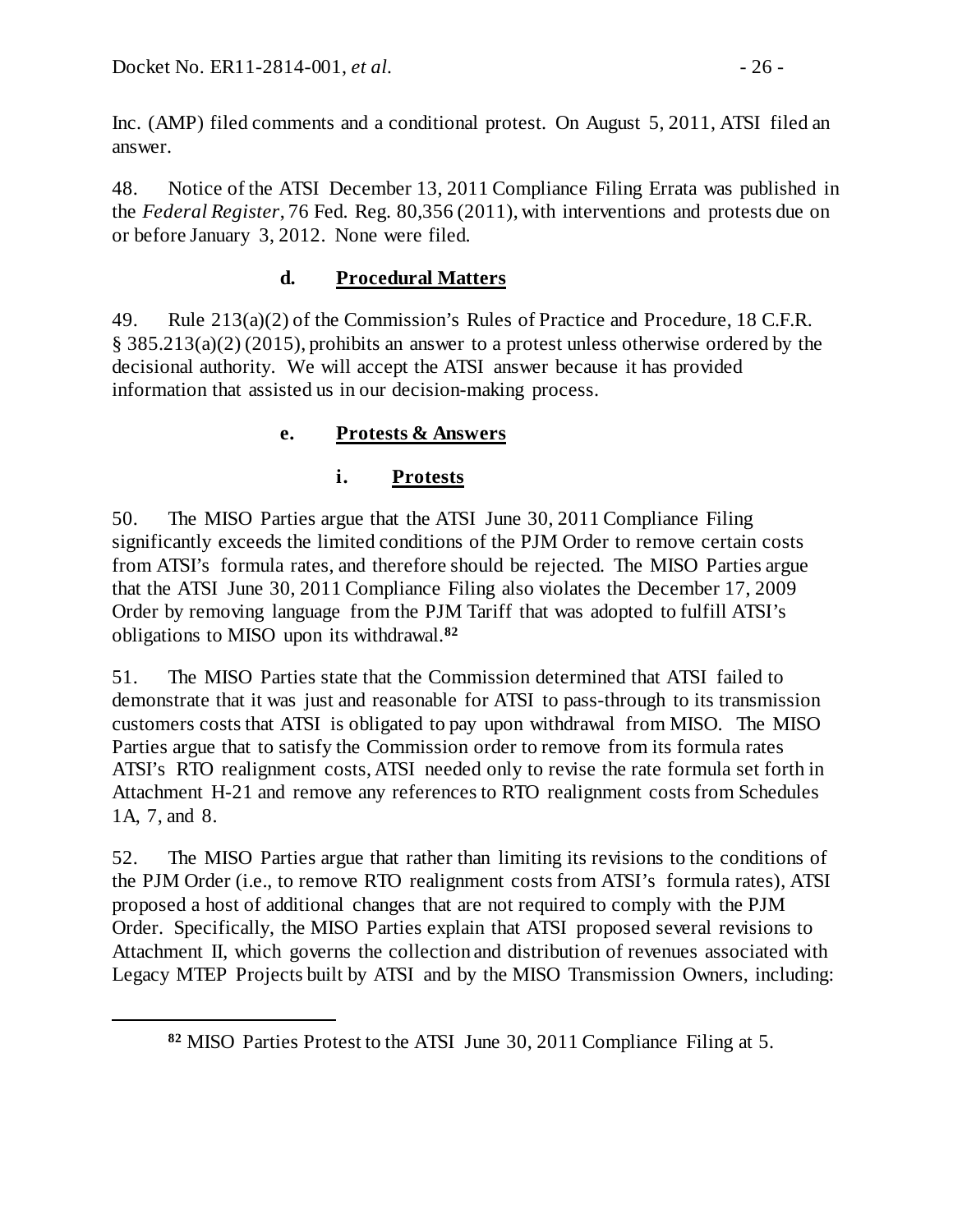Inc. (AMP) filed comments and a conditional protest. On August 5, 2011, ATSI filed an answer.

48. Notice of the ATSI December 13, 2011 Compliance Filing Errata was published in the *Federal Register*, 76 Fed. Reg. 80,356 (2011), with interventions and protests due on or before January 3, 2012. None were filed.

#### d. Procedural Matters

49. Rule 213(a)(2) of the Commission's Rules of Practice and Procedure, 18 C.F.R. § 385.213(a)(2) (2015), prohibits an answer to a protest unless otherwise ordered by the decisional authority. We will accept the ATSI answer because it has provided information that assisted us in our decision-making process.

#### e. Protests & Answers

##### i. Protests

50. The MISO Parties argue that the ATSI June 30, 2011 Compliance Filing significantly exceeds the limited conditions of the PJM Order to remove certain costs from ATSI's formula rates, and therefore should be rejected. The MISO Parties argue that the ATSI June 30, 2011 Compliance Filing also violates the December 17, 2009 Order by removing language from the PJM Tariff that was adopted to fulfill ATSI's obligations to MISO upon its withdrawal.[82]

51. The MISO Parties state that the Commission determined that ATSI failed to demonstrate that it was just and reasonable for ATSI to pass-through to its transmission customers costs that ATSI is obligated to pay upon withdrawal from MISO. The MISO Parties argue that to satisfy the Commission order to remove from its formula rates ATSI's RTO realignment costs, ATSI needed only to revise the rate formula set forth in Attachment H-21 and remove any references to RTO realignment costs from Schedules 1A, 7, and 8.

52. The MISO Parties argue that rather than limiting its revisions to the conditions of the PJM Order (i.e., to remove RTO realignment costs from ATSI's formula rates), ATSI proposed a host of additional changes that are not required to comply with the PJM Order. Specifically, the MISO Parties explain that ATSI proposed several revisions to Attachment II, which governs the collection and distribution of revenues associated with Legacy MTEP Projects built by ATSI and by the MISO Transmission Owners, including:

[82] MISO Parties Protest to the ATSI June 30, 2011 Compliance Filing at 5.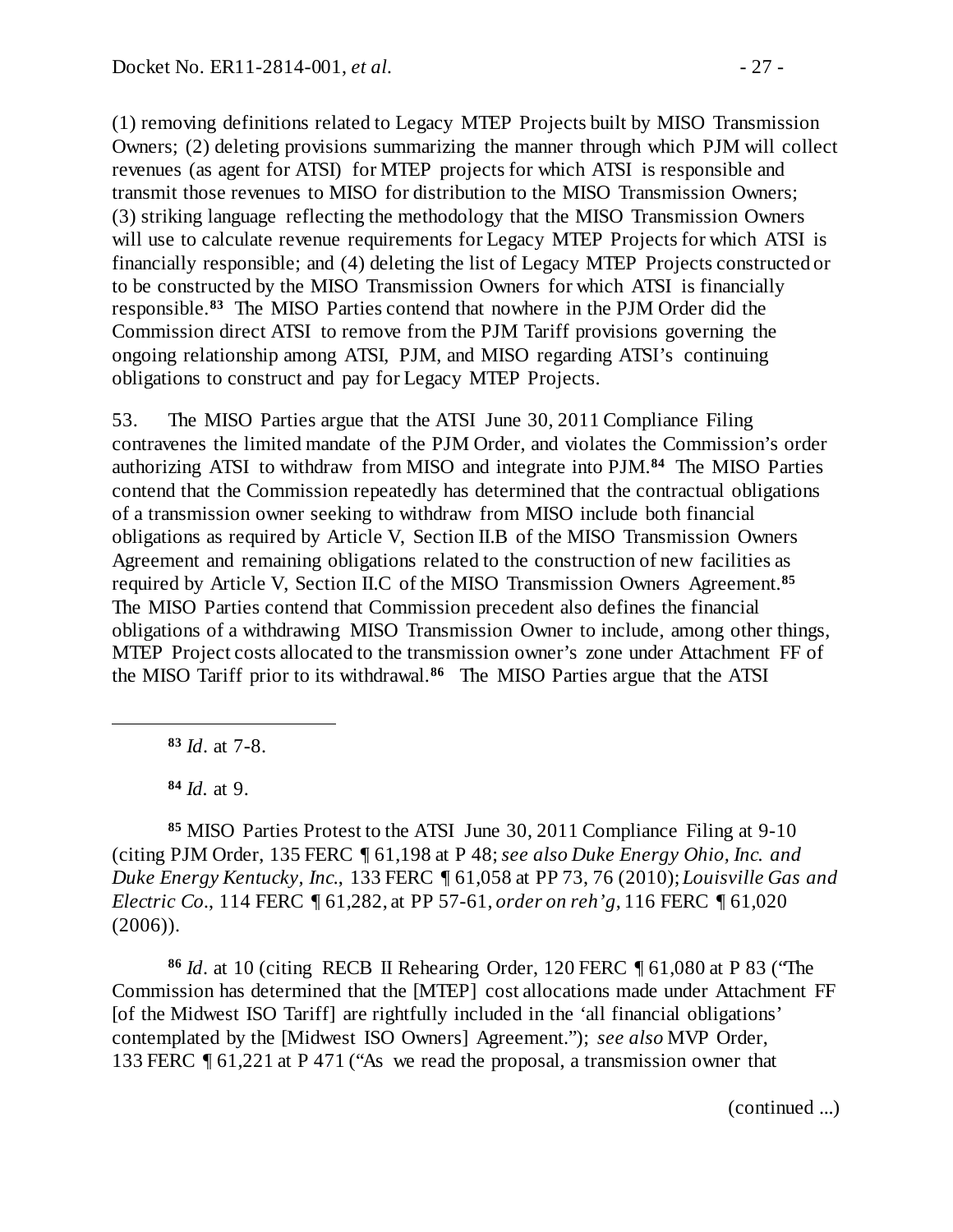(1) removing definitions related to Legacy MTEP Projects built by MISO Transmission Owners; (2) deleting provisions summarizing the manner through which PJM will collect revenues (as agent for ATSI) for MTEP projects for which ATSI is responsible and transmit those revenues to MISO for distribution to the MISO Transmission Owners; (3) striking language reflecting the methodology that the MISO Transmission Owners will use to calculate revenue requirements for Legacy MTEP Projects for which ATSI is financially responsible; and (4) deleting the list of Legacy MTEP Projects constructed or to be constructed by the MISO Transmission Owners for which ATSI is financially responsible.[83] The MISO Parties contend that nowhere in the PJM Order did the Commission direct ATSI to remove from the PJM Tariff provisions governing the ongoing relationship among ATSI, PJM, and MISO regarding ATSI's continuing obligations to construct and pay for Legacy MTEP Projects.

53. The MISO Parties argue that the ATSI June 30, 2011 Compliance Filing contravenes the limited mandate of the PJM Order, and violates the Commission's order authorizing ATSI to withdraw from MISO and integrate into PJM.[84] The MISO Parties contend that the Commission repeatedly has determined that the contractual obligations of a transmission owner seeking to withdraw from MISO include both financial obligations as required by Article V, Section II.B of the MISO Transmission Owners Agreement and remaining obligations related to the construction of new facilities as required by Article V, Section II.C of the MISO Transmission Owners Agreement.[85] The MISO Parties contend that Commission precedent also defines the financial obligations of a withdrawing MISO Transmission Owner to include, among other things, MTEP Project costs allocated to the transmission owner's zone under Attachment FF of the MISO Tariff prior to its withdrawal.[86] The MISO Parties argue that the ATSI

---

[83] *Id*. at 7-8.

[84] *Id*. at 9.

[85] MISO Parties Protest to the ATSI June 30, 2011 Compliance Filing at 9-10 (citing PJM Order, 135 FERC ¶ 61,198 at P 48; *see also Duke Energy Ohio, Inc. and Duke Energy Kentucky, Inc.*, 133 FERC ¶ 61,058 at PP 73, 76 (2010); *Louisville Gas and Electric Co*., 114 FERC ¶ 61,282, at PP 57-61, *order on reh'g*, 116 FERC ¶ 61,020 (2006)).

[86] *Id*. at 10 (citing RECB II Rehearing Order, 120 FERC ¶ 61,080 at P 83 ("The Commission has determined that the [MTEP] cost allocations made under Attachment FF [of the Midwest ISO Tariff] are rightfully included in the 'all financial obligations' contemplated by the [Midwest ISO Owners] Agreement."); *see also* MVP Order, 133 FERC ¶ 61,221 at P 471 ("As we read the proposal, a transmission owner that

(continued ...)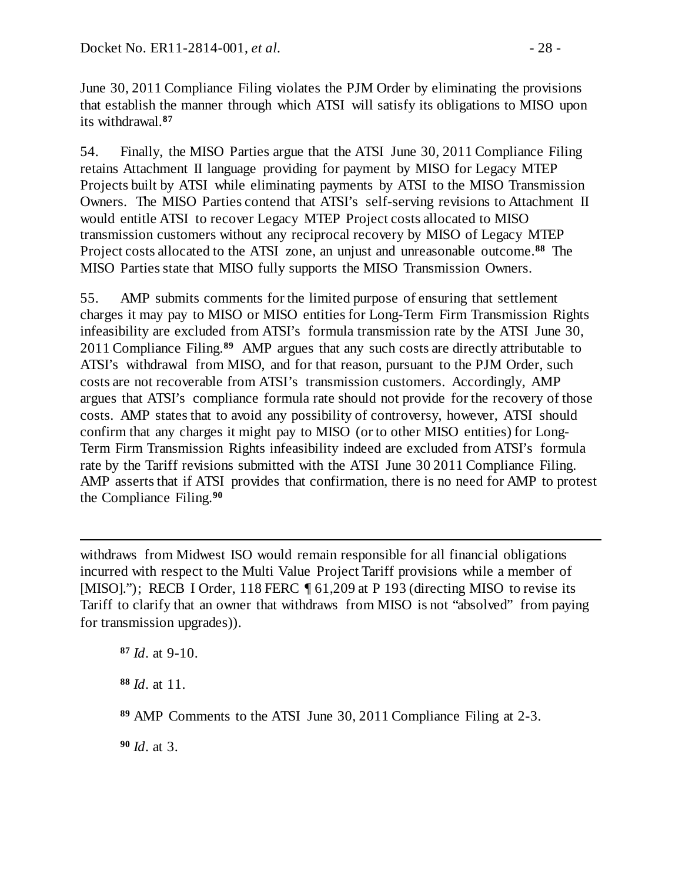June 30, 2011 Compliance Filing violates the PJM Order by eliminating the provisions that establish the manner through which ATSI will satisfy its obligations to MISO upon its withdrawal.[87]

54. Finally, the MISO Parties argue that the ATSI June 30, 2011 Compliance Filing retains Attachment II language providing for payment by MISO for Legacy MTEP Projects built by ATSI while eliminating payments by ATSI to the MISO Transmission Owners. The MISO Parties contend that ATSI's self-serving revisions to Attachment II would entitle ATSI to recover Legacy MTEP Project costs allocated to MISO transmission customers without any reciprocal recovery by MISO of Legacy MTEP Project costs allocated to the ATSI zone, an unjust and unreasonable outcome.[88] The MISO Parties state that MISO fully supports the MISO Transmission Owners.

55. AMP submits comments for the limited purpose of ensuring that settlement charges it may pay to MISO or MISO entities for Long-Term Firm Transmission Rights infeasibility are excluded from ATSI's formula transmission rate by the ATSI June 30, 2011 Compliance Filing.[89] AMP argues that any such costs are directly attributable to ATSI's withdrawal from MISO, and for that reason, pursuant to the PJM Order, such costs are not recoverable from ATSI's transmission customers. Accordingly, AMP argues that ATSI's compliance formula rate should not provide for the recovery of those costs. AMP states that to avoid any possibility of controversy, however, ATSI should confirm that any charges it might pay to MISO (or to other MISO entities) for Long-Term Firm Transmission Rights infeasibility indeed are excluded from ATSI's formula rate by the Tariff revisions submitted with the ATSI June 30 2011 Compliance Filing. AMP asserts that if ATSI provides that confirmation, there is no need for AMP to protest the Compliance Filing.[90]

---

withdraws from Midwest ISO would remain responsible for all financial obligations incurred with respect to the Multi Value Project Tariff provisions while a member of [MISO]."); RECB I Order, 118 FERC ¶ 61,209 at P 193 (directing MISO to revise its Tariff to clarify that an owner that withdraws from MISO is not "absolved" from paying for transmission upgrades)).

[87] *Id*. at 9-10.

[88] *Id*. at 11.

[89] AMP Comments to the ATSI June 30, 2011 Compliance Filing at 2-3.

[90] *Id*. at 3.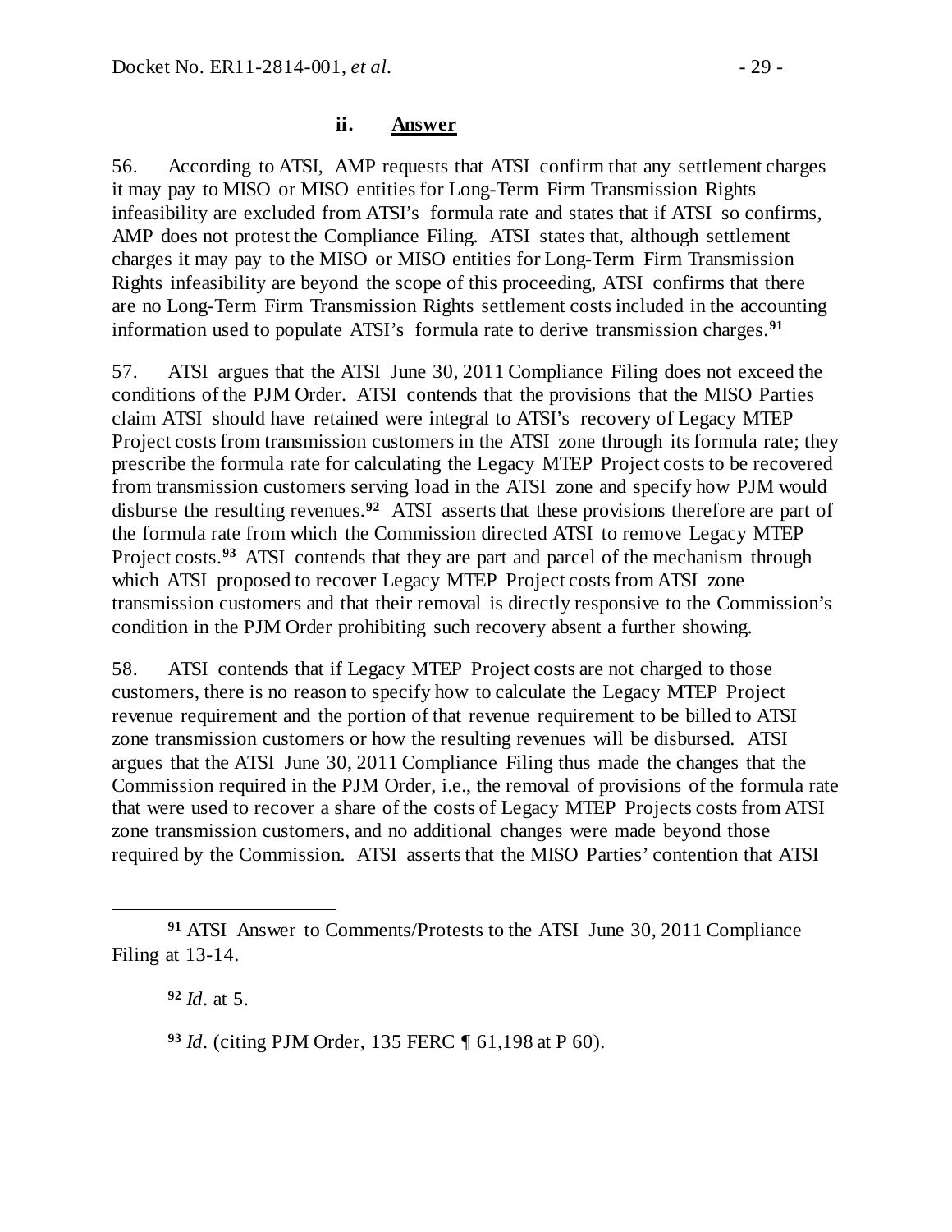#### ii. Answer

56. According to ATSI, AMP requests that ATSI confirm that any settlement charges it may pay to MISO or MISO entities for Long-Term Firm Transmission Rights infeasibility are excluded from ATSI's formula rate and states that if ATSI so confirms, AMP does not protest the Compliance Filing. ATSI states that, although settlement charges it may pay to the MISO or MISO entities for Long-Term Firm Transmission Rights infeasibility are beyond the scope of this proceeding, ATSI confirms that there are no Long-Term Firm Transmission Rights settlement costs included in the accounting information used to populate ATSI's formula rate to derive transmission charges.[91]

57. ATSI argues that the ATSI June 30, 2011 Compliance Filing does not exceed the conditions of the PJM Order. ATSI contends that the provisions that the MISO Parties claim ATSI should have retained were integral to ATSI's recovery of Legacy MTEP Project costs from transmission customers in the ATSI zone through its formula rate; they prescribe the formula rate for calculating the Legacy MTEP Project costs to be recovered from transmission customers serving load in the ATSI zone and specify how PJM would disburse the resulting revenues.[92] ATSI asserts that these provisions therefore are part of the formula rate from which the Commission directed ATSI to remove Legacy MTEP Project costs.[93] ATSI contends that they are part and parcel of the mechanism through which ATSI proposed to recover Legacy MTEP Project costs from ATSI zone transmission customers and that their removal is directly responsive to the Commission's condition in the PJM Order prohibiting such recovery absent a further showing.

58. ATSI contends that if Legacy MTEP Project costs are not charged to those customers, there is no reason to specify how to calculate the Legacy MTEP Project revenue requirement and the portion of that revenue requirement to be billed to ATSI zone transmission customers or how the resulting revenues will be disbursed. ATSI argues that the ATSI June 30, 2011 Compliance Filing thus made the changes that the Commission required in the PJM Order, i.e., the removal of provisions of the formula rate that were used to recover a share of the costs of Legacy MTEP Projects costs from ATSI zone transmission customers, and no additional changes were made beyond those required by the Commission. ATSI asserts that the MISO Parties' contention that ATSI

---

[91] ATSI Answer to Comments/Protests to the ATSI June 30, 2011 Compliance Filing at 13-14.

[92] *Id*. at 5.

[93] *Id*. (citing PJM Order, 135 FERC ¶ 61,198 at P 60).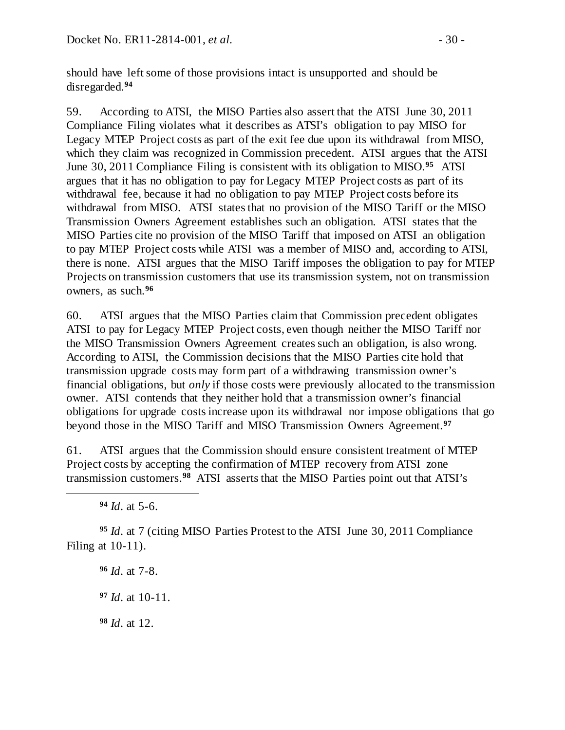should have left some of those provisions intact is unsupported and should be disregarded.[94]

59. According to ATSI, the MISO Parties also assert that the ATSI June 30, 2011 Compliance Filing violates what it describes as ATSI's obligation to pay MISO for Legacy MTEP Project costs as part of the exit fee due upon its withdrawal from MISO, which they claim was recognized in Commission precedent. ATSI argues that the ATSI June 30, 2011 Compliance Filing is consistent with its obligation to MISO.[95] ATSI argues that it has no obligation to pay for Legacy MTEP Project costs as part of its withdrawal fee, because it had no obligation to pay MTEP Project costs before its withdrawal from MISO. ATSI states that no provision of the MISO Tariff or the MISO Transmission Owners Agreement establishes such an obligation. ATSI states that the MISO Parties cite no provision of the MISO Tariff that imposed on ATSI an obligation to pay MTEP Project costs while ATSI was a member of MISO and, according to ATSI, there is none. ATSI argues that the MISO Tariff imposes the obligation to pay for MTEP Projects on transmission customers that use its transmission system, not on transmission owners, as such.[96]

60. ATSI argues that the MISO Parties claim that Commission precedent obligates ATSI to pay for Legacy MTEP Project costs, even though neither the MISO Tariff nor the MISO Transmission Owners Agreement creates such an obligation, is also wrong. According to ATSI, the Commission decisions that the MISO Parties cite hold that transmission upgrade costs may form part of a withdrawing transmission owner's financial obligations, but *only* if those costs were previously allocated to the transmission owner. ATSI contends that they neither hold that a transmission owner's financial obligations for upgrade costs increase upon its withdrawal nor impose obligations that go beyond those in the MISO Tariff and MISO Transmission Owners Agreement.[97]

61. ATSI argues that the Commission should ensure consistent treatment of MTEP Project costs by accepting the confirmation of MTEP recovery from ATSI zone transmission customers.[98] ATSI asserts that the MISO Parties point out that ATSI's

---

[94] *Id*. at 5-6.

[95] *Id*. at 7 (citing MISO Parties Protest to the ATSI June 30, 2011 Compliance Filing at 10-11).

[96] *Id*. at 7-8.

[97] *Id*. at 10-11.

[98] *Id*. at 12.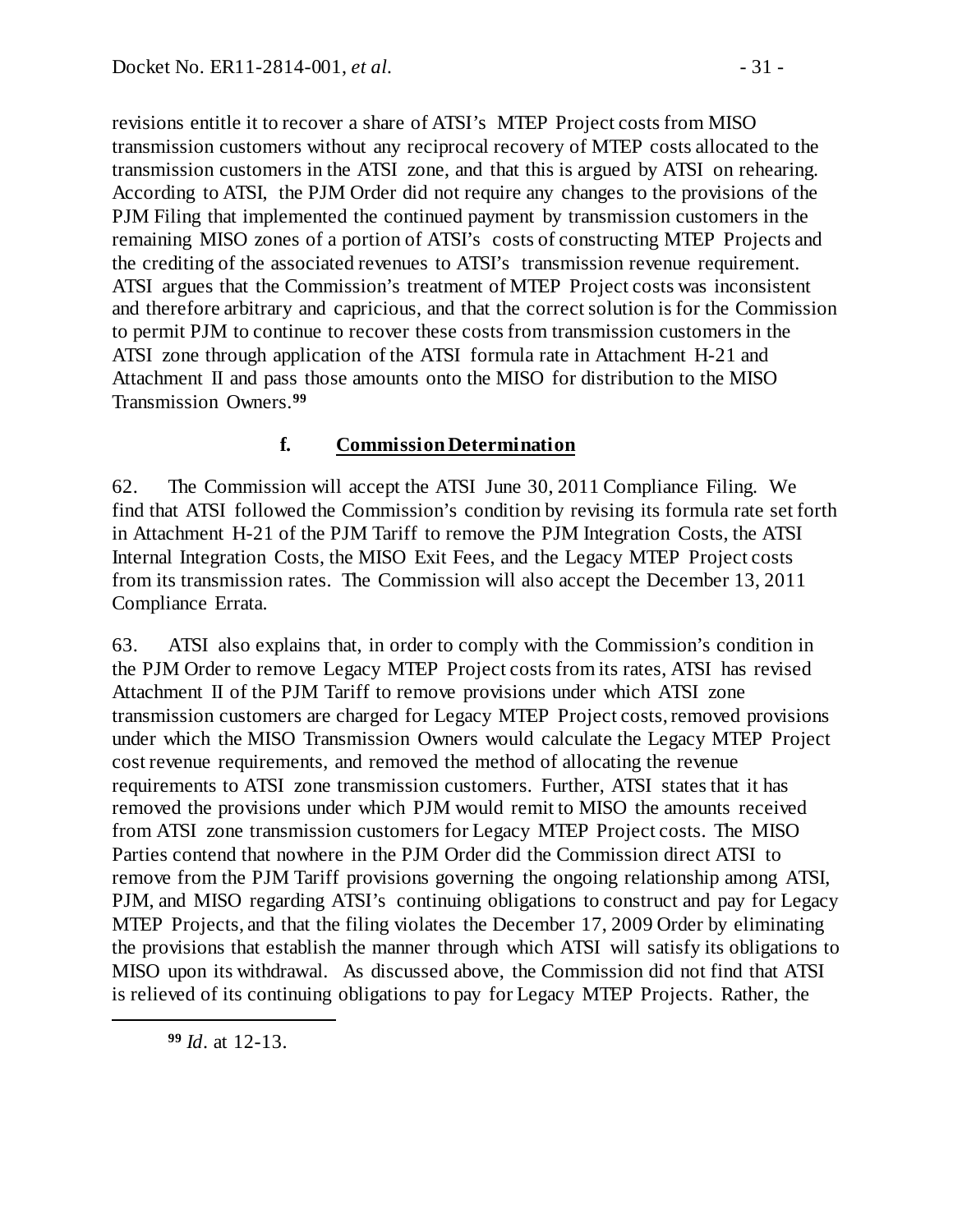revisions entitle it to recover a share of ATSI's MTEP Project costs from MISO transmission customers without any reciprocal recovery of MTEP costs allocated to the transmission customers in the ATSI zone, and that this is argued by ATSI on rehearing. According to ATSI, the PJM Order did not require any changes to the provisions of the PJM Filing that implemented the continued payment by transmission customers in the remaining MISO zones of a portion of ATSI's costs of constructing MTEP Projects and the crediting of the associated revenues to ATSI's transmission revenue requirement. ATSI argues that the Commission's treatment of MTEP Project costs was inconsistent and therefore arbitrary and capricious, and that the correct solution is for the Commission to permit PJM to continue to recover these costs from transmission customers in the ATSI zone through application of the ATSI formula rate in Attachment H-21 and Attachment II and pass those amounts onto the MISO for distribution to the MISO Transmission Owners.[99]

#### f. Commission Determination

62. The Commission will accept the ATSI June 30, 2011 Compliance Filing. We find that ATSI followed the Commission's condition by revising its formula rate set forth in Attachment H-21 of the PJM Tariff to remove the PJM Integration Costs, the ATSI Internal Integration Costs, the MISO Exit Fees, and the Legacy MTEP Project costs from its transmission rates. The Commission will also accept the December 13, 2011 Compliance Errata.

63. ATSI also explains that, in order to comply with the Commission's condition in the PJM Order to remove Legacy MTEP Project costs from its rates, ATSI has revised Attachment II of the PJM Tariff to remove provisions under which ATSI zone transmission customers are charged for Legacy MTEP Project costs, removed provisions under which the MISO Transmission Owners would calculate the Legacy MTEP Project cost revenue requirements, and removed the method of allocating the revenue requirements to ATSI zone transmission customers. Further, ATSI states that it has removed the provisions under which PJM would remit to MISO the amounts received from ATSI zone transmission customers for Legacy MTEP Project costs. The MISO Parties contend that nowhere in the PJM Order did the Commission direct ATSI to remove from the PJM Tariff provisions governing the ongoing relationship among ATSI, PJM, and MISO regarding ATSI's continuing obligations to construct and pay for Legacy MTEP Projects, and that the filing violates the December 17, 2009 Order by eliminating the provisions that establish the manner through which ATSI will satisfy its obligations to MISO upon its withdrawal. As discussed above, the Commission did not find that ATSI is relieved of its continuing obligations to pay for Legacy MTEP Projects. Rather, the

[99] *Id*. at 12-13.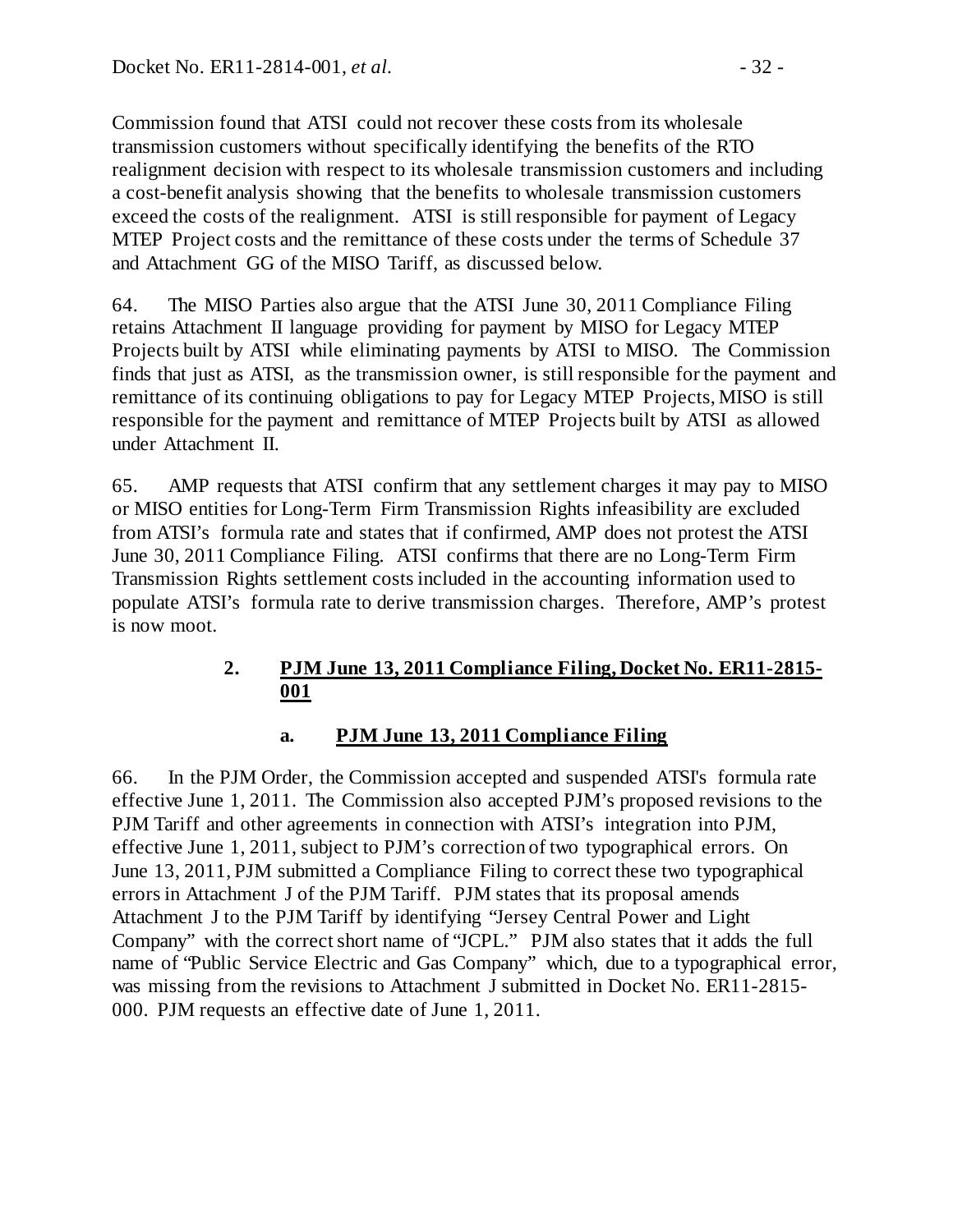Commission found that ATSI could not recover these costs from its wholesale transmission customers without specifically identifying the benefits of the RTO realignment decision with respect to its wholesale transmission customers and including a cost-benefit analysis showing that the benefits to wholesale transmission customers exceed the costs of the realignment. ATSI is still responsible for payment of Legacy MTEP Project costs and the remittance of these costs under the terms of Schedule 37 and Attachment GG of the MISO Tariff, as discussed below.

64. The MISO Parties also argue that the ATSI June 30, 2011 Compliance Filing retains Attachment II language providing for payment by MISO for Legacy MTEP Projects built by ATSI while eliminating payments by ATSI to MISO. The Commission finds that just as ATSI, as the transmission owner, is still responsible for the payment and remittance of its continuing obligations to pay for Legacy MTEP Projects, MISO is still responsible for the payment and remittance of MTEP Projects built by ATSI as allowed under Attachment II.

65. AMP requests that ATSI confirm that any settlement charges it may pay to MISO or MISO entities for Long-Term Firm Transmission Rights infeasibility are excluded from ATSI's formula rate and states that if confirmed, AMP does not protest the ATSI June 30, 2011 Compliance Filing. ATSI confirms that there are no Long-Term Firm Transmission Rights settlement costs included in the accounting information used to populate ATSI's formula rate to derive transmission charges. Therefore, AMP's protest is now moot.

### 2. PJM June 13, 2011 Compliance Filing, Docket No. ER11-2815-001

#### a. PJM June 13, 2011 Compliance Filing

66. In the PJM Order, the Commission accepted and suspended ATSI's formula rate effective June 1, 2011. The Commission also accepted PJM's proposed revisions to the PJM Tariff and other agreements in connection with ATSI's integration into PJM, effective June 1, 2011, subject to PJM's correction of two typographical errors. On June 13, 2011, PJM submitted a Compliance Filing to correct these two typographical errors in Attachment J of the PJM Tariff. PJM states that its proposal amends Attachment J to the PJM Tariff by identifying "Jersey Central Power and Light Company" with the correct short name of "JCPL." PJM also states that it adds the full name of "Public Service Electric and Gas Company" which, due to a typographical error, was missing from the revisions to Attachment J submitted in Docket No. ER11-2815-000. PJM requests an effective date of June 1, 2011.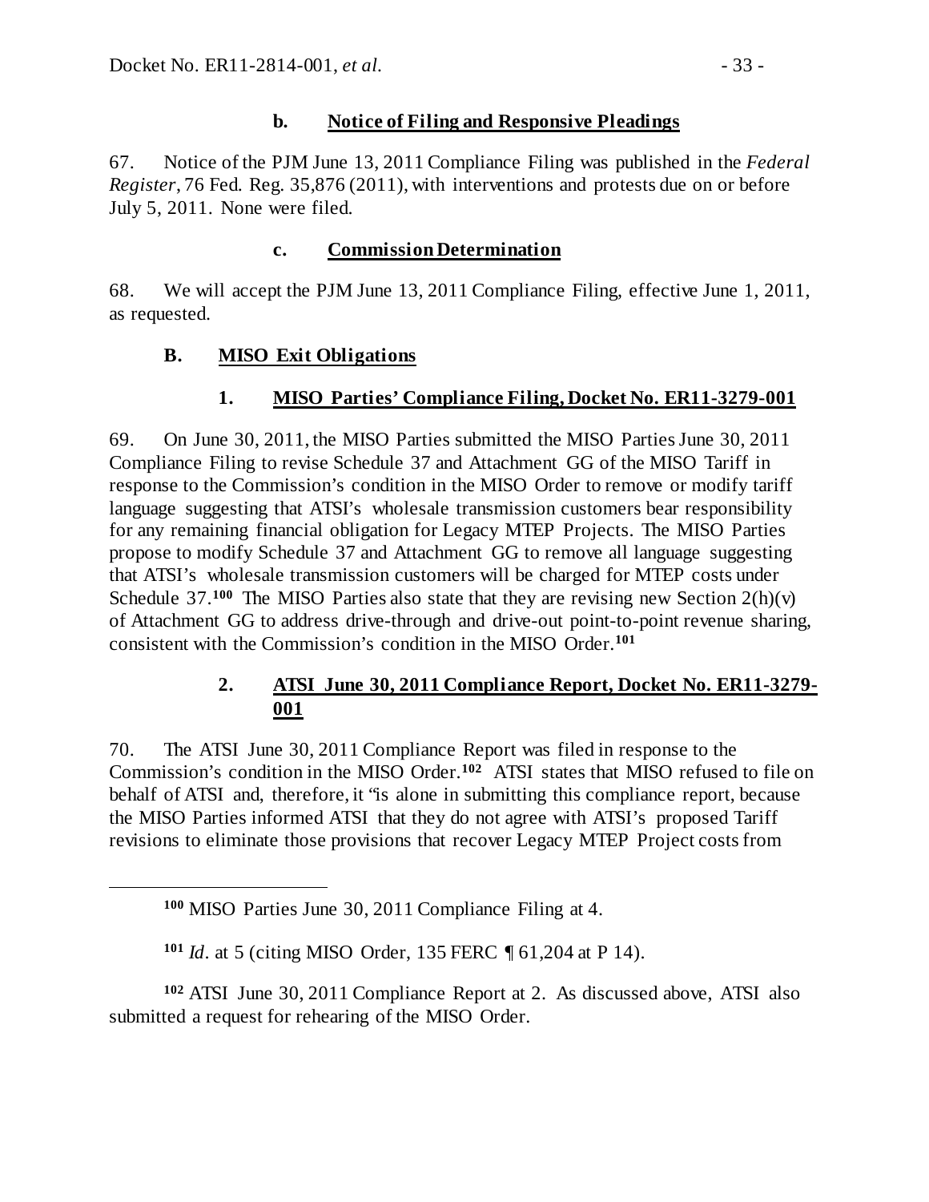#### b. Notice of Filing and Responsive Pleadings

67. Notice of the PJM June 13, 2011 Compliance Filing was published in the *Federal Register*, 76 Fed. Reg. 35,876 (2011), with interventions and protests due on or before July 5, 2011. None were filed.

#### c. Commission Determination

68. We will accept the PJM June 13, 2011 Compliance Filing, effective June 1, 2011, as requested.

### B. MISO Exit Obligations

#### 1. MISO Parties' Compliance Filing, Docket No. ER11-3279-001

69. On June 30, 2011, the MISO Parties submitted the MISO Parties June 30, 2011 Compliance Filing to revise Schedule 37 and Attachment GG of the MISO Tariff in response to the Commission's condition in the MISO Order to remove or modify tariff language suggesting that ATSI's wholesale transmission customers bear responsibility for any remaining financial obligation for Legacy MTEP Projects. The MISO Parties propose to modify Schedule 37 and Attachment GG to remove all language suggesting that ATSI's wholesale transmission customers will be charged for MTEP costs under Schedule 37.[100] The MISO Parties also state that they are revising new Section 2(h)(v) of Attachment GG to address drive-through and drive-out point-to-point revenue sharing, consistent with the Commission's condition in the MISO Order.[101]

#### 2. ATSI June 30, 2011 Compliance Report, Docket No. ER11-3279-001

70. The ATSI June 30, 2011 Compliance Report was filed in response to the Commission's condition in the MISO Order.[102] ATSI states that MISO refused to file on behalf of ATSI and, therefore, it "is alone in submitting this compliance report, because the MISO Parties informed ATSI that they do not agree with ATSI's proposed Tariff revisions to eliminate those provisions that recover Legacy MTEP Project costs from

---

[100] MISO Parties June 30, 2011 Compliance Filing at 4.

[101] *Id*. at 5 (citing MISO Order, 135 FERC ¶ 61,204 at P 14).

[102] ATSI June 30, 2011 Compliance Report at 2. As discussed above, ATSI also submitted a request for rehearing of the MISO Order.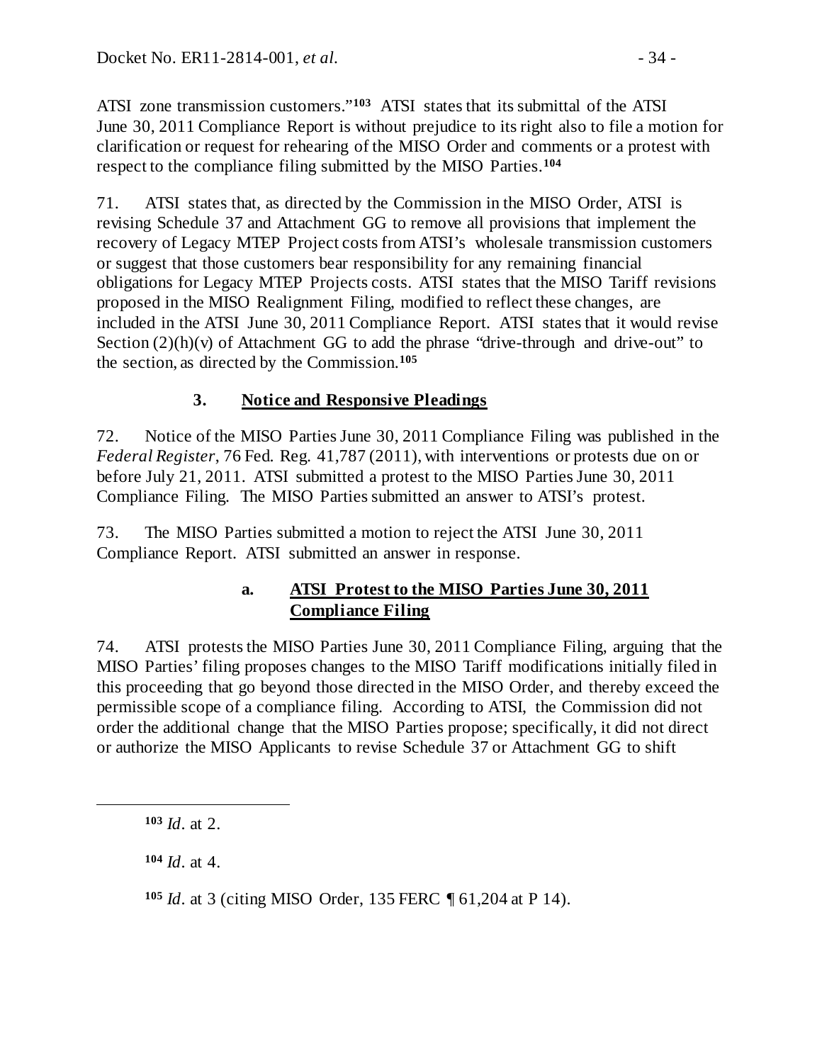ATSI zone transmission customers."[103] ATSI states that its submittal of the ATSI June 30, 2011 Compliance Report is without prejudice to its right also to file a motion for clarification or request for rehearing of the MISO Order and comments or a protest with respect to the compliance filing submitted by the MISO Parties.[104]

71. ATSI states that, as directed by the Commission in the MISO Order, ATSI is revising Schedule 37 and Attachment GG to remove all provisions that implement the recovery of Legacy MTEP Project costs from ATSI's wholesale transmission customers or suggest that those customers bear responsibility for any remaining financial obligations for Legacy MTEP Projects costs. ATSI states that the MISO Tariff revisions proposed in the MISO Realignment Filing, modified to reflect these changes, are included in the ATSI June 30, 2011 Compliance Report. ATSI states that it would revise Section (2)(h)(v) of Attachment GG to add the phrase "drive-through and drive-out" to the section, as directed by the Commission.[105]

### 3. <u>Notice and Responsive Pleadings</u>

72. Notice of the MISO Parties June 30, 2011 Compliance Filing was published in the *Federal Register*, 76 Fed. Reg. 41,787 (2011), with interventions or protests due on or before July 21, 2011. ATSI submitted a protest to the MISO Parties June 30, 2011 Compliance Filing. The MISO Parties submitted an answer to ATSI's protest.

73. The MISO Parties submitted a motion to reject the ATSI June 30, 2011 Compliance Report. ATSI submitted an answer in response.

#### a. <u>ATSI Protest to the MISO Parties June 30, 2011 Compliance Filing</u>

74. ATSI protests the MISO Parties June 30, 2011 Compliance Filing, arguing that the MISO Parties' filing proposes changes to the MISO Tariff modifications initially filed in this proceeding that go beyond those directed in the MISO Order, and thereby exceed the permissible scope of a compliance filing. According to ATSI, the Commission did not order the additional change that the MISO Parties propose; specifically, it did not direct or authorize the MISO Applicants to revise Schedule 37 or Attachment GG to shift

---

[103] *Id*. at 2.

[104] *Id*. at 4.

[105] *Id*. at 3 (citing MISO Order, 135 FERC ¶ 61,204 at P 14).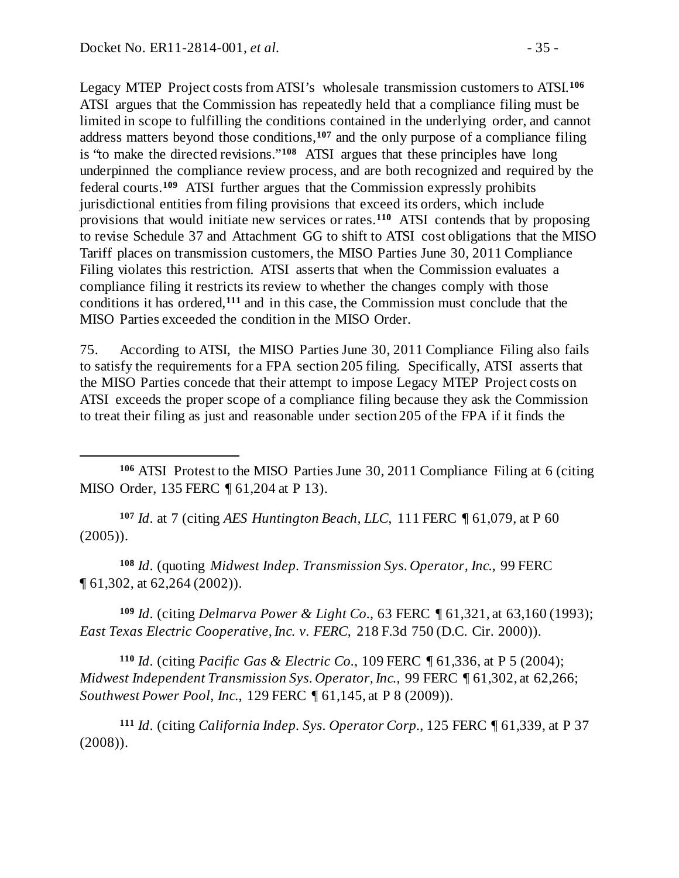Legacy MTEP Project costs from ATSI's wholesale transmission customers to ATSI.[106] ATSI argues that the Commission has repeatedly held that a compliance filing must be limited in scope to fulfilling the conditions contained in the underlying order, and cannot address matters beyond those conditions,[107] and the only purpose of a compliance filing is "to make the directed revisions."[108] ATSI argues that these principles have long underpinned the compliance review process, and are both recognized and required by the federal courts.[109] ATSI further argues that the Commission expressly prohibits jurisdictional entities from filing provisions that exceed its orders, which include provisions that would initiate new services or rates.[110] ATSI contends that by proposing to revise Schedule 37 and Attachment GG to shift to ATSI cost obligations that the MISO Tariff places on transmission customers, the MISO Parties June 30, 2011 Compliance Filing violates this restriction. ATSI asserts that when the Commission evaluates a compliance filing it restricts its review to whether the changes comply with those conditions it has ordered,[111] and in this case, the Commission must conclude that the MISO Parties exceeded the condition in the MISO Order.

75. According to ATSI, the MISO Parties June 30, 2011 Compliance Filing also fails to satisfy the requirements for a FPA section 205 filing. Specifically, ATSI asserts that the MISO Parties concede that their attempt to impose Legacy MTEP Project costs on ATSI exceeds the proper scope of a compliance filing because they ask the Commission to treat their filing as just and reasonable under section 205 of the FPA if it finds the

---

[106] ATSI Protest to the MISO Parties June 30, 2011 Compliance Filing at 6 (citing MISO Order, 135 FERC ¶ 61,204 at P 13).

[107] *Id*. at 7 (citing *AES Huntington Beach, LLC*, 111 FERC ¶ 61,079, at P 60 (2005)).

[108] *Id*. (quoting *Midwest Indep. Transmission Sys. Operator, Inc.*, 99 FERC ¶ 61,302, at 62,264 (2002)).

[109] *Id*. (citing *Delmarva Power & Light Co.*, 63 FERC ¶ 61,321, at 63,160 (1993); *East Texas Electric Cooperative, Inc. v. FERC*, 218 F.3d 750 (D.C. Cir. 2000)).

[110] *Id*. (citing *Pacific Gas & Electric Co.*, 109 FERC ¶ 61,336, at P 5 (2004); *Midwest Independent Transmission Sys. Operator, Inc.*, 99 FERC ¶ 61,302, at 62,266; *Southwest Power Pool, Inc.*, 129 FERC ¶ 61,145, at P 8 (2009)).

[111] *Id*. (citing *California Indep. Sys. Operator Corp.*, 125 FERC ¶ 61,339, at P 37 (2008)).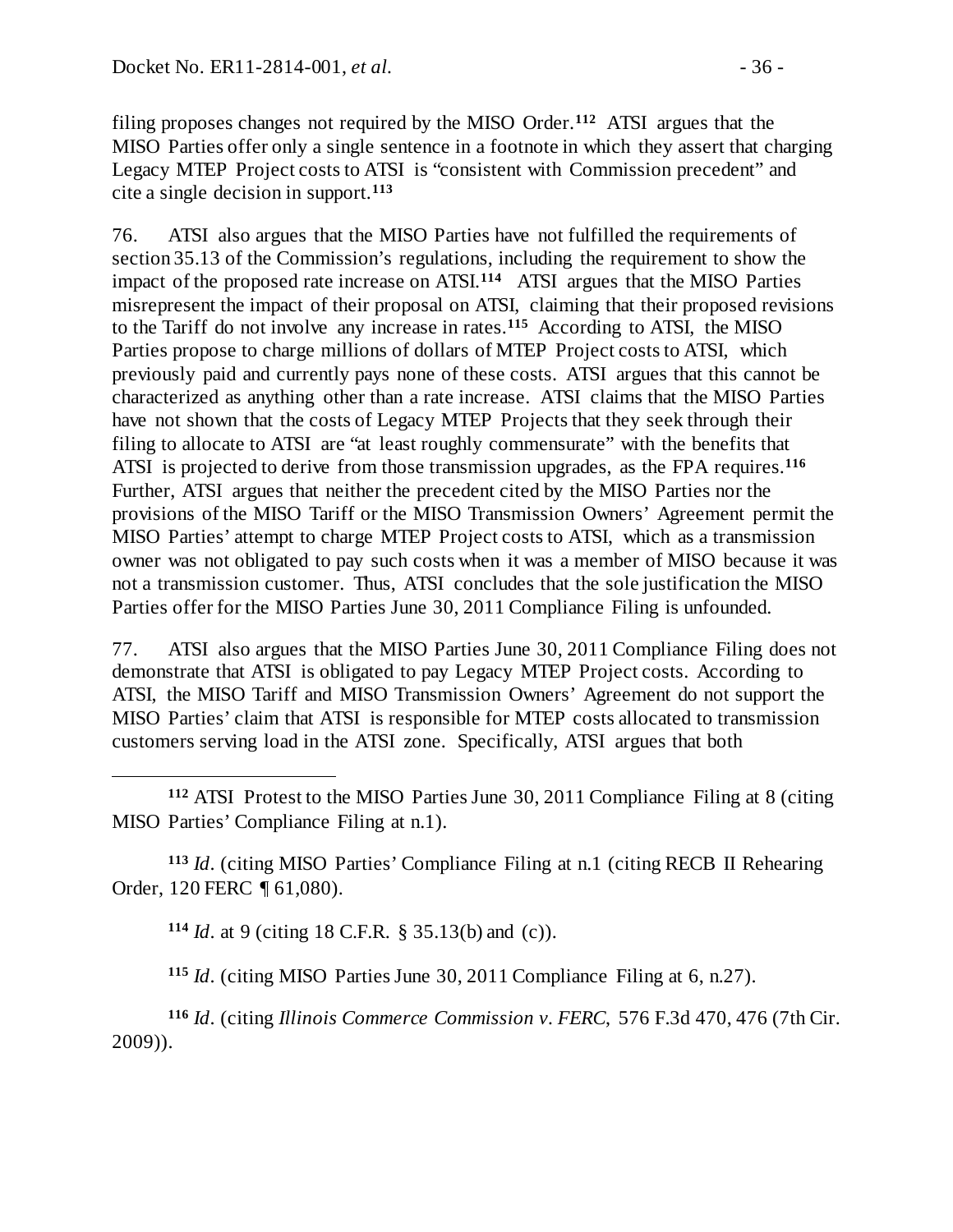filing proposes changes not required by the MISO Order.[112] ATSI argues that the MISO Parties offer only a single sentence in a footnote in which they assert that charging Legacy MTEP Project costs to ATSI is "consistent with Commission precedent" and cite a single decision in support.[113]

76. ATSI also argues that the MISO Parties have not fulfilled the requirements of section 35.13 of the Commission's regulations, including the requirement to show the impact of the proposed rate increase on ATSI.[114] ATSI argues that the MISO Parties misrepresent the impact of their proposal on ATSI, claiming that their proposed revisions to the Tariff do not involve any increase in rates.[115] According to ATSI, the MISO Parties propose to charge millions of dollars of MTEP Project costs to ATSI, which previously paid and currently pays none of these costs. ATSI argues that this cannot be characterized as anything other than a rate increase. ATSI claims that the MISO Parties have not shown that the costs of Legacy MTEP Projects that they seek through their filing to allocate to ATSI are "at least roughly commensurate" with the benefits that ATSI is projected to derive from those transmission upgrades, as the FPA requires.[116] Further, ATSI argues that neither the precedent cited by the MISO Parties nor the provisions of the MISO Tariff or the MISO Transmission Owners' Agreement permit the MISO Parties' attempt to charge MTEP Project costs to ATSI, which as a transmission owner was not obligated to pay such costs when it was a member of MISO because it was not a transmission customer. Thus, ATSI concludes that the sole justification the MISO Parties offer for the MISO Parties June 30, 2011 Compliance Filing is unfounded.

77. ATSI also argues that the MISO Parties June 30, 2011 Compliance Filing does not demonstrate that ATSI is obligated to pay Legacy MTEP Project costs. According to ATSI, the MISO Tariff and MISO Transmission Owners' Agreement do not support the MISO Parties' claim that ATSI is responsible for MTEP costs allocated to transmission customers serving load in the ATSI zone. Specifically, ATSI argues that both

---

[112] ATSI Protest to the MISO Parties June 30, 2011 Compliance Filing at 8 (citing MISO Parties' Compliance Filing at n.1).

[113] *Id*. (citing MISO Parties' Compliance Filing at n.1 (citing RECB II Rehearing Order, 120 FERC ¶ 61,080).

[114] *Id*. at 9 (citing 18 C.F.R. § 35.13(b) and (c)).

[115] *Id*. (citing MISO Parties June 30, 2011 Compliance Filing at 6, n.27).

[116] *Id*. (citing *Illinois Commerce Commission v. FERC*, 576 F.3d 470, 476 (7th Cir. 2009)).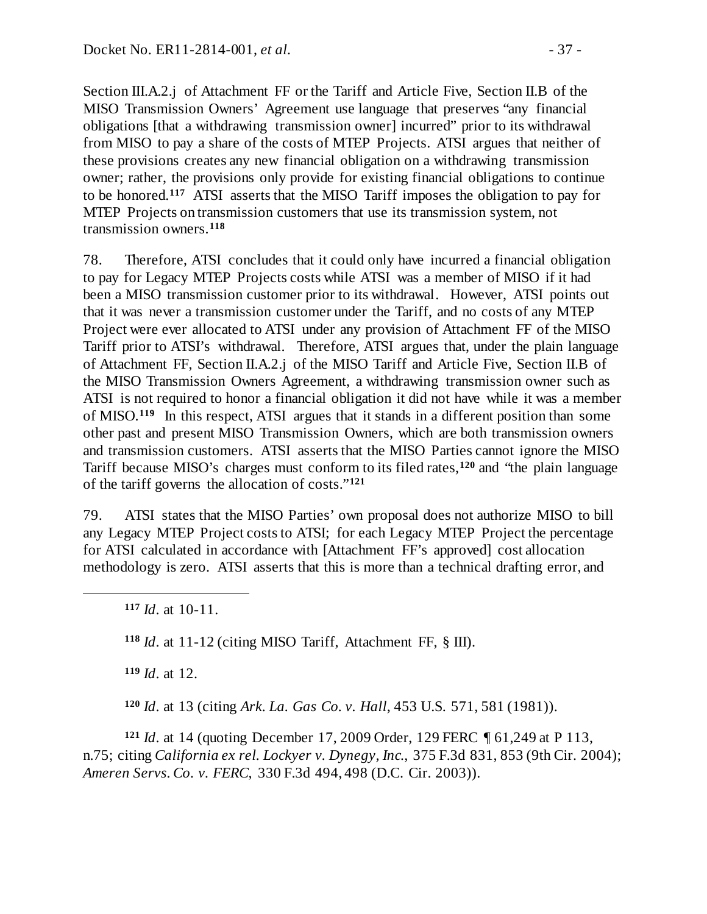Section III.A.2.j of Attachment FF or the Tariff and Article Five, Section II.B of the MISO Transmission Owners' Agreement use language that preserves "any financial obligations [that a withdrawing transmission owner] incurred" prior to its withdrawal from MISO to pay a share of the costs of MTEP Projects. ATSI argues that neither of these provisions creates any new financial obligation on a withdrawing transmission owner; rather, the provisions only provide for existing financial obligations to continue to be honored.[117] ATSI asserts that the MISO Tariff imposes the obligation to pay for MTEP Projects on transmission customers that use its transmission system, not transmission owners.[118]

78. Therefore, ATSI concludes that it could only have incurred a financial obligation to pay for Legacy MTEP Projects costs while ATSI was a member of MISO if it had been a MISO transmission customer prior to its withdrawal. However, ATSI points out that it was never a transmission customer under the Tariff, and no costs of any MTEP Project were ever allocated to ATSI under any provision of Attachment FF of the MISO Tariff prior to ATSI's withdrawal. Therefore, ATSI argues that, under the plain language of Attachment FF, Section II.A.2.j of the MISO Tariff and Article Five, Section II.B of the MISO Transmission Owners Agreement, a withdrawing transmission owner such as ATSI is not required to honor a financial obligation it did not have while it was a member of MISO.[119] In this respect, ATSI argues that it stands in a different position than some other past and present MISO Transmission Owners, which are both transmission owners and transmission customers. ATSI asserts that the MISO Parties cannot ignore the MISO Tariff because MISO's charges must conform to its filed rates,[120] and "the plain language of the tariff governs the allocation of costs."[121]

79. ATSI states that the MISO Parties' own proposal does not authorize MISO to bill any Legacy MTEP Project costs to ATSI; for each Legacy MTEP Project the percentage for ATSI calculated in accordance with [Attachment FF's approved] cost allocation methodology is zero. ATSI asserts that this is more than a technical drafting error, and

---

[117] *Id*. at 10-11.

[118] *Id*. at 11-12 (citing MISO Tariff, Attachment FF, § III).

[119] *Id*. at 12.

[120] *Id*. at 13 (citing *Ark. La. Gas Co. v. Hall*, 453 U.S. 571, 581 (1981)).

[121] *Id*. at 14 (quoting December 17, 2009 Order, 129 FERC ¶ 61,249 at P 113, n.75; citing *California ex rel. Lockyer v. Dynegy, Inc.*, 375 F.3d 831, 853 (9th Cir. 2004); *Ameren Servs. Co. v. FERC*, 330 F.3d 494, 498 (D.C. Cir. 2003)).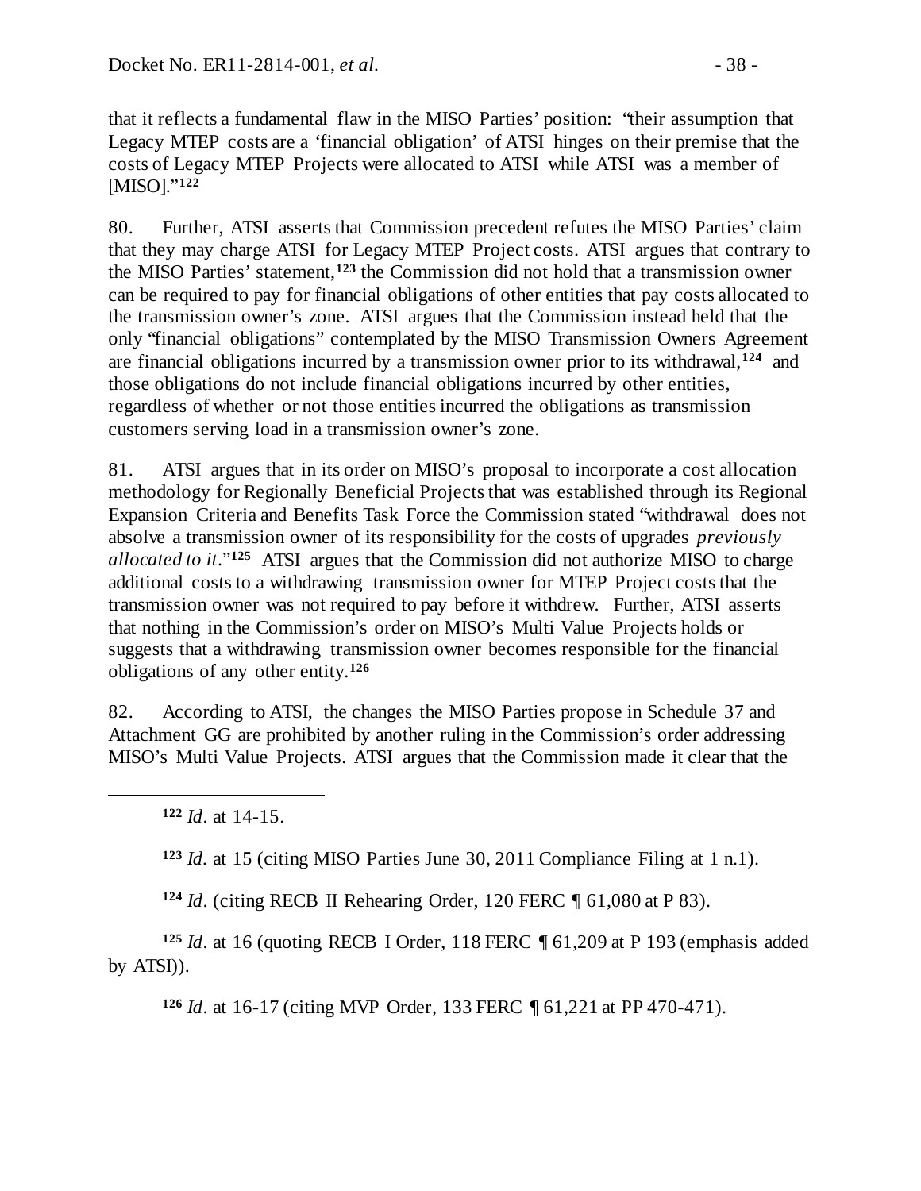that it reflects a fundamental flaw in the MISO Parties' position: "their assumption that Legacy MTEP costs are a 'financial obligation' of ATSI hinges on their premise that the costs of Legacy MTEP Projects were allocated to ATSI while ATSI was a member of [MISO]."[122]

80. Further, ATSI asserts that Commission precedent refutes the MISO Parties' claim that they may charge ATSI for Legacy MTEP Project costs. ATSI argues that contrary to the MISO Parties' statement,[123] the Commission did not hold that a transmission owner can be required to pay for financial obligations of other entities that pay costs allocated to the transmission owner's zone. ATSI argues that the Commission instead held that the only "financial obligations" contemplated by the MISO Transmission Owners Agreement are financial obligations incurred by a transmission owner prior to its withdrawal,[124] and those obligations do not include financial obligations incurred by other entities, regardless of whether or not those entities incurred the obligations as transmission customers serving load in a transmission owner's zone.

81. ATSI argues that in its order on MISO's proposal to incorporate a cost allocation methodology for Regionally Beneficial Projects that was established through its Regional Expansion Criteria and Benefits Task Force the Commission stated "withdrawal does not absolve a transmission owner of its responsibility for the costs of upgrades *previously allocated to it*."[125] ATSI argues that the Commission did not authorize MISO to charge additional costs to a withdrawing transmission owner for MTEP Project costs that the transmission owner was not required to pay before it withdrew. Further, ATSI asserts that nothing in the Commission's order on MISO's Multi Value Projects holds or suggests that a withdrawing transmission owner becomes responsible for the financial obligations of any other entity.[126]

82. According to ATSI, the changes the MISO Parties propose in Schedule 37 and Attachment GG are prohibited by another ruling in the Commission's order addressing MISO's Multi Value Projects. ATSI argues that the Commission made it clear that the

---

[122] *Id*. at 14-15.

[123] *Id*. at 15 (citing MISO Parties June 30, 2011 Compliance Filing at 1 n.1).

[124] *Id*. (citing RECB II Rehearing Order, 120 FERC ¶ 61,080 at P 83).

[125] *Id*. at 16 (quoting RECB I Order, 118 FERC ¶ 61,209 at P 193 (emphasis added by ATSI)).

[126] *Id*. at 16-17 (citing MVP Order, 133 FERC ¶ 61,221 at PP 470-471).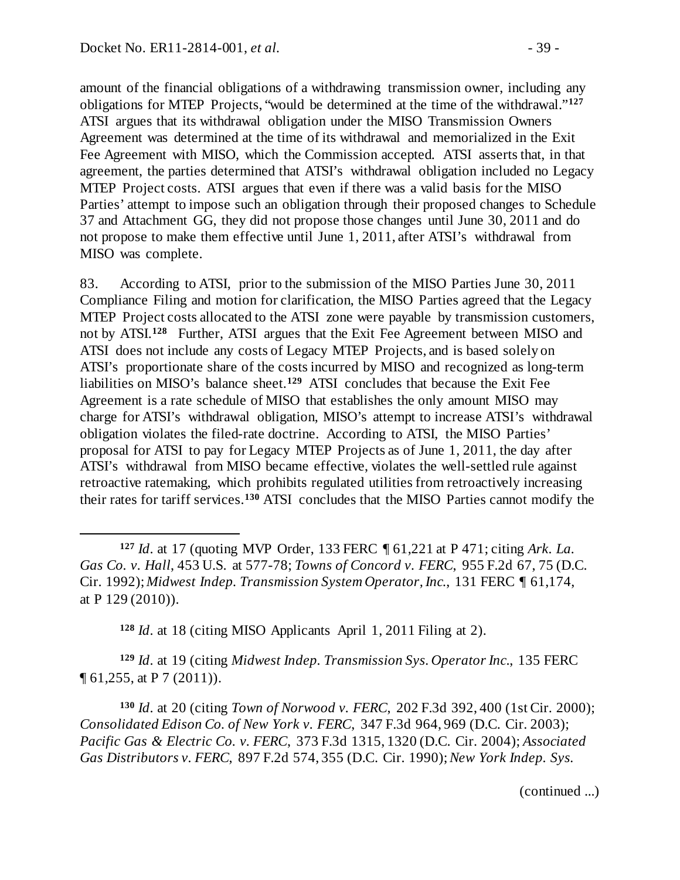amount of the financial obligations of a withdrawing transmission owner, including any obligations for MTEP Projects, "would be determined at the time of the withdrawal."[127] ATSI argues that its withdrawal obligation under the MISO Transmission Owners Agreement was determined at the time of its withdrawal and memorialized in the Exit Fee Agreement with MISO, which the Commission accepted. ATSI asserts that, in that agreement, the parties determined that ATSI's withdrawal obligation included no Legacy MTEP Project costs. ATSI argues that even if there was a valid basis for the MISO Parties' attempt to impose such an obligation through their proposed changes to Schedule 37 and Attachment GG, they did not propose those changes until June 30, 2011 and do not propose to make them effective until June 1, 2011, after ATSI's withdrawal from MISO was complete.

83. According to ATSI, prior to the submission of the MISO Parties June 30, 2011 Compliance Filing and motion for clarification, the MISO Parties agreed that the Legacy MTEP Project costs allocated to the ATSI zone were payable by transmission customers, not by ATSI.[128] Further, ATSI argues that the Exit Fee Agreement between MISO and ATSI does not include any costs of Legacy MTEP Projects, and is based solely on ATSI's proportionate share of the costs incurred by MISO and recognized as long-term liabilities on MISO's balance sheet.[129] ATSI concludes that because the Exit Fee Agreement is a rate schedule of MISO that establishes the only amount MISO may charge for ATSI's withdrawal obligation, MISO's attempt to increase ATSI's withdrawal obligation violates the filed-rate doctrine. According to ATSI, the MISO Parties' proposal for ATSI to pay for Legacy MTEP Projects as of June 1, 2011, the day after ATSI's withdrawal from MISO became effective, violates the well-settled rule against retroactive ratemaking, which prohibits regulated utilities from retroactively increasing their rates for tariff services.[130] ATSI concludes that the MISO Parties cannot modify the

---

[127] *Id*. at 17 (quoting MVP Order, 133 FERC ¶ 61,221 at P 471; citing *Ark. La. Gas Co. v. Hall*, 453 U.S. at 577-78; *Towns of Concord v. FERC*, 955 F.2d 67, 75 (D.C. Cir. 1992); *Midwest Indep. Transmission System Operator, Inc.*, 131 FERC ¶ 61,174, at P 129 (2010)).

[128] *Id*. at 18 (citing MISO Applicants April 1, 2011 Filing at 2).

[129] *Id*. at 19 (citing *Midwest Indep. Transmission Sys. Operator Inc.*, 135 FERC ¶ 61,255, at P 7 (2011)).

[130] *Id*. at 20 (citing *Town of Norwood v. FERC*, 202 F.3d 392, 400 (1st Cir. 2000); *Consolidated Edison Co. of New York v. FERC*, 347 F.3d 964, 969 (D.C. Cir. 2003); *Pacific Gas & Electric Co. v. FERC*, 373 F.3d 1315, 1320 (D.C. Cir. 2004); *Associated Gas Distributors v. FERC*, 897 F.2d 574, 355 (D.C. Cir. 1990); *New York Indep. Sys.*

(continued ...)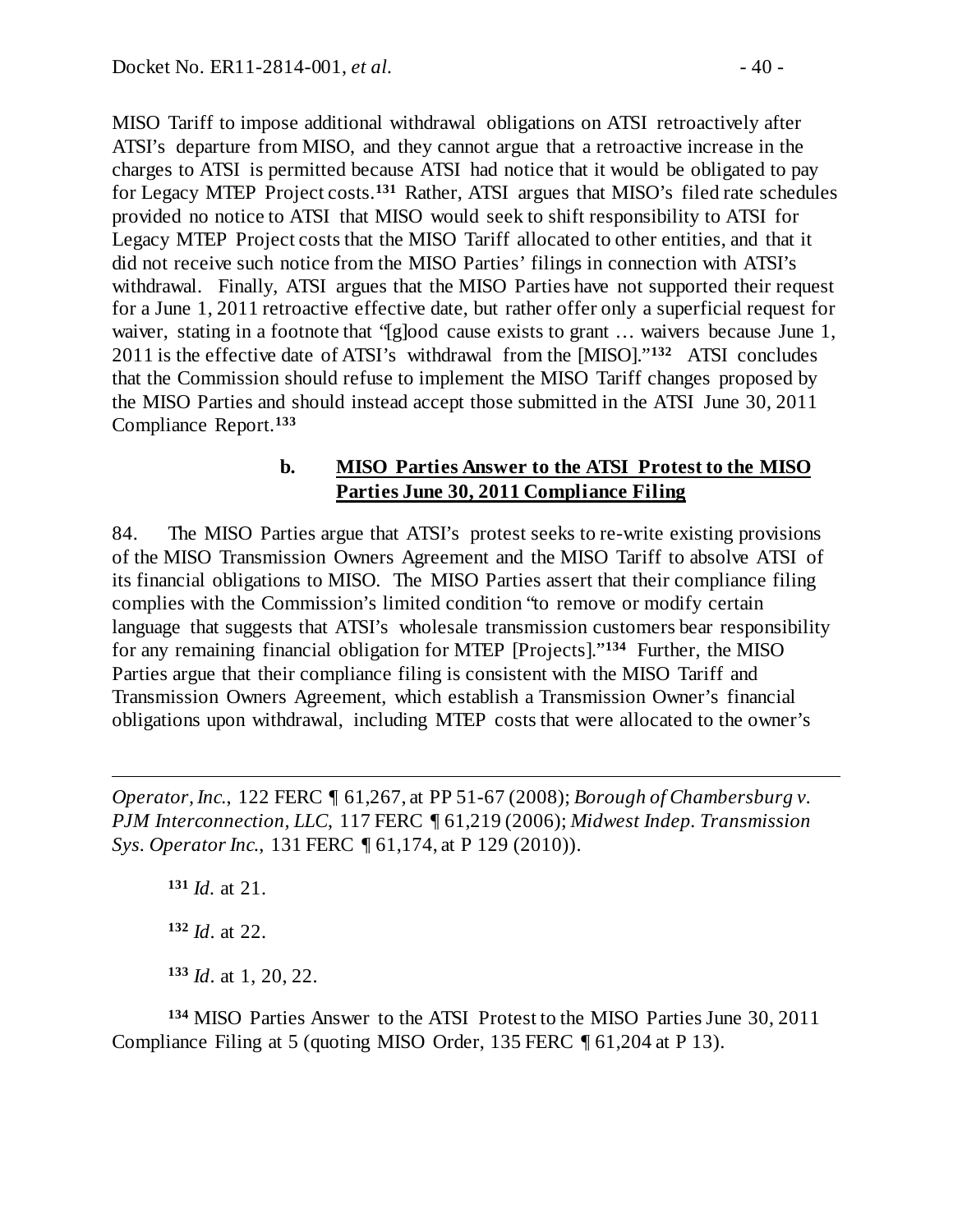MISO Tariff to impose additional withdrawal obligations on ATSI retroactively after ATSI's departure from MISO, and they cannot argue that a retroactive increase in the charges to ATSI is permitted because ATSI had notice that it would be obligated to pay for Legacy MTEP Project costs.[131] Rather, ATSI argues that MISO's filed rate schedules provided no notice to ATSI that MISO would seek to shift responsibility to ATSI for Legacy MTEP Project costs that the MISO Tariff allocated to other entities, and that it did not receive such notice from the MISO Parties' filings in connection with ATSI's withdrawal. Finally, ATSI argues that the MISO Parties have not supported their request for a June 1, 2011 retroactive effective date, but rather offer only a superficial request for waiver, stating in a footnote that "[g]ood cause exists to grant … waivers because June 1, 2011 is the effective date of ATSI's withdrawal from the [MISO]."[132] ATSI concludes that the Commission should refuse to implement the MISO Tariff changes proposed by the MISO Parties and should instead accept those submitted in the ATSI June 30, 2011 Compliance Report.[133]

#### b. MISO Parties Answer to the ATSI Protest to the MISO Parties June 30, 2011 Compliance Filing

84. The MISO Parties argue that ATSI's protest seeks to re-write existing provisions of the MISO Transmission Owners Agreement and the MISO Tariff to absolve ATSI of its financial obligations to MISO. The MISO Parties assert that their compliance filing complies with the Commission's limited condition "to remove or modify certain language that suggests that ATSI's wholesale transmission customers bear responsibility for any remaining financial obligation for MTEP [Projects]."[134] Further, the MISO Parties argue that their compliance filing is consistent with the MISO Tariff and Transmission Owners Agreement, which establish a Transmission Owner's financial obligations upon withdrawal, including MTEP costs that were allocated to the owner's

---

*Operator, Inc.*, 122 FERC ¶ 61,267, at PP 51-67 (2008); *Borough of Chambersburg v. PJM Interconnection, LLC*, 117 FERC ¶ 61,219 (2006); *Midwest Indep. Transmission Sys. Operator Inc.*, 131 FERC ¶ 61,174, at P 129 (2010)).

[131] *Id.* at 21.

[132] *Id.* at 22.

[133] *Id.* at 1, 20, 22.

[134] MISO Parties Answer to the ATSI Protest to the MISO Parties June 30, 2011 Compliance Filing at 5 (quoting MISO Order, 135 FERC ¶ 61,204 at P 13).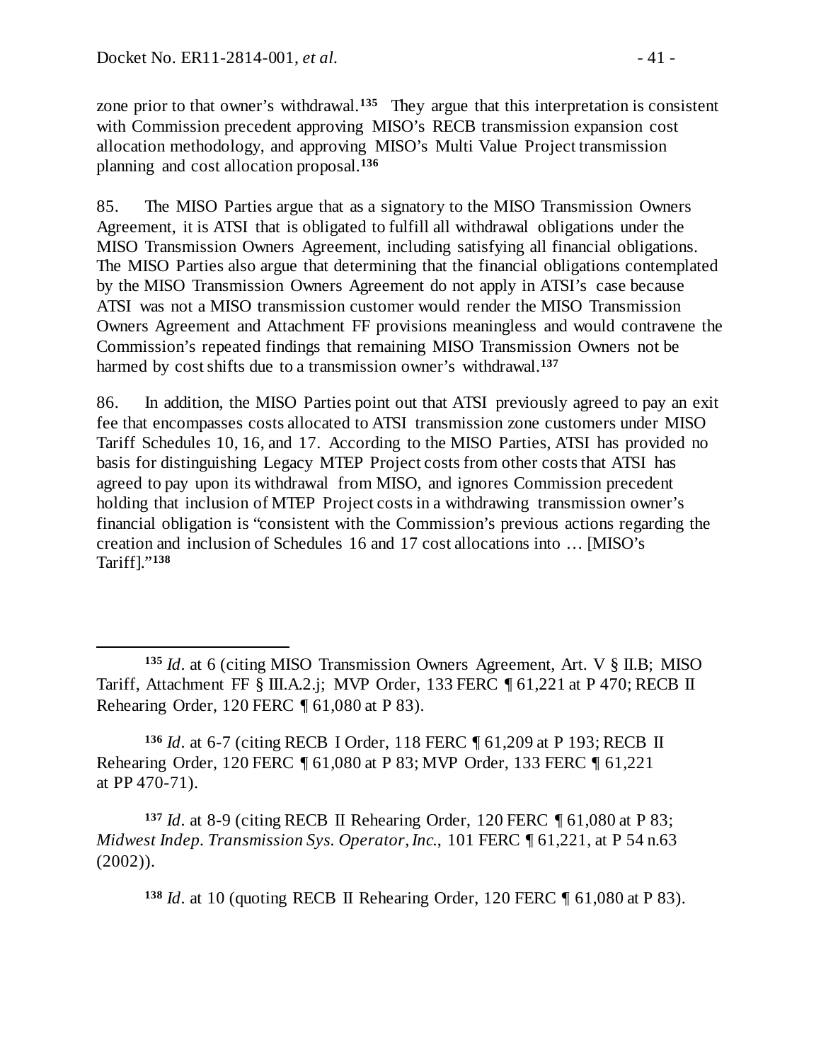zone prior to that owner's withdrawal.[135] They argue that this interpretation is consistent with Commission precedent approving MISO's RECB transmission expansion cost allocation methodology, and approving MISO's Multi Value Project transmission planning and cost allocation proposal.[136]

85. The MISO Parties argue that as a signatory to the MISO Transmission Owners Agreement, it is ATSI that is obligated to fulfill all withdrawal obligations under the MISO Transmission Owners Agreement, including satisfying all financial obligations. The MISO Parties also argue that determining that the financial obligations contemplated by the MISO Transmission Owners Agreement do not apply in ATSI's case because ATSI was not a MISO transmission customer would render the MISO Transmission Owners Agreement and Attachment FF provisions meaningless and would contravene the Commission's repeated findings that remaining MISO Transmission Owners not be harmed by cost shifts due to a transmission owner's withdrawal.[137]

86. In addition, the MISO Parties point out that ATSI previously agreed to pay an exit fee that encompasses costs allocated to ATSI transmission zone customers under MISO Tariff Schedules 10, 16, and 17. According to the MISO Parties, ATSI has provided no basis for distinguishing Legacy MTEP Project costs from other costs that ATSI has agreed to pay upon its withdrawal from MISO, and ignores Commission precedent holding that inclusion of MTEP Project costs in a withdrawing transmission owner's financial obligation is "consistent with the Commission's previous actions regarding the creation and inclusion of Schedules 16 and 17 cost allocations into … [MISO's Tariff]."[138]

---

[135] *Id*. at 6 (citing MISO Transmission Owners Agreement, Art. V § II.B; MISO Tariff, Attachment FF § III.A.2.j; MVP Order, 133 FERC ¶ 61,221 at P 470; RECB II Rehearing Order, 120 FERC ¶ 61,080 at P 83).

[136] *Id*. at 6-7 (citing RECB I Order, 118 FERC ¶ 61,209 at P 193; RECB II Rehearing Order, 120 FERC ¶ 61,080 at P 83; MVP Order, 133 FERC ¶ 61,221 at PP 470-71).

[137] *Id*. at 8-9 (citing RECB II Rehearing Order, 120 FERC ¶ 61,080 at P 83; *Midwest Indep. Transmission Sys. Operator, Inc.*, 101 FERC ¶ 61,221, at P 54 n.63 (2002)).

[138] *Id*. at 10 (quoting RECB II Rehearing Order, 120 FERC ¶ 61,080 at P 83).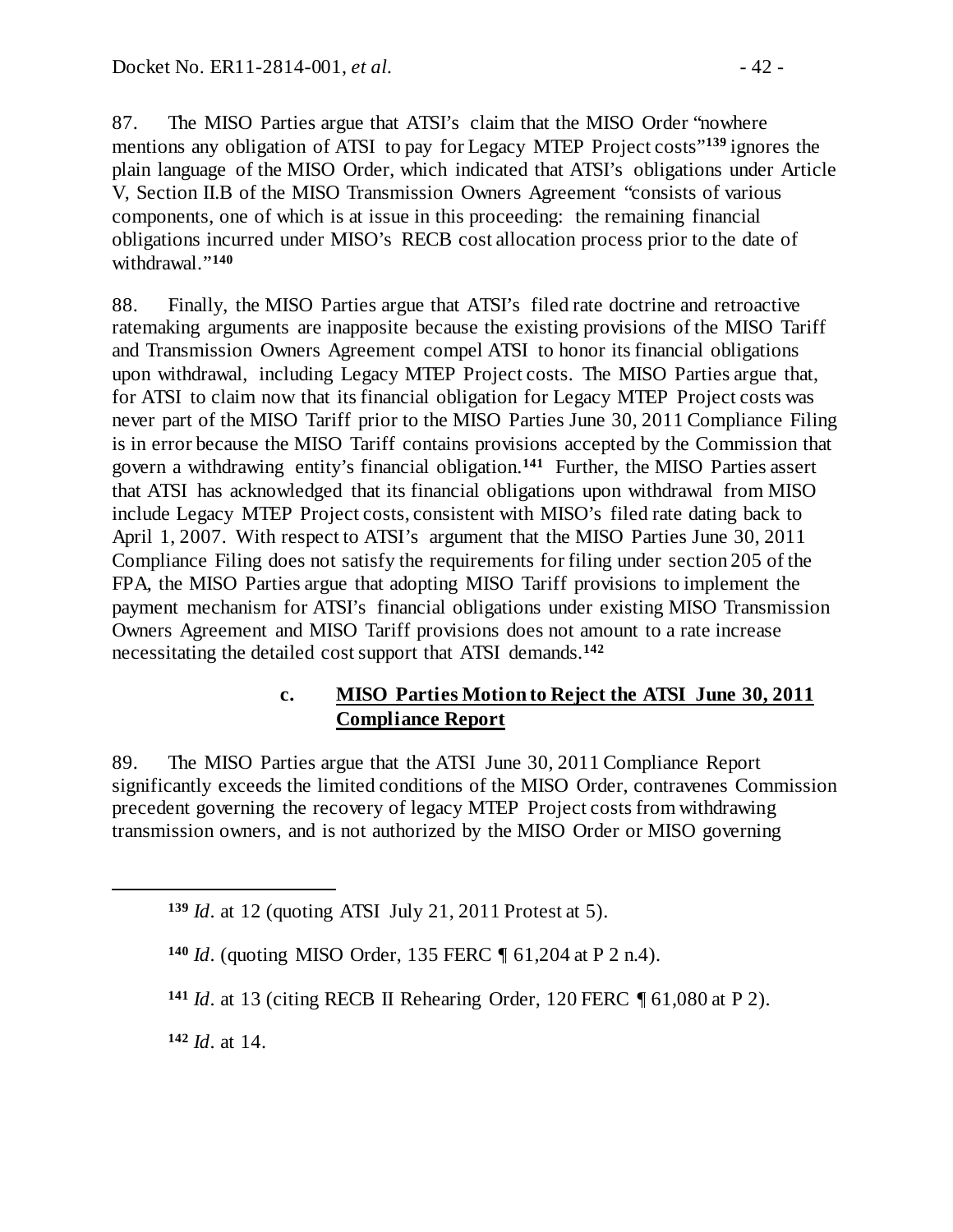87. The MISO Parties argue that ATSI's claim that the MISO Order "nowhere mentions any obligation of ATSI to pay for Legacy MTEP Project costs"[139] ignores the plain language of the MISO Order, which indicated that ATSI's obligations under Article V, Section II.B of the MISO Transmission Owners Agreement "consists of various components, one of which is at issue in this proceeding: the remaining financial obligations incurred under MISO's RECB cost allocation process prior to the date of withdrawal."[140]

88. Finally, the MISO Parties argue that ATSI's filed rate doctrine and retroactive ratemaking arguments are inapposite because the existing provisions of the MISO Tariff and Transmission Owners Agreement compel ATSI to honor its financial obligations upon withdrawal, including Legacy MTEP Project costs. The MISO Parties argue that, for ATSI to claim now that its financial obligation for Legacy MTEP Project costs was never part of the MISO Tariff prior to the MISO Parties June 30, 2011 Compliance Filing is in error because the MISO Tariff contains provisions accepted by the Commission that govern a withdrawing entity's financial obligation.[141] Further, the MISO Parties assert that ATSI has acknowledged that its financial obligations upon withdrawal from MISO include Legacy MTEP Project costs, consistent with MISO's filed rate dating back to April 1, 2007. With respect to ATSI's argument that the MISO Parties June 30, 2011 Compliance Filing does not satisfy the requirements for filing under section 205 of the FPA, the MISO Parties argue that adopting MISO Tariff provisions to implement the payment mechanism for ATSI's financial obligations under existing MISO Transmission Owners Agreement and MISO Tariff provisions does not amount to a rate increase necessitating the detailed cost support that ATSI demands.[142]

#### c. **MISO Parties Motion to Reject the ATSI June 30, 2011 Compliance Report**

89. The MISO Parties argue that the ATSI June 30, 2011 Compliance Report significantly exceeds the limited conditions of the MISO Order, contravenes Commission precedent governing the recovery of legacy MTEP Project costs from withdrawing transmission owners, and is not authorized by the MISO Order or MISO governing

---

[139] *Id*. at 12 (quoting ATSI July 21, 2011 Protest at 5).

[140] *Id*. (quoting MISO Order, 135 FERC ¶ 61,204 at P 2 n.4).

[141] *Id*. at 13 (citing RECB II Rehearing Order, 120 FERC ¶ 61,080 at P 2).

[142] *Id*. at 14.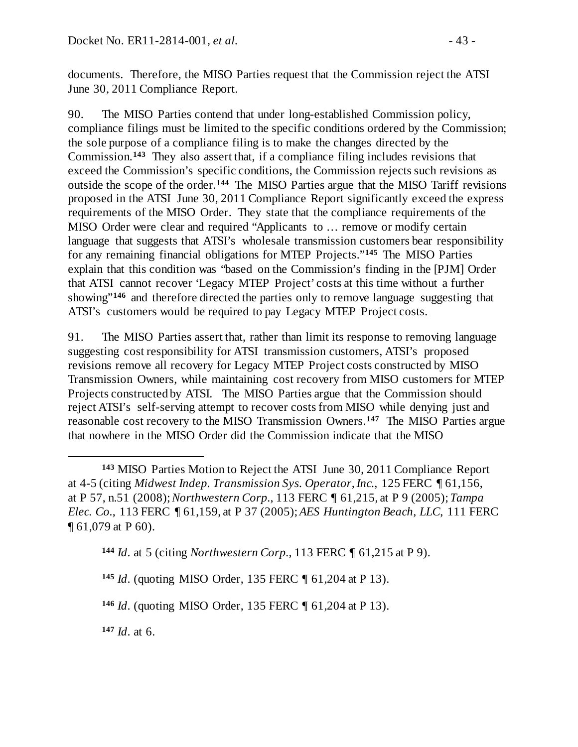documents. Therefore, the MISO Parties request that the Commission reject the ATSI June 30, 2011 Compliance Report.

90. The MISO Parties contend that under long-established Commission policy, compliance filings must be limited to the specific conditions ordered by the Commission; the sole purpose of a compliance filing is to make the changes directed by the Commission.[143] They also assert that, if a compliance filing includes revisions that exceed the Commission's specific conditions, the Commission rejects such revisions as outside the scope of the order.[144] The MISO Parties argue that the MISO Tariff revisions proposed in the ATSI June 30, 2011 Compliance Report significantly exceed the express requirements of the MISO Order. They state that the compliance requirements of the MISO Order were clear and required "Applicants to … remove or modify certain language that suggests that ATSI's wholesale transmission customers bear responsibility for any remaining financial obligations for MTEP Projects."[145] The MISO Parties explain that this condition was "based on the Commission's finding in the [PJM] Order that ATSI cannot recover 'Legacy MTEP Project' costs at this time without a further showing"[146] and therefore directed the parties only to remove language suggesting that ATSI's customers would be required to pay Legacy MTEP Project costs.

91. The MISO Parties assert that, rather than limit its response to removing language suggesting cost responsibility for ATSI transmission customers, ATSI's proposed revisions remove all recovery for Legacy MTEP Project costs constructed by MISO Transmission Owners, while maintaining cost recovery from MISO customers for MTEP Projects constructed by ATSI. The MISO Parties argue that the Commission should reject ATSI's self-serving attempt to recover costs from MISO while denying just and reasonable cost recovery to the MISO Transmission Owners.[147] The MISO Parties argue that nowhere in the MISO Order did the Commission indicate that the MISO

---

[143] MISO Parties Motion to Reject the ATSI June 30, 2011 Compliance Report at 4-5 (citing *Midwest Indep. Transmission Sys. Operator, Inc.*, 125 FERC ¶ 61,156, at P 57, n.51 (2008); *Northwestern Corp.*, 113 FERC ¶ 61,215, at P 9 (2005); *Tampa Elec. Co.*, 113 FERC ¶ 61,159, at P 37 (2005); *AES Huntington Beach, LLC*, 111 FERC ¶ 61,079 at P 60).

[144] *Id.* at 5 (citing *Northwestern Corp.*, 113 FERC ¶ 61,215 at P 9).

[145] *Id.* (quoting MISO Order, 135 FERC ¶ 61,204 at P 13).

[146] *Id.* (quoting MISO Order, 135 FERC ¶ 61,204 at P 13).

[147] *Id.* at 6.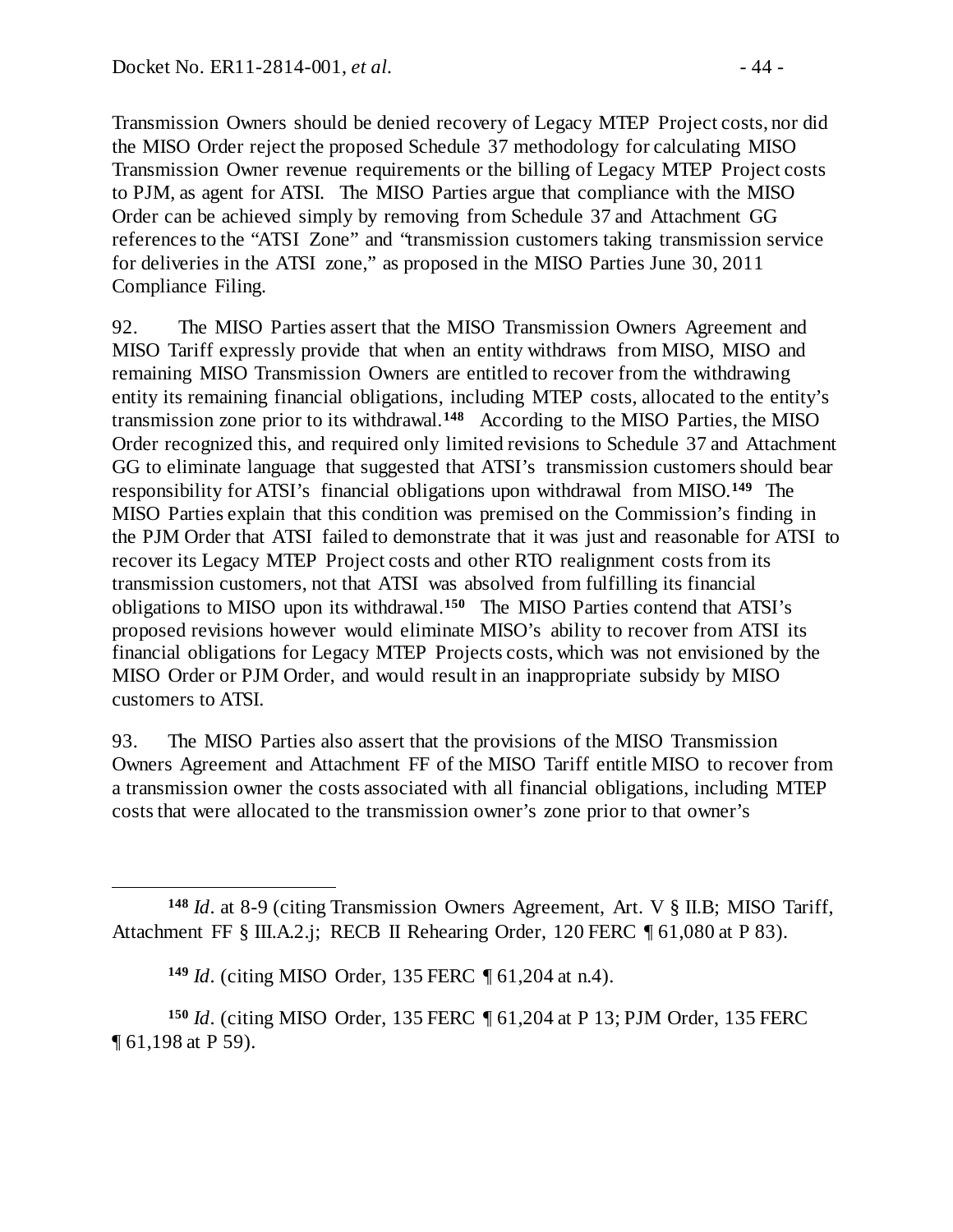Transmission Owners should be denied recovery of Legacy MTEP Project costs, nor did the MISO Order reject the proposed Schedule 37 methodology for calculating MISO Transmission Owner revenue requirements or the billing of Legacy MTEP Project costs to PJM, as agent for ATSI. The MISO Parties argue that compliance with the MISO Order can be achieved simply by removing from Schedule 37 and Attachment GG references to the "ATSI Zone" and "transmission customers taking transmission service for deliveries in the ATSI zone," as proposed in the MISO Parties June 30, 2011 Compliance Filing.

92. The MISO Parties assert that the MISO Transmission Owners Agreement and MISO Tariff expressly provide that when an entity withdraws from MISO, MISO and remaining MISO Transmission Owners are entitled to recover from the withdrawing entity its remaining financial obligations, including MTEP costs, allocated to the entity's transmission zone prior to its withdrawal.[148] According to the MISO Parties, the MISO Order recognized this, and required only limited revisions to Schedule 37 and Attachment GG to eliminate language that suggested that ATSI's transmission customers should bear responsibility for ATSI's financial obligations upon withdrawal from MISO.[149] The MISO Parties explain that this condition was premised on the Commission's finding in the PJM Order that ATSI failed to demonstrate that it was just and reasonable for ATSI to recover its Legacy MTEP Project costs and other RTO realignment costs from its transmission customers, not that ATSI was absolved from fulfilling its financial obligations to MISO upon its withdrawal.[150] The MISO Parties contend that ATSI's proposed revisions however would eliminate MISO's ability to recover from ATSI its financial obligations for Legacy MTEP Projects costs, which was not envisioned by the MISO Order or PJM Order, and would result in an inappropriate subsidy by MISO customers to ATSI.

93. The MISO Parties also assert that the provisions of the MISO Transmission Owners Agreement and Attachment FF of the MISO Tariff entitle MISO to recover from a transmission owner the costs associated with all financial obligations, including MTEP costs that were allocated to the transmission owner's zone prior to that owner's

---

[148] *Id*. at 8-9 (citing Transmission Owners Agreement, Art. V § II.B; MISO Tariff, Attachment FF § III.A.2.j; RECB II Rehearing Order, 120 FERC ¶ 61,080 at P 83).

[149] *Id*. (citing MISO Order, 135 FERC ¶ 61,204 at n.4).

[150] *Id*. (citing MISO Order, 135 FERC ¶ 61,204 at P 13; PJM Order, 135 FERC ¶ 61,198 at P 59).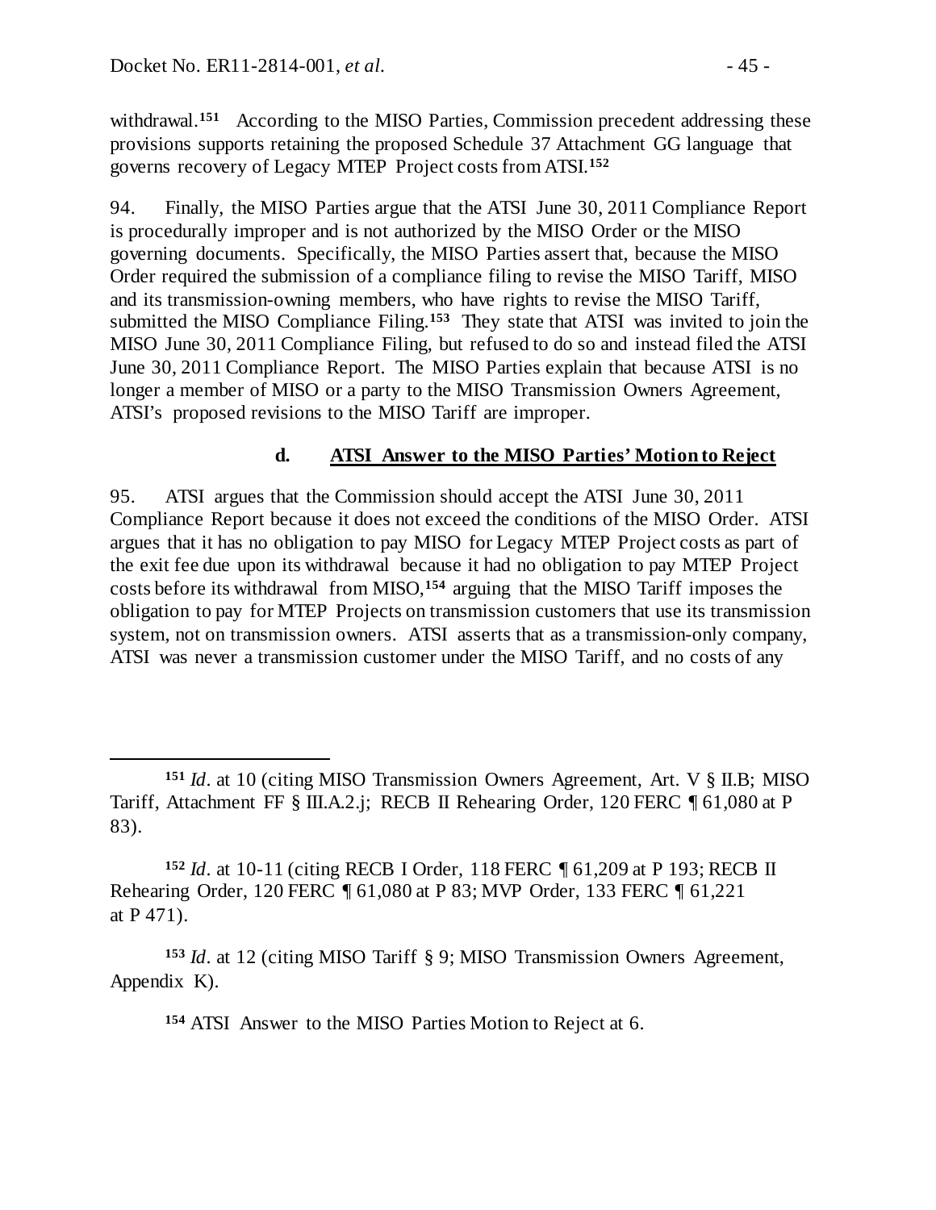withdrawal.[151] According to the MISO Parties, Commission precedent addressing these provisions supports retaining the proposed Schedule 37 Attachment GG language that governs recovery of Legacy MTEP Project costs from ATSI.[152]

94. Finally, the MISO Parties argue that the ATSI June 30, 2011 Compliance Report is procedurally improper and is not authorized by the MISO Order or the MISO governing documents. Specifically, the MISO Parties assert that, because the MISO Order required the submission of a compliance filing to revise the MISO Tariff, MISO and its transmission-owning members, who have rights to revise the MISO Tariff, submitted the MISO Compliance Filing.[153] They state that ATSI was invited to join the MISO June 30, 2011 Compliance Filing, but refused to do so and instead filed the ATSI June 30, 2011 Compliance Report. The MISO Parties explain that because ATSI is no longer a member of MISO or a party to the MISO Transmission Owners Agreement, ATSI's proposed revisions to the MISO Tariff are improper.

#### d. ATSI Answer to the MISO Parties' Motion to Reject

95. ATSI argues that the Commission should accept the ATSI June 30, 2011 Compliance Report because it does not exceed the conditions of the MISO Order. ATSI argues that it has no obligation to pay MISO for Legacy MTEP Project costs as part of the exit fee due upon its withdrawal because it had no obligation to pay MTEP Project costs before its withdrawal from MISO,[154] arguing that the MISO Tariff imposes the obligation to pay for MTEP Projects on transmission customers that use its transmission system, not on transmission owners. ATSI asserts that as a transmission-only company, ATSI was never a transmission customer under the MISO Tariff, and no costs of any

---

[151] *Id*. at 10 (citing MISO Transmission Owners Agreement, Art. V § II.B; MISO Tariff, Attachment FF § III.A.2.j; RECB II Rehearing Order, 120 FERC ¶ 61,080 at P 83).

[152] *Id*. at 10-11 (citing RECB I Order, 118 FERC ¶ 61,209 at P 193; RECB II Rehearing Order, 120 FERC ¶ 61,080 at P 83; MVP Order, 133 FERC ¶ 61,221 at P 471).

[153] *Id*. at 12 (citing MISO Tariff § 9; MISO Transmission Owners Agreement, Appendix K).

[154] ATSI Answer to the MISO Parties Motion to Reject at 6.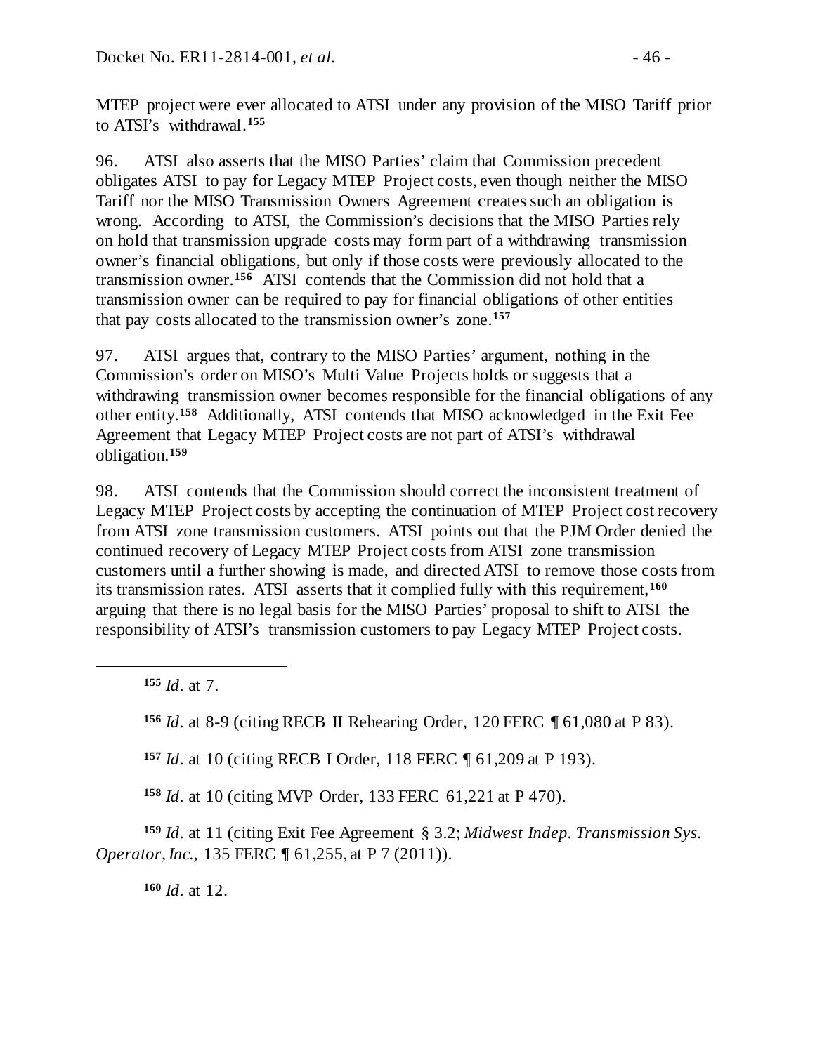MTEP project were ever allocated to ATSI under any provision of the MISO Tariff prior to ATSI's withdrawal.[155]

96. ATSI also asserts that the MISO Parties' claim that Commission precedent obligates ATSI to pay for Legacy MTEP Project costs, even though neither the MISO Tariff nor the MISO Transmission Owners Agreement creates such an obligation is wrong. According to ATSI, the Commission's decisions that the MISO Parties rely on hold that transmission upgrade costs may form part of a withdrawing transmission owner's financial obligations, but only if those costs were previously allocated to the transmission owner.[156] ATSI contends that the Commission did not hold that a transmission owner can be required to pay for financial obligations of other entities that pay costs allocated to the transmission owner's zone.[157]

97. ATSI argues that, contrary to the MISO Parties' argument, nothing in the Commission's order on MISO's Multi Value Projects holds or suggests that a withdrawing transmission owner becomes responsible for the financial obligations of any other entity.[158] Additionally, ATSI contends that MISO acknowledged in the Exit Fee Agreement that Legacy MTEP Project costs are not part of ATSI's withdrawal obligation.[159]

98. ATSI contends that the Commission should correct the inconsistent treatment of Legacy MTEP Project costs by accepting the continuation of MTEP Project cost recovery from ATSI zone transmission customers. ATSI points out that the PJM Order denied the continued recovery of Legacy MTEP Project costs from ATSI zone transmission customers until a further showing is made, and directed ATSI to remove those costs from its transmission rates. ATSI asserts that it complied fully with this requirement,[160] arguing that there is no legal basis for the MISO Parties' proposal to shift to ATSI the responsibility of ATSI's transmission customers to pay Legacy MTEP Project costs.

---

[155] *Id*. at 7.

[156] *Id*. at 8-9 (citing RECB II Rehearing Order, 120 FERC ¶ 61,080 at P 83).

[157] *Id*. at 10 (citing RECB I Order, 118 FERC ¶ 61,209 at P 193).

[158] *Id*. at 10 (citing MVP Order, 133 FERC 61,221 at P 470).

[159] *Id*. at 11 (citing Exit Fee Agreement § 3.2; *Midwest Indep. Transmission Sys. Operator, Inc.*, 135 FERC ¶ 61,255, at P 7 (2011)).

[160] *Id*. at 12.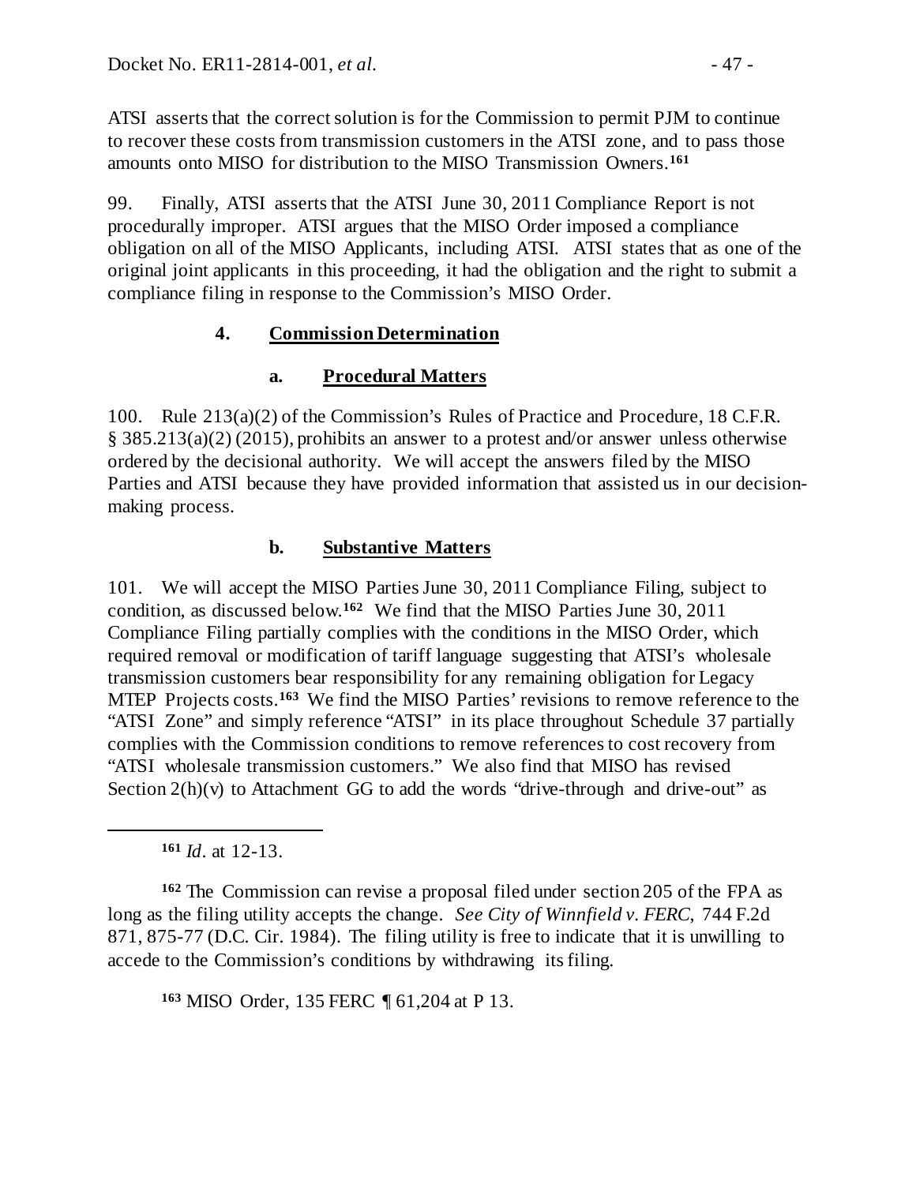ATSI asserts that the correct solution is for the Commission to permit PJM to continue to recover these costs from transmission customers in the ATSI zone, and to pass those amounts onto MISO for distribution to the MISO Transmission Owners.[161]

99. Finally, ATSI asserts that the ATSI June 30, 2011 Compliance Report is not procedurally improper. ATSI argues that the MISO Order imposed a compliance obligation on all of the MISO Applicants, including ATSI. ATSI states that as one of the original joint applicants in this proceeding, it had the obligation and the right to submit a compliance filing in response to the Commission's MISO Order.

### 4. Commission Determination

#### a. Procedural Matters

100. Rule 213(a)(2) of the Commission's Rules of Practice and Procedure, 18 C.F.R. § 385.213(a)(2) (2015), prohibits an answer to a protest and/or answer unless otherwise ordered by the decisional authority. We will accept the answers filed by the MISO Parties and ATSI because they have provided information that assisted us in our decision-making process.

#### b. Substantive Matters

101. We will accept the MISO Parties June 30, 2011 Compliance Filing, subject to condition, as discussed below.[162] We find that the MISO Parties June 30, 2011 Compliance Filing partially complies with the conditions in the MISO Order, which required removal or modification of tariff language suggesting that ATSI's wholesale transmission customers bear responsibility for any remaining obligation for Legacy MTEP Projects costs.[163] We find the MISO Parties' revisions to remove reference to the "ATSI Zone" and simply reference "ATSI" in its place throughout Schedule 37 partially complies with the Commission conditions to remove references to cost recovery from "ATSI wholesale transmission customers." We also find that MISO has revised Section 2(h)(v) to Attachment GG to add the words "drive-through and drive-out" as

---

[161] *Id*. at 12-13.

[162] The Commission can revise a proposal filed under section 205 of the FPA as long as the filing utility accepts the change. *See City of Winnfield v. FERC*, 744 F.2d 871, 875-77 (D.C. Cir. 1984). The filing utility is free to indicate that it is unwilling to accede to the Commission's conditions by withdrawing its filing.

[163] MISO Order, 135 FERC ¶ 61,204 at P 13.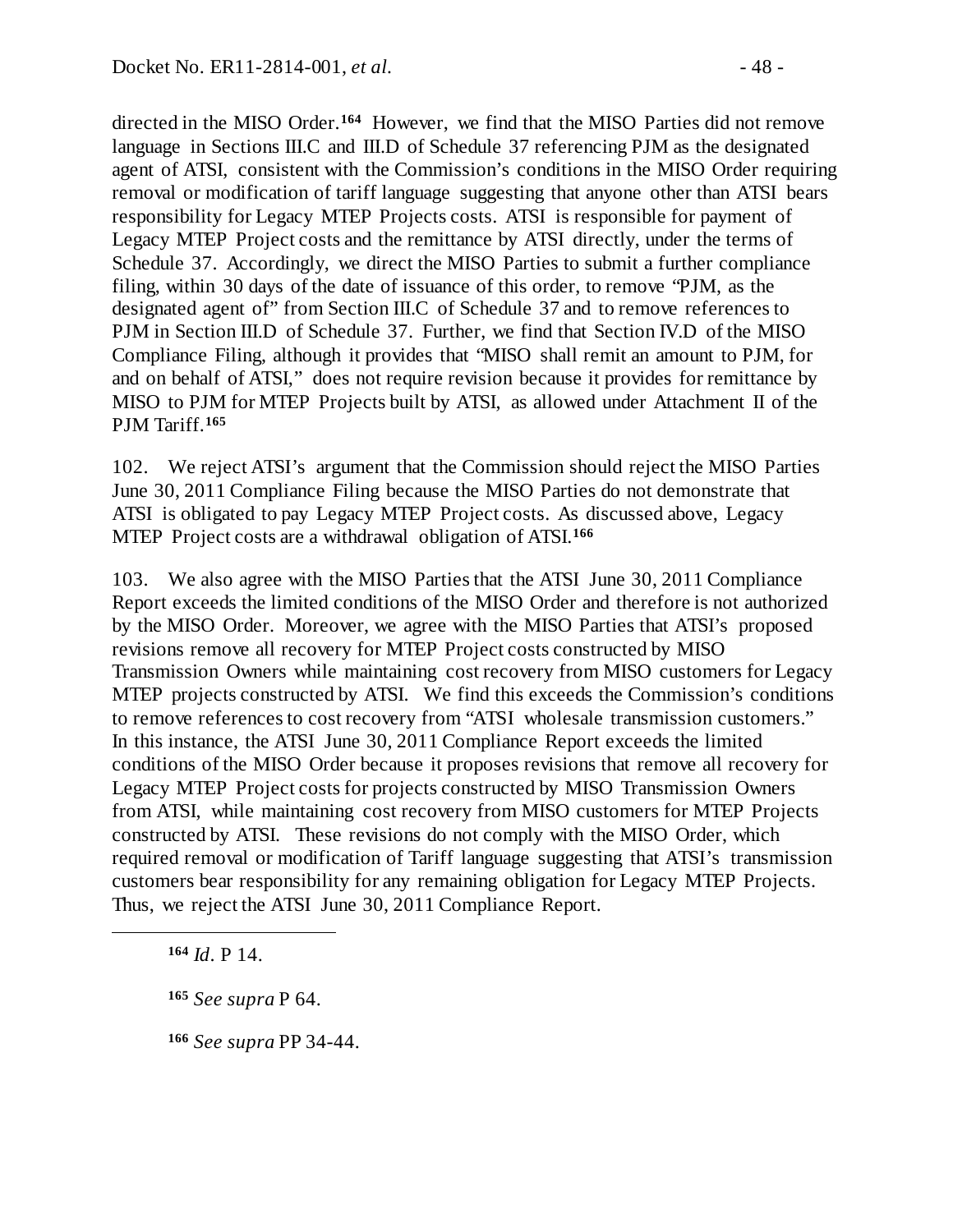directed in the MISO Order.[164] However, we find that the MISO Parties did not remove language in Sections III.C and III.D of Schedule 37 referencing PJM as the designated agent of ATSI, consistent with the Commission's conditions in the MISO Order requiring removal or modification of tariff language suggesting that anyone other than ATSI bears responsibility for Legacy MTEP Projects costs. ATSI is responsible for payment of Legacy MTEP Project costs and the remittance by ATSI directly, under the terms of Schedule 37. Accordingly, we direct the MISO Parties to submit a further compliance filing, within 30 days of the date of issuance of this order, to remove "PJM, as the designated agent of" from Section III.C of Schedule 37 and to remove references to PJM in Section III.D of Schedule 37. Further, we find that Section IV.D of the MISO Compliance Filing, although it provides that "MISO shall remit an amount to PJM, for and on behalf of ATSI," does not require revision because it provides for remittance by MISO to PJM for MTEP Projects built by ATSI, as allowed under Attachment II of the PJM Tariff.[165]

102. We reject ATSI's argument that the Commission should reject the MISO Parties June 30, 2011 Compliance Filing because the MISO Parties do not demonstrate that ATSI is obligated to pay Legacy MTEP Project costs. As discussed above, Legacy MTEP Project costs are a withdrawal obligation of ATSI.[166]

103. We also agree with the MISO Parties that the ATSI June 30, 2011 Compliance Report exceeds the limited conditions of the MISO Order and therefore is not authorized by the MISO Order. Moreover, we agree with the MISO Parties that ATSI's proposed revisions remove all recovery for MTEP Project costs constructed by MISO Transmission Owners while maintaining cost recovery from MISO customers for Legacy MTEP projects constructed by ATSI. We find this exceeds the Commission's conditions to remove references to cost recovery from "ATSI wholesale transmission customers." In this instance, the ATSI June 30, 2011 Compliance Report exceeds the limited conditions of the MISO Order because it proposes revisions that remove all recovery for Legacy MTEP Project costs for projects constructed by MISO Transmission Owners from ATSI, while maintaining cost recovery from MISO customers for MTEP Projects constructed by ATSI. These revisions do not comply with the MISO Order, which required removal or modification of Tariff language suggesting that ATSI's transmission customers bear responsibility for any remaining obligation for Legacy MTEP Projects. Thus, we reject the ATSI June 30, 2011 Compliance Report.

---

[164] *Id*. P 14.

[165] *See supra* P 64.

[166] *See supra* PP 34-44.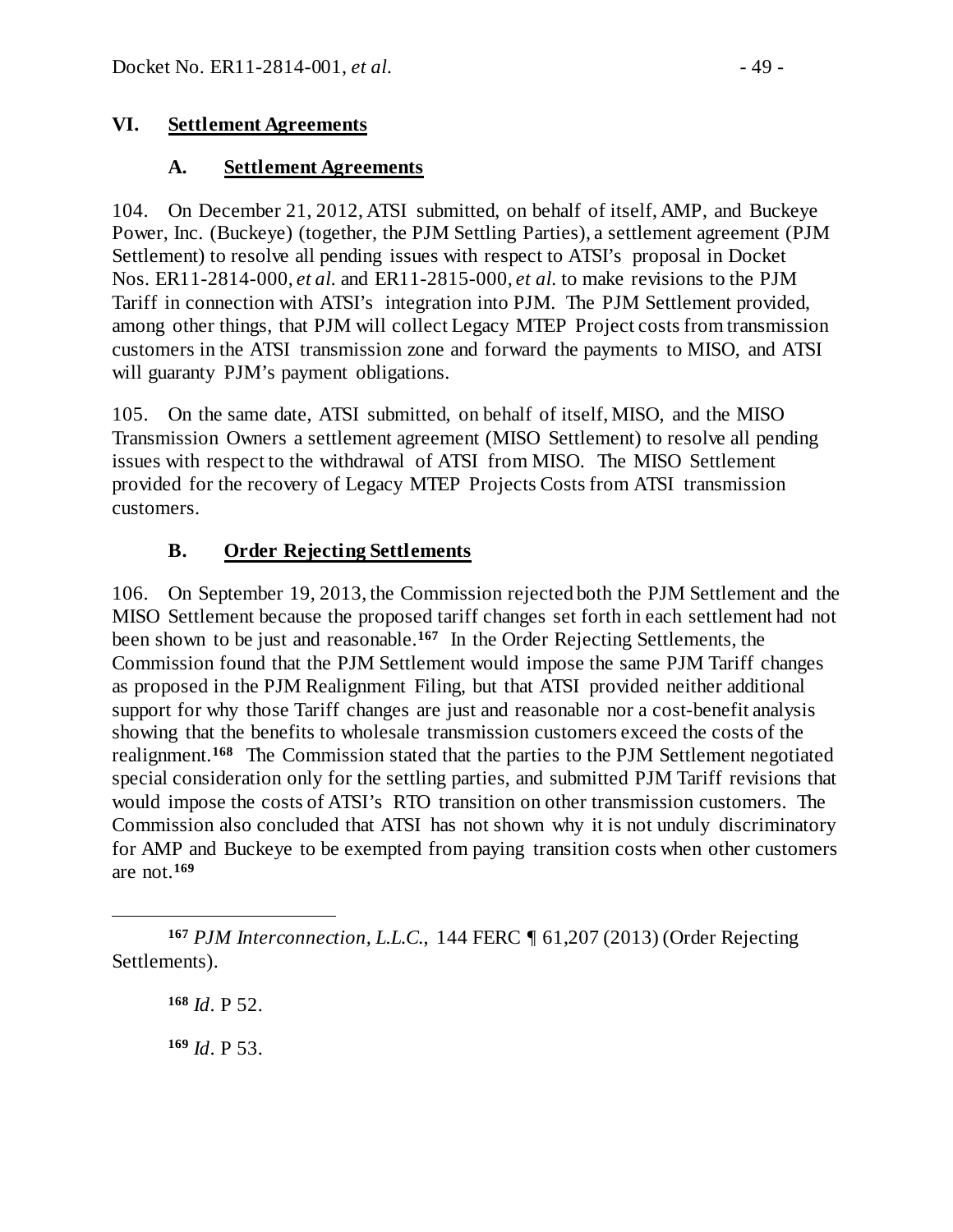## VI. Settlement Agreements

### A. Settlement Agreements

104. On December 21, 2012, ATSI submitted, on behalf of itself, AMP, and Buckeye Power, Inc. (Buckeye) (together, the PJM Settling Parties), a settlement agreement (PJM Settlement) to resolve all pending issues with respect to ATSI's proposal in Docket Nos. ER11-2814-000, *et al.* and ER11-2815-000, *et al.* to make revisions to the PJM Tariff in connection with ATSI's integration into PJM. The PJM Settlement provided, among other things, that PJM will collect Legacy MTEP Project costs from transmission customers in the ATSI transmission zone and forward the payments to MISO, and ATSI will guaranty PJM's payment obligations.

105. On the same date, ATSI submitted, on behalf of itself, MISO, and the MISO Transmission Owners a settlement agreement (MISO Settlement) to resolve all pending issues with respect to the withdrawal of ATSI from MISO. The MISO Settlement provided for the recovery of Legacy MTEP Projects Costs from ATSI transmission customers.

### B. Order Rejecting Settlements

106. On September 19, 2013, the Commission rejected both the PJM Settlement and the MISO Settlement because the proposed tariff changes set forth in each settlement had not been shown to be just and reasonable.[167] In the Order Rejecting Settlements, the Commission found that the PJM Settlement would impose the same PJM Tariff changes as proposed in the PJM Realignment Filing, but that ATSI provided neither additional support for why those Tariff changes are just and reasonable nor a cost-benefit analysis showing that the benefits to wholesale transmission customers exceed the costs of the realignment.[168] The Commission stated that the parties to the PJM Settlement negotiated special consideration only for the settling parties, and submitted PJM Tariff revisions that would impose the costs of ATSI's RTO transition on other transmission customers. The Commission also concluded that ATSI has not shown why it is not unduly discriminatory for AMP and Buckeye to be exempted from paying transition costs when other customers are not.[169]

---

[167] *PJM Interconnection, L.L.C.*, 144 FERC ¶ 61,207 (2013) (Order Rejecting Settlements).

[168] *Id*. P 52.

[169] *Id*. P 53.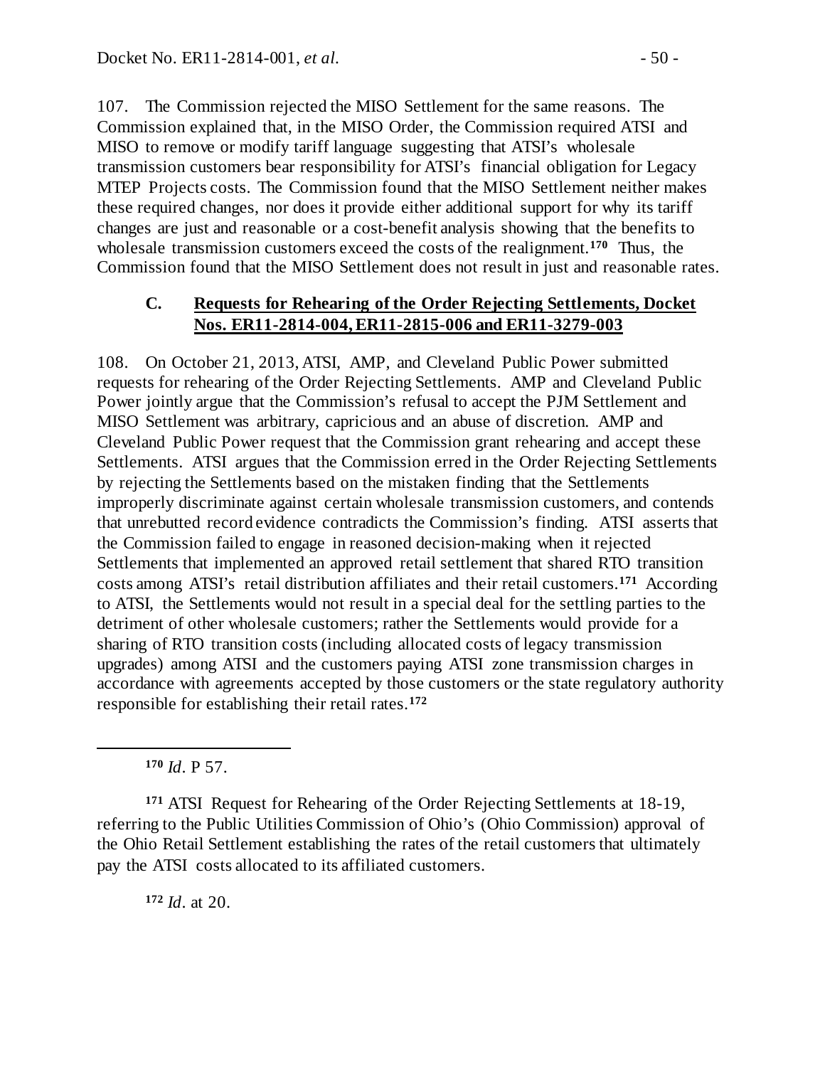107. The Commission rejected the MISO Settlement for the same reasons. The Commission explained that, in the MISO Order, the Commission required ATSI and MISO to remove or modify tariff language suggesting that ATSI's wholesale transmission customers bear responsibility for ATSI's financial obligation for Legacy MTEP Projects costs. The Commission found that the MISO Settlement neither makes these required changes, nor does it provide either additional support for why its tariff changes are just and reasonable or a cost-benefit analysis showing that the benefits to wholesale transmission customers exceed the costs of the realignment.[170] Thus, the Commission found that the MISO Settlement does not result in just and reasonable rates.

### C. <u>Requests for Rehearing of the Order Rejecting Settlements, Docket Nos. ER11-2814-004, ER11-2815-006 and ER11-3279-003</u>

108. On October 21, 2013, ATSI, AMP, and Cleveland Public Power submitted requests for rehearing of the Order Rejecting Settlements. AMP and Cleveland Public Power jointly argue that the Commission's refusal to accept the PJM Settlement and MISO Settlement was arbitrary, capricious and an abuse of discretion. AMP and Cleveland Public Power request that the Commission grant rehearing and accept these Settlements. ATSI argues that the Commission erred in the Order Rejecting Settlements by rejecting the Settlements based on the mistaken finding that the Settlements improperly discriminate against certain wholesale transmission customers, and contends that unrebutted record evidence contradicts the Commission's finding. ATSI asserts that the Commission failed to engage in reasoned decision-making when it rejected Settlements that implemented an approved retail settlement that shared RTO transition costs among ATSI's retail distribution affiliates and their retail customers.[171] According to ATSI, the Settlements would not result in a special deal for the settling parties to the detriment of other wholesale customers; rather the Settlements would provide for a sharing of RTO transition costs (including allocated costs of legacy transmission upgrades) among ATSI and the customers paying ATSI zone transmission charges in accordance with agreements accepted by those customers or the state regulatory authority responsible for establishing their retail rates.[172]

---

[170] *Id*. P 57.

[171] ATSI Request for Rehearing of the Order Rejecting Settlements at 18-19, referring to the Public Utilities Commission of Ohio's (Ohio Commission) approval of the Ohio Retail Settlement establishing the rates of the retail customers that ultimately pay the ATSI costs allocated to its affiliated customers.

[172] *Id*. at 20.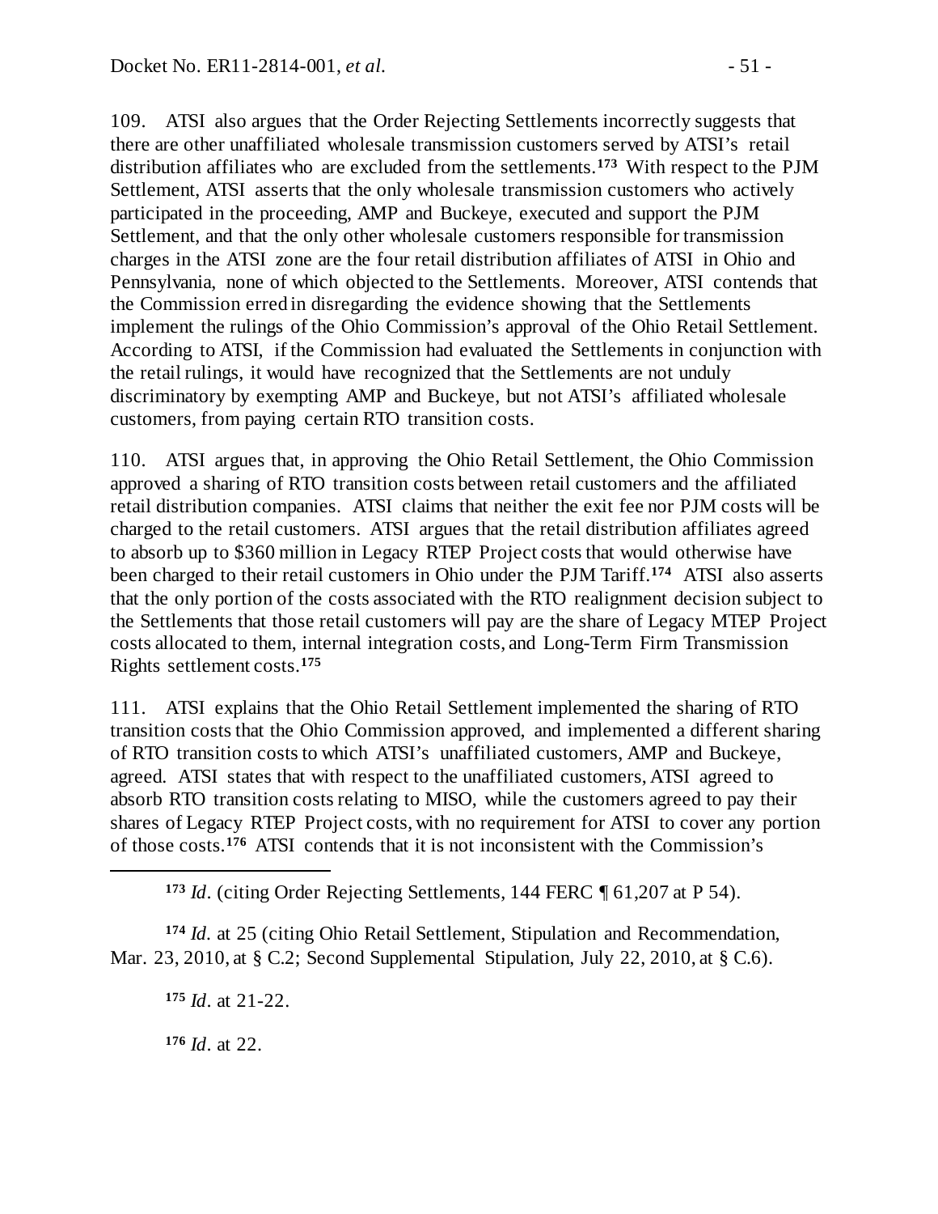109. ATSI also argues that the Order Rejecting Settlements incorrectly suggests that there are other unaffiliated wholesale transmission customers served by ATSI's retail distribution affiliates who are excluded from the settlements.[173] With respect to the PJM Settlement, ATSI asserts that the only wholesale transmission customers who actively participated in the proceeding, AMP and Buckeye, executed and support the PJM Settlement, and that the only other wholesale customers responsible for transmission charges in the ATSI zone are the four retail distribution affiliates of ATSI in Ohio and Pennsylvania, none of which objected to the Settlements. Moreover, ATSI contends that the Commission erred in disregarding the evidence showing that the Settlements implement the rulings of the Ohio Commission's approval of the Ohio Retail Settlement. According to ATSI, if the Commission had evaluated the Settlements in conjunction with the retail rulings, it would have recognized that the Settlements are not unduly discriminatory by exempting AMP and Buckeye, but not ATSI's affiliated wholesale customers, from paying certain RTO transition costs.

110. ATSI argues that, in approving the Ohio Retail Settlement, the Ohio Commission approved a sharing of RTO transition costs between retail customers and the affiliated retail distribution companies. ATSI claims that neither the exit fee nor PJM costs will be charged to the retail customers. ATSI argues that the retail distribution affiliates agreed to absorb up to $360 million in Legacy RTEP Project costs that would otherwise have been charged to their retail customers in Ohio under the PJM Tariff.[174] ATSI also asserts that the only portion of the costs associated with the RTO realignment decision subject to the Settlements that those retail customers will pay are the share of Legacy MTEP Project costs allocated to them, internal integration costs, and Long-Term Firm Transmission Rights settlement costs.[175]

111. ATSI explains that the Ohio Retail Settlement implemented the sharing of RTO transition costs that the Ohio Commission approved, and implemented a different sharing of RTO transition costs to which ATSI's unaffiliated customers, AMP and Buckeye, agreed. ATSI states that with respect to the unaffiliated customers, ATSI agreed to absorb RTO transition costs relating to MISO, while the customers agreed to pay their shares of Legacy RTEP Project costs, with no requirement for ATSI to cover any portion of those costs.[176] ATSI contends that it is not inconsistent with the Commission's

---

[173] *Id*. (citing Order Rejecting Settlements, 144 FERC ¶ 61,207 at P 54).

[174] *Id*. at 25 (citing Ohio Retail Settlement, Stipulation and Recommendation, Mar. 23, 2010, at § C.2; Second Supplemental Stipulation, July 22, 2010, at § C.6).

[175] *Id*. at 21-22.

[176] *Id*. at 22.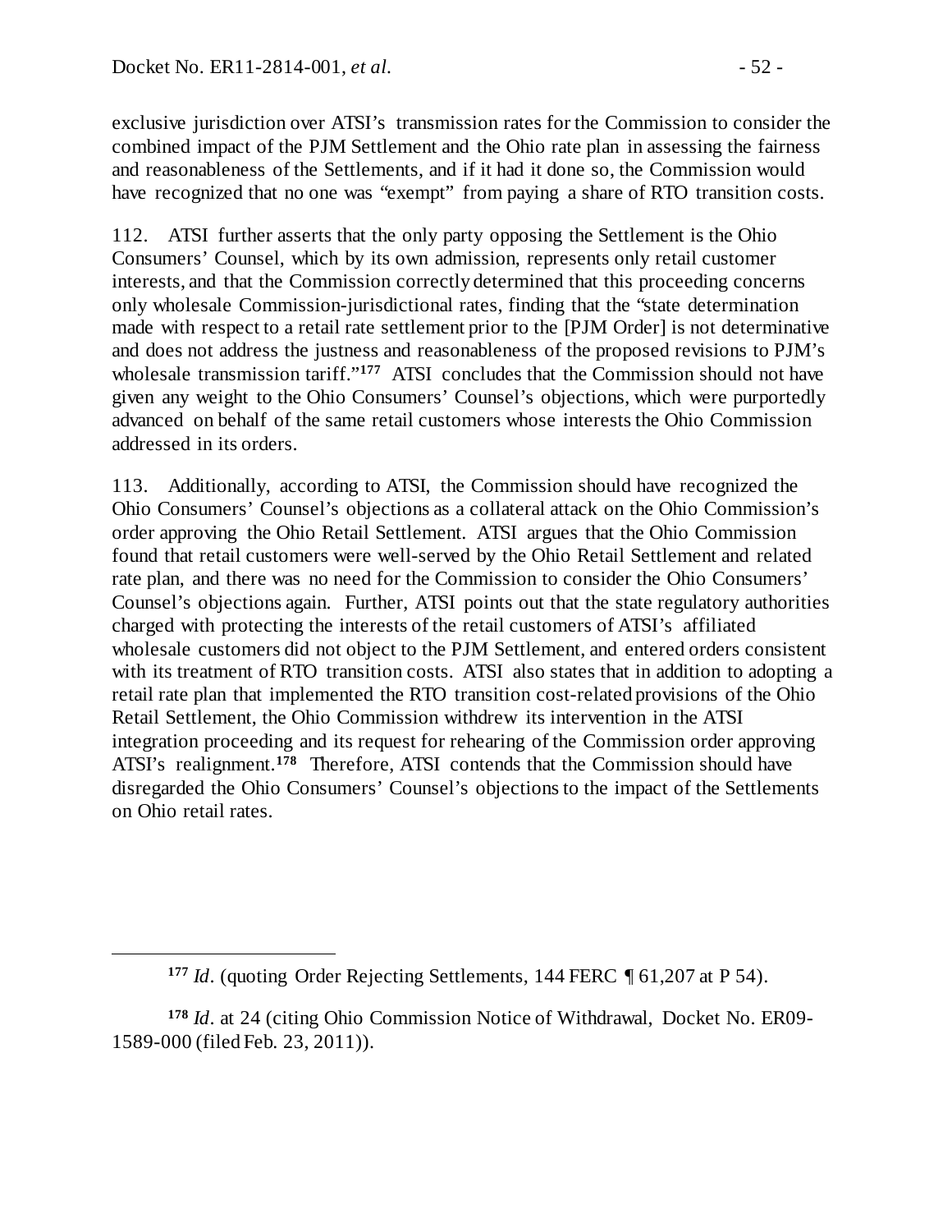exclusive jurisdiction over ATSI's transmission rates for the Commission to consider the combined impact of the PJM Settlement and the Ohio rate plan in assessing the fairness and reasonableness of the Settlements, and if it had it done so, the Commission would have recognized that no one was "exempt" from paying a share of RTO transition costs.

112. ATSI further asserts that the only party opposing the Settlement is the Ohio Consumers' Counsel, which by its own admission, represents only retail customer interests, and that the Commission correctly determined that this proceeding concerns only wholesale Commission-jurisdictional rates, finding that the "state determination made with respect to a retail rate settlement prior to the [PJM Order] is not determinative and does not address the justness and reasonableness of the proposed revisions to PJM's wholesale transmission tariff."[177] ATSI concludes that the Commission should not have given any weight to the Ohio Consumers' Counsel's objections, which were purportedly advanced on behalf of the same retail customers whose interests the Ohio Commission addressed in its orders.

113. Additionally, according to ATSI, the Commission should have recognized the Ohio Consumers' Counsel's objections as a collateral attack on the Ohio Commission's order approving the Ohio Retail Settlement. ATSI argues that the Ohio Commission found that retail customers were well-served by the Ohio Retail Settlement and related rate plan, and there was no need for the Commission to consider the Ohio Consumers' Counsel's objections again. Further, ATSI points out that the state regulatory authorities charged with protecting the interests of the retail customers of ATSI's affiliated wholesale customers did not object to the PJM Settlement, and entered orders consistent with its treatment of RTO transition costs. ATSI also states that in addition to adopting a retail rate plan that implemented the RTO transition cost-related provisions of the Ohio Retail Settlement, the Ohio Commission withdrew its intervention in the ATSI integration proceeding and its request for rehearing of the Commission order approving ATSI's realignment.[178] Therefore, ATSI contends that the Commission should have disregarded the Ohio Consumers' Counsel's objections to the impact of the Settlements on Ohio retail rates.

---

[177] *Id*. (quoting Order Rejecting Settlements, 144 FERC ¶ 61,207 at P 54).

[178] *Id*. at 24 (citing Ohio Commission Notice of Withdrawal, Docket No. ER09-1589-000 (filed Feb. 23, 2011)).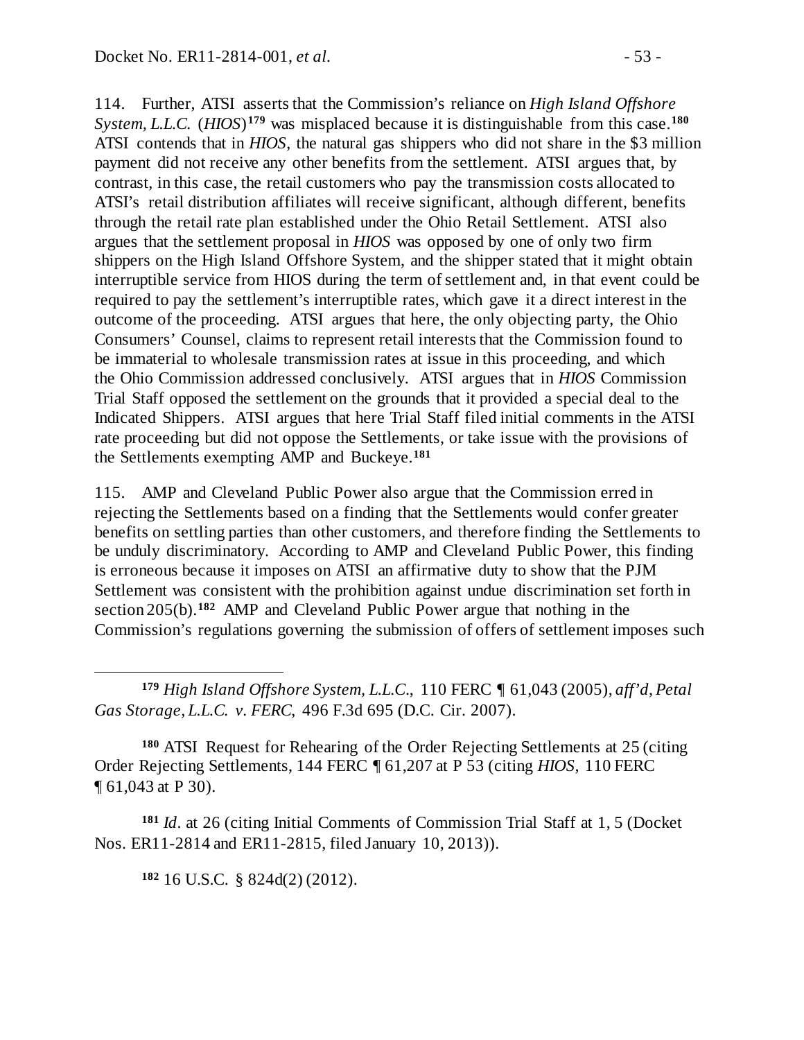114. Further, ATSI asserts that the Commission's reliance on *High Island Offshore System, L.L.C.* (*HIOS*)[179] was misplaced because it is distinguishable from this case.[180] ATSI contends that in *HIOS*, the natural gas shippers who did not share in the $3 million payment did not receive any other benefits from the settlement. ATSI argues that, by contrast, in this case, the retail customers who pay the transmission costs allocated to ATSI's retail distribution affiliates will receive significant, although different, benefits through the retail rate plan established under the Ohio Retail Settlement. ATSI also argues that the settlement proposal in *HIOS* was opposed by one of only two firm shippers on the High Island Offshore System, and the shipper stated that it might obtain interruptible service from HIOS during the term of settlement and, in that event could be required to pay the settlement's interruptible rates, which gave it a direct interest in the outcome of the proceeding. ATSI argues that here, the only objecting party, the Ohio Consumers' Counsel, claims to represent retail interests that the Commission found to be immaterial to wholesale transmission rates at issue in this proceeding, and which the Ohio Commission addressed conclusively. ATSI argues that in *HIOS* Commission Trial Staff opposed the settlement on the grounds that it provided a special deal to the Indicated Shippers. ATSI argues that here Trial Staff filed initial comments in the ATSI rate proceeding but did not oppose the Settlements, or take issue with the provisions of the Settlements exempting AMP and Buckeye.[181]

115. AMP and Cleveland Public Power also argue that the Commission erred in rejecting the Settlements based on a finding that the Settlements would confer greater benefits on settling parties than other customers, and therefore finding the Settlements to be unduly discriminatory. According to AMP and Cleveland Public Power, this finding is erroneous because it imposes on ATSI an affirmative duty to show that the PJM Settlement was consistent with the prohibition against undue discrimination set forth in section 205(b).[182] AMP and Cleveland Public Power argue that nothing in the Commission's regulations governing the submission of offers of settlement imposes such

---

[179] *High Island Offshore System, L.L.C.*, 110 FERC ¶ 61,043 (2005), *aff'd*, *Petal Gas Storage, L.L.C. v. FERC*, 496 F.3d 695 (D.C. Cir. 2007).

[180] ATSI Request for Rehearing of the Order Rejecting Settlements at 25 (citing Order Rejecting Settlements, 144 FERC ¶ 61,207 at P 53 (citing *HIOS*, 110 FERC ¶ 61,043 at P 30).

[181] *Id*. at 26 (citing Initial Comments of Commission Trial Staff at 1, 5 (Docket Nos. ER11-2814 and ER11-2815, filed January 10, 2013)).

[182] 16 U.S.C. § 824d(2) (2012).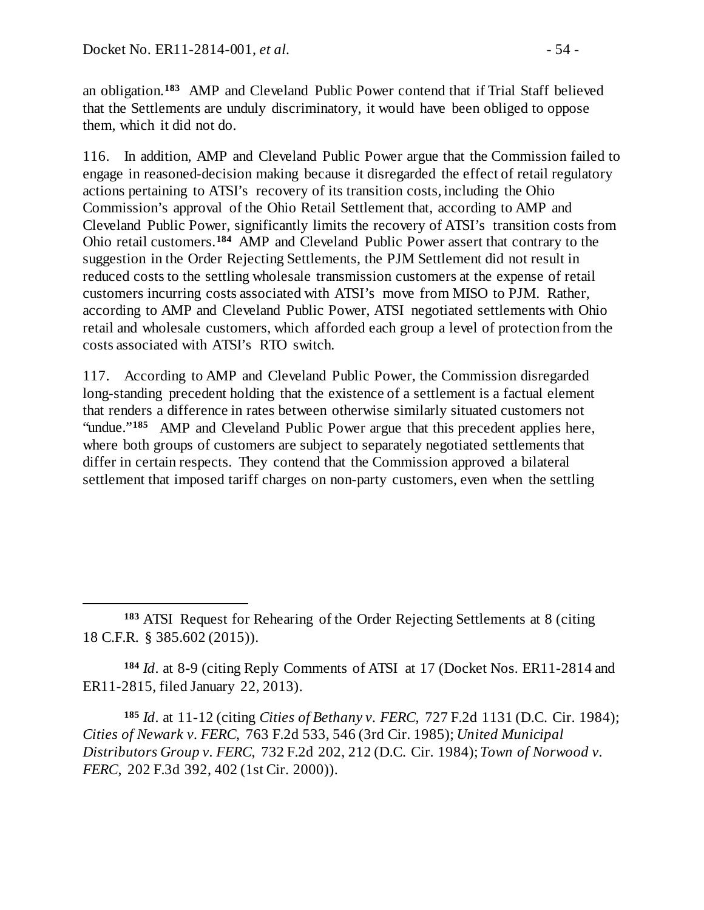an obligation.[183] AMP and Cleveland Public Power contend that if Trial Staff believed that the Settlements are unduly discriminatory, it would have been obliged to oppose them, which it did not do.

116. In addition, AMP and Cleveland Public Power argue that the Commission failed to engage in reasoned-decision making because it disregarded the effect of retail regulatory actions pertaining to ATSI's recovery of its transition costs, including the Ohio Commission's approval of the Ohio Retail Settlement that, according to AMP and Cleveland Public Power, significantly limits the recovery of ATSI's transition costs from Ohio retail customers.[184] AMP and Cleveland Public Power assert that contrary to the suggestion in the Order Rejecting Settlements, the PJM Settlement did not result in reduced costs to the settling wholesale transmission customers at the expense of retail customers incurring costs associated with ATSI's move from MISO to PJM. Rather, according to AMP and Cleveland Public Power, ATSI negotiated settlements with Ohio retail and wholesale customers, which afforded each group a level of protection from the costs associated with ATSI's RTO switch.

117. According to AMP and Cleveland Public Power, the Commission disregarded long-standing precedent holding that the existence of a settlement is a factual element that renders a difference in rates between otherwise similarly situated customers not "undue."[185] AMP and Cleveland Public Power argue that this precedent applies here, where both groups of customers are subject to separately negotiated settlements that differ in certain respects. They contend that the Commission approved a bilateral settlement that imposed tariff charges on non-party customers, even when the settling

---

[183] ATSI Request for Rehearing of the Order Rejecting Settlements at 8 (citing 18 C.F.R. § 385.602 (2015)).

[184] *Id*. at 8-9 (citing Reply Comments of ATSI at 17 (Docket Nos. ER11-2814 and ER11-2815, filed January 22, 2013).

[185] *Id*. at 11-12 (citing *Cities of Bethany v. FERC*, 727 F.2d 1131 (D.C. Cir. 1984); *Cities of Newark v. FERC*, 763 F.2d 533, 546 (3rd Cir. 1985); *United Municipal Distributors Group v. FERC*, 732 F.2d 202, 212 (D.C. Cir. 1984); *Town of Norwood v. FERC*, 202 F.3d 392, 402 (1st Cir. 2000)).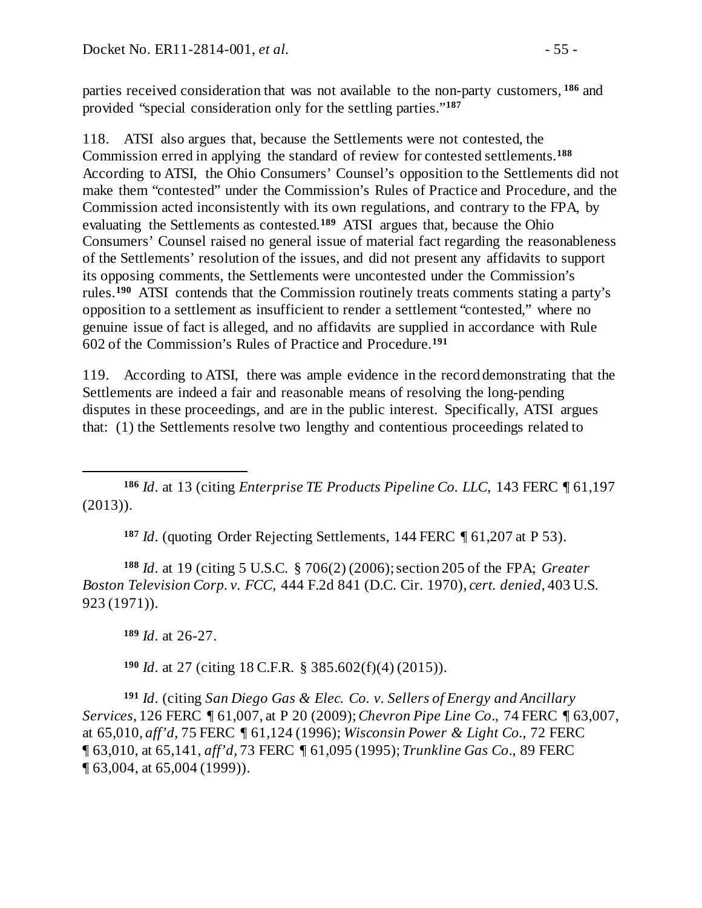parties received consideration that was not available to the non-party customers,[186] and provided "special consideration only for the settling parties."[187]

118. ATSI also argues that, because the Settlements were not contested, the Commission erred in applying the standard of review for contested settlements.[188] According to ATSI, the Ohio Consumers' Counsel's opposition to the Settlements did not make them "contested" under the Commission's Rules of Practice and Procedure, and the Commission acted inconsistently with its own regulations, and contrary to the FPA, by evaluating the Settlements as contested.[189] ATSI argues that, because the Ohio Consumers' Counsel raised no general issue of material fact regarding the reasonableness of the Settlements' resolution of the issues, and did not present any affidavits to support its opposing comments, the Settlements were uncontested under the Commission's rules.[190] ATSI contends that the Commission routinely treats comments stating a party's opposition to a settlement as insufficient to render a settlement "contested," where no genuine issue of fact is alleged, and no affidavits are supplied in accordance with Rule 602 of the Commission's Rules of Practice and Procedure.[191]

119. According to ATSI, there was ample evidence in the record demonstrating that the Settlements are indeed a fair and reasonable means of resolving the long-pending disputes in these proceedings, and are in the public interest. Specifically, ATSI argues that: (1) the Settlements resolve two lengthy and contentious proceedings related to

---

[186] *Id*. at 13 (citing *Enterprise TE Products Pipeline Co. LLC*, 143 FERC ¶ 61,197 (2013)).

[187] *Id*. (quoting Order Rejecting Settlements, 144 FERC ¶ 61,207 at P 53).

[188] *Id*. at 19 (citing 5 U.S.C. § 706(2) (2006); section 205 of the FPA; *Greater Boston Television Corp. v. FCC*, 444 F.2d 841 (D.C. Cir. 1970), *cert. denied*, 403 U.S. 923 (1971)).

[189] *Id*. at 26-27.

[190] *Id*. at 27 (citing 18 C.F.R. § 385.602(f)(4) (2015)).

[191] *Id*. (citing *San Diego Gas & Elec. Co. v. Sellers of Energy and Ancillary Services*, 126 FERC ¶ 61,007, at P 20 (2009); *Chevron Pipe Line Co.*, 74 FERC ¶ 63,007, at 65,010, *aff'd*, 75 FERC ¶ 61,124 (1996); *Wisconsin Power & Light Co.*, 72 FERC ¶ 63,010, at 65,141, *aff'd*, 73 FERC ¶ 61,095 (1995); *Trunkline Gas Co.*, 89 FERC ¶ 63,004, at 65,004 (1999)).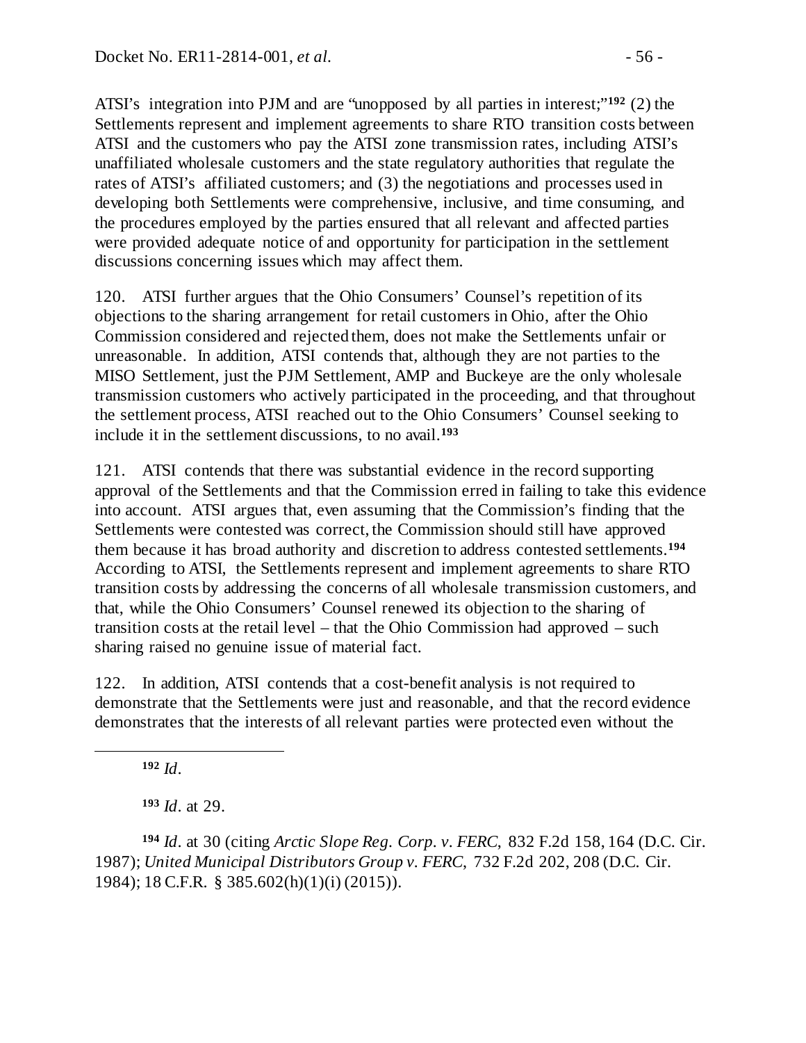ATSI's integration into PJM and are "unopposed by all parties in interest;"[192] (2) the Settlements represent and implement agreements to share RTO transition costs between ATSI and the customers who pay the ATSI zone transmission rates, including ATSI's unaffiliated wholesale customers and the state regulatory authorities that regulate the rates of ATSI's affiliated customers; and (3) the negotiations and processes used in developing both Settlements were comprehensive, inclusive, and time consuming, and the procedures employed by the parties ensured that all relevant and affected parties were provided adequate notice of and opportunity for participation in the settlement discussions concerning issues which may affect them.

120. ATSI further argues that the Ohio Consumers' Counsel's repetition of its objections to the sharing arrangement for retail customers in Ohio, after the Ohio Commission considered and rejected them, does not make the Settlements unfair or unreasonable. In addition, ATSI contends that, although they are not parties to the MISO Settlement, just the PJM Settlement, AMP and Buckeye are the only wholesale transmission customers who actively participated in the proceeding, and that throughout the settlement process, ATSI reached out to the Ohio Consumers' Counsel seeking to include it in the settlement discussions, to no avail.[193]

121. ATSI contends that there was substantial evidence in the record supporting approval of the Settlements and that the Commission erred in failing to take this evidence into account. ATSI argues that, even assuming that the Commission's finding that the Settlements were contested was correct, the Commission should still have approved them because it has broad authority and discretion to address contested settlements.[194] According to ATSI, the Settlements represent and implement agreements to share RTO transition costs by addressing the concerns of all wholesale transmission customers, and that, while the Ohio Consumers' Counsel renewed its objection to the sharing of transition costs at the retail level – that the Ohio Commission had approved – such sharing raised no genuine issue of material fact.

122. In addition, ATSI contends that a cost-benefit analysis is not required to demonstrate that the Settlements were just and reasonable, and that the record evidence demonstrates that the interests of all relevant parties were protected even without the

---

[192] *Id*.

[193] *Id*. at 29.

[194] *Id*. at 30 (citing *Arctic Slope Reg. Corp. v. FERC*, 832 F.2d 158, 164 (D.C. Cir. 1987); *United Municipal Distributors Group v. FERC*, 732 F.2d 202, 208 (D.C. Cir. 1984); 18 C.F.R. § 385.602(h)(1)(i) (2015)).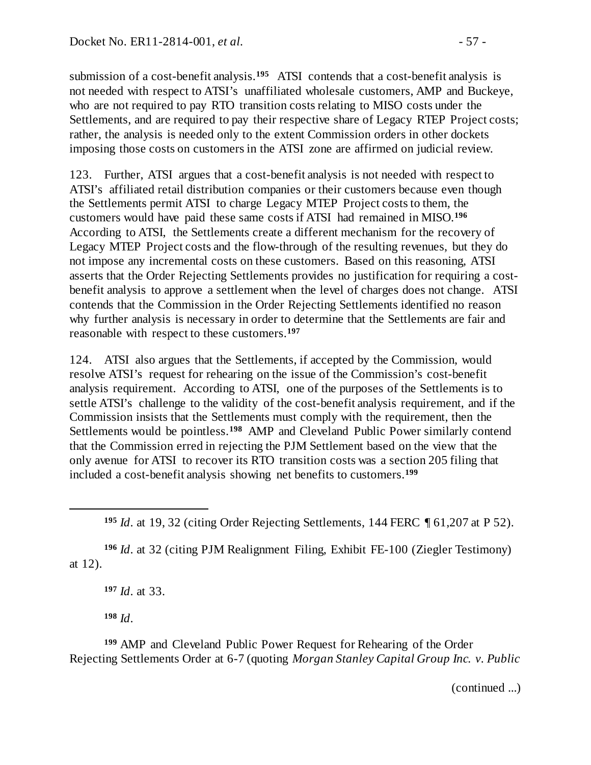submission of a cost-benefit analysis.[195] ATSI contends that a cost-benefit analysis is not needed with respect to ATSI's unaffiliated wholesale customers, AMP and Buckeye, who are not required to pay RTO transition costs relating to MISO costs under the Settlements, and are required to pay their respective share of Legacy RTEP Project costs; rather, the analysis is needed only to the extent Commission orders in other dockets imposing those costs on customers in the ATSI zone are affirmed on judicial review.

123. Further, ATSI argues that a cost-benefit analysis is not needed with respect to ATSI's affiliated retail distribution companies or their customers because even though the Settlements permit ATSI to charge Legacy MTEP Project costs to them, the customers would have paid these same costs if ATSI had remained in MISO.[196] According to ATSI, the Settlements create a different mechanism for the recovery of Legacy MTEP Project costs and the flow-through of the resulting revenues, but they do not impose any incremental costs on these customers. Based on this reasoning, ATSI asserts that the Order Rejecting Settlements provides no justification for requiring a cost-benefit analysis to approve a settlement when the level of charges does not change. ATSI contends that the Commission in the Order Rejecting Settlements identified no reason why further analysis is necessary in order to determine that the Settlements are fair and reasonable with respect to these customers.[197]

124. ATSI also argues that the Settlements, if accepted by the Commission, would resolve ATSI's request for rehearing on the issue of the Commission's cost-benefit analysis requirement. According to ATSI, one of the purposes of the Settlements is to settle ATSI's challenge to the validity of the cost-benefit analysis requirement, and if the Commission insists that the Settlements must comply with the requirement, then the Settlements would be pointless.[198] AMP and Cleveland Public Power similarly contend that the Commission erred in rejecting the PJM Settlement based on the view that the only avenue for ATSI to recover its RTO transition costs was a section 205 filing that included a cost-benefit analysis showing net benefits to customers.[199]

---

[195] *Id*. at 19, 32 (citing Order Rejecting Settlements, 144 FERC ¶ 61,207 at P 52).

[196] *Id*. at 32 (citing PJM Realignment Filing, Exhibit FE-100 (Ziegler Testimony) at 12).

[197] *Id*. at 33.

[198] *Id*.

[199] AMP and Cleveland Public Power Request for Rehearing of the Order Rejecting Settlements Order at 6-7 (quoting *Morgan Stanley Capital Group Inc. v. Public*

(continued ...)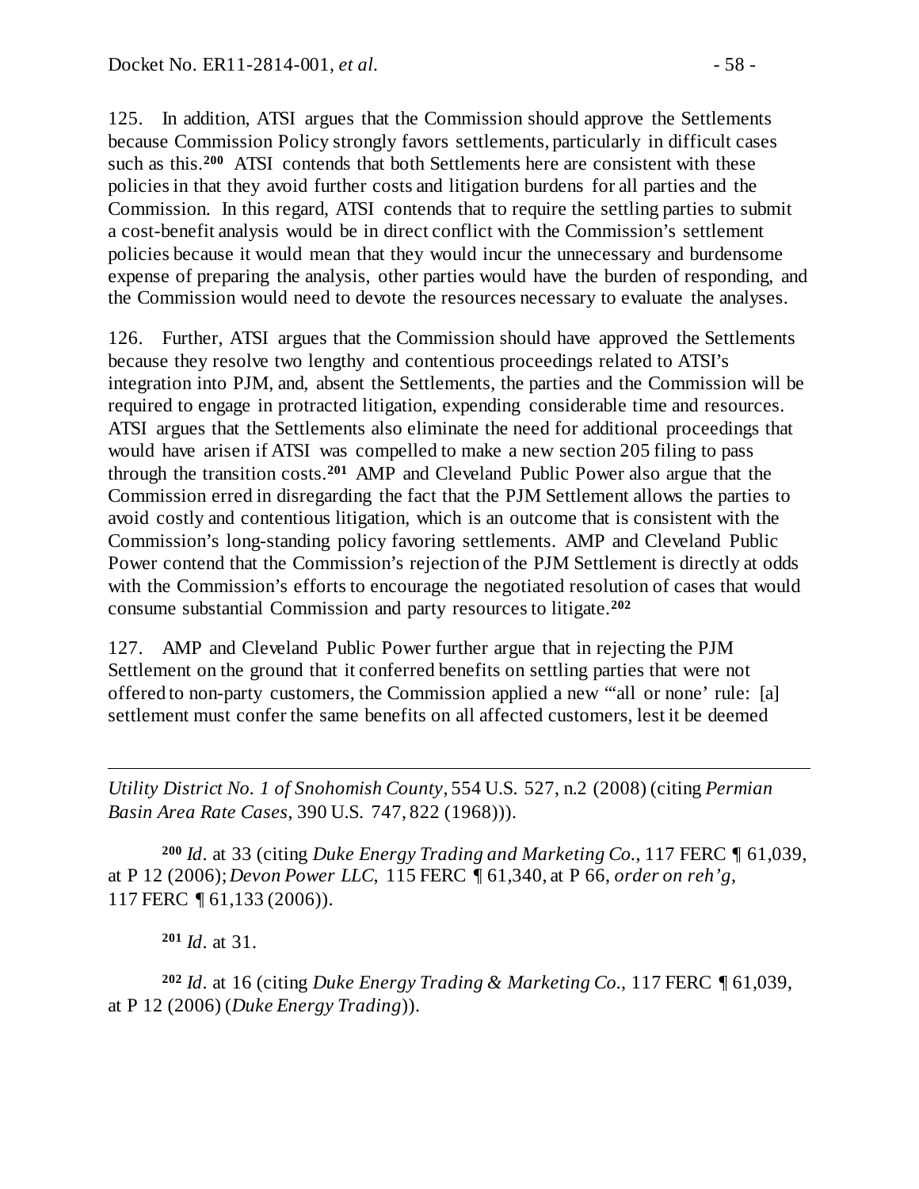125. In addition, ATSI argues that the Commission should approve the Settlements because Commission Policy strongly favors settlements, particularly in difficult cases such as this.[200] ATSI contends that both Settlements here are consistent with these policies in that they avoid further costs and litigation burdens for all parties and the Commission. In this regard, ATSI contends that to require the settling parties to submit a cost-benefit analysis would be in direct conflict with the Commission's settlement policies because it would mean that they would incur the unnecessary and burdensome expense of preparing the analysis, other parties would have the burden of responding, and the Commission would need to devote the resources necessary to evaluate the analyses.

126. Further, ATSI argues that the Commission should have approved the Settlements because they resolve two lengthy and contentious proceedings related to ATSI's integration into PJM, and, absent the Settlements, the parties and the Commission will be required to engage in protracted litigation, expending considerable time and resources. ATSI argues that the Settlements also eliminate the need for additional proceedings that would have arisen if ATSI was compelled to make a new section 205 filing to pass through the transition costs.[201] AMP and Cleveland Public Power also argue that the Commission erred in disregarding the fact that the PJM Settlement allows the parties to avoid costly and contentious litigation, which is an outcome that is consistent with the Commission's long-standing policy favoring settlements. AMP and Cleveland Public Power contend that the Commission's rejection of the PJM Settlement is directly at odds with the Commission's efforts to encourage the negotiated resolution of cases that would consume substantial Commission and party resources to litigate.[202]

127. AMP and Cleveland Public Power further argue that in rejecting the PJM Settlement on the ground that it conferred benefits on settling parties that were not offered to non-party customers, the Commission applied a new "'all or none' rule: [a] settlement must confer the same benefits on all affected customers, lest it be deemed

---

*Utility District No. 1 of Snohomish County*, 554 U.S. 527, n.2 (2008) (citing *Permian Basin Area Rate Cases*, 390 U.S. 747, 822 (1968))).

[200] *Id*. at 33 (citing *Duke Energy Trading and Marketing Co.*, 117 FERC ¶ 61,039, at P 12 (2006); *Devon Power LLC*, 115 FERC ¶ 61,340, at P 66, *order on reh'g*, 117 FERC ¶ 61,133 (2006)).

[201] *Id*. at 31.

[202] *Id*. at 16 (citing *Duke Energy Trading & Marketing Co.*, 117 FERC ¶ 61,039, at P 12 (2006) (*Duke Energy Trading*)).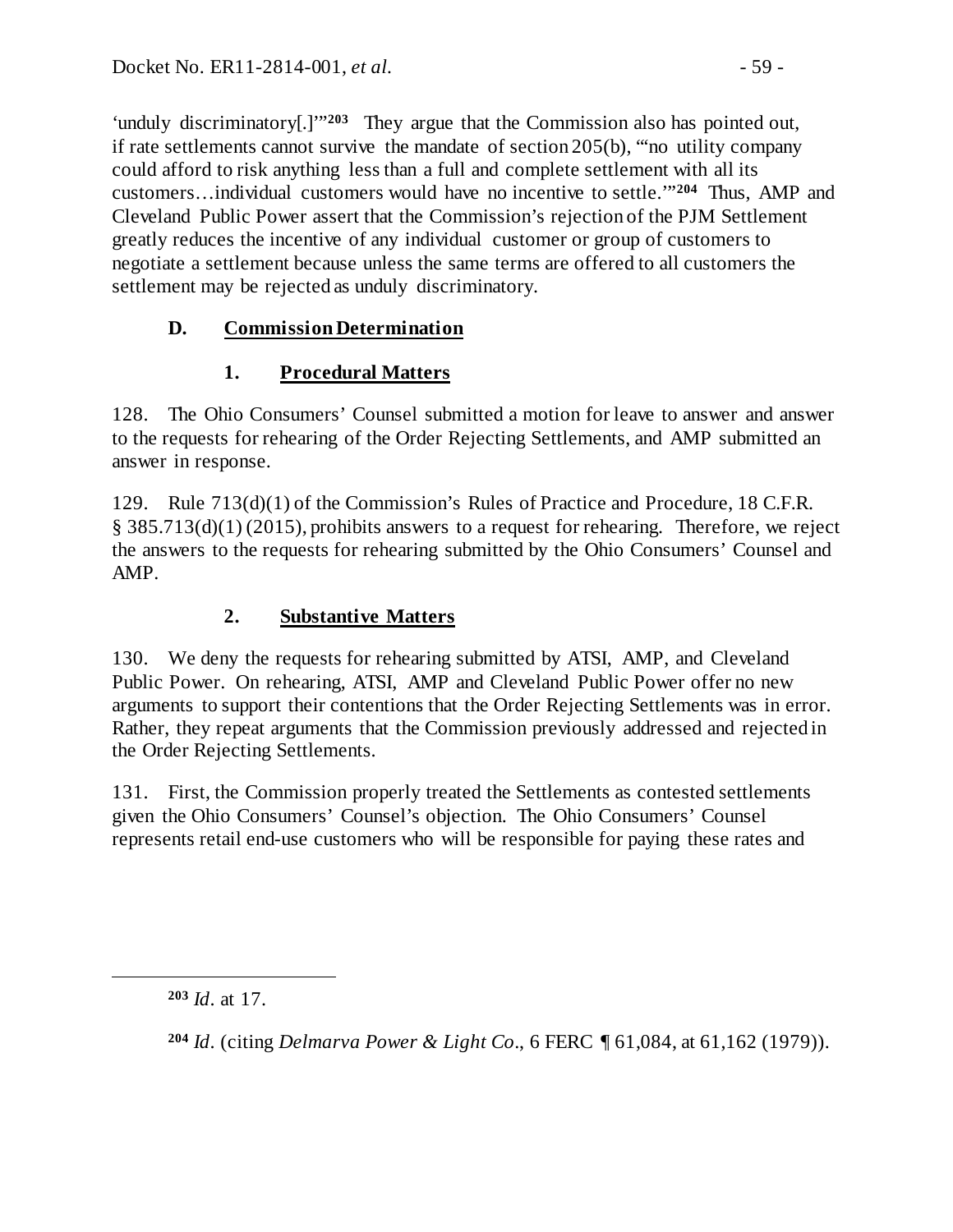'unduly discriminatory[.]'"[203] They argue that the Commission also has pointed out, if rate settlements cannot survive the mandate of section 205(b), "'no utility company could afford to risk anything less than a full and complete settlement with all its customers…individual customers would have no incentive to settle.'"[204] Thus, AMP and Cleveland Public Power assert that the Commission's rejection of the PJM Settlement greatly reduces the incentive of any individual customer or group of customers to negotiate a settlement because unless the same terms are offered to all customers the settlement may be rejected as unduly discriminatory.

### D. Commission Determination

#### 1. Procedural Matters

128. The Ohio Consumers' Counsel submitted a motion for leave to answer and answer to the requests for rehearing of the Order Rejecting Settlements, and AMP submitted an answer in response.

129. Rule 713(d)(1) of the Commission's Rules of Practice and Procedure, 18 C.F.R. § 385.713(d)(1) (2015), prohibits answers to a request for rehearing. Therefore, we reject the answers to the requests for rehearing submitted by the Ohio Consumers' Counsel and AMP.

#### 2. Substantive Matters

130. We deny the requests for rehearing submitted by ATSI, AMP, and Cleveland Public Power. On rehearing, ATSI, AMP and Cleveland Public Power offer no new arguments to support their contentions that the Order Rejecting Settlements was in error. Rather, they repeat arguments that the Commission previously addressed and rejected in the Order Rejecting Settlements.

131. First, the Commission properly treated the Settlements as contested settlements given the Ohio Consumers' Counsel's objection. The Ohio Consumers' Counsel represents retail end-use customers who will be responsible for paying these rates and

---

[203] *Id*. at 17.

[204] *Id*. (citing *Delmarva Power & Light Co*., 6 FERC ¶ 61,084, at 61,162 (1979)).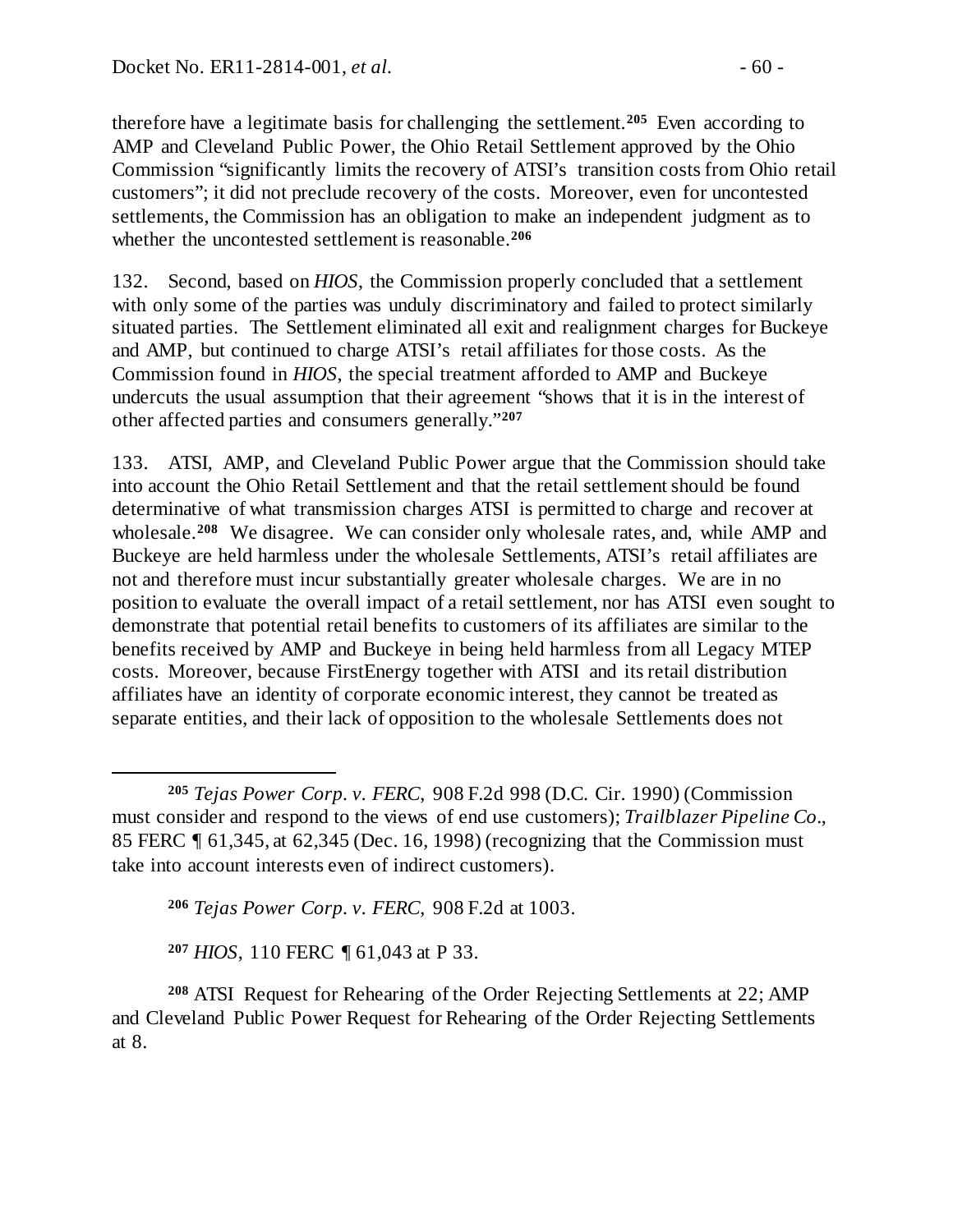therefore have a legitimate basis for challenging the settlement.[205] Even according to AMP and Cleveland Public Power, the Ohio Retail Settlement approved by the Ohio Commission "significantly limits the recovery of ATSI's transition costs from Ohio retail customers"; it did not preclude recovery of the costs. Moreover, even for uncontested settlements, the Commission has an obligation to make an independent judgment as to whether the uncontested settlement is reasonable.[206]

132. Second, based on *HIOS*, the Commission properly concluded that a settlement with only some of the parties was unduly discriminatory and failed to protect similarly situated parties. The Settlement eliminated all exit and realignment charges for Buckeye and AMP, but continued to charge ATSI's retail affiliates for those costs. As the Commission found in *HIOS*, the special treatment afforded to AMP and Buckeye undercuts the usual assumption that their agreement "shows that it is in the interest of other affected parties and consumers generally."[207]

133. ATSI, AMP, and Cleveland Public Power argue that the Commission should take into account the Ohio Retail Settlement and that the retail settlement should be found determinative of what transmission charges ATSI is permitted to charge and recover at wholesale.[208] We disagree. We can consider only wholesale rates, and, while AMP and Buckeye are held harmless under the wholesale Settlements, ATSI's retail affiliates are not and therefore must incur substantially greater wholesale charges. We are in no position to evaluate the overall impact of a retail settlement, nor has ATSI even sought to demonstrate that potential retail benefits to customers of its affiliates are similar to the benefits received by AMP and Buckeye in being held harmless from all Legacy MTEP costs. Moreover, because FirstEnergy together with ATSI and its retail distribution affiliates have an identity of corporate economic interest, they cannot be treated as separate entities, and their lack of opposition to the wholesale Settlements does not

---

[205] *Tejas Power Corp. v. FERC*, 908 F.2d 998 (D.C. Cir. 1990) (Commission must consider and respond to the views of end use customers); *Trailblazer Pipeline Co.*, 85 FERC ¶ 61,345, at 62,345 (Dec. 16, 1998) (recognizing that the Commission must take into account interests even of indirect customers).

[206] *Tejas Power Corp. v. FERC*, 908 F.2d at 1003.

[207] *HIOS*, 110 FERC ¶ 61,043 at P 33.

[208] ATSI Request for Rehearing of the Order Rejecting Settlements at 22; AMP and Cleveland Public Power Request for Rehearing of the Order Rejecting Settlements at 8.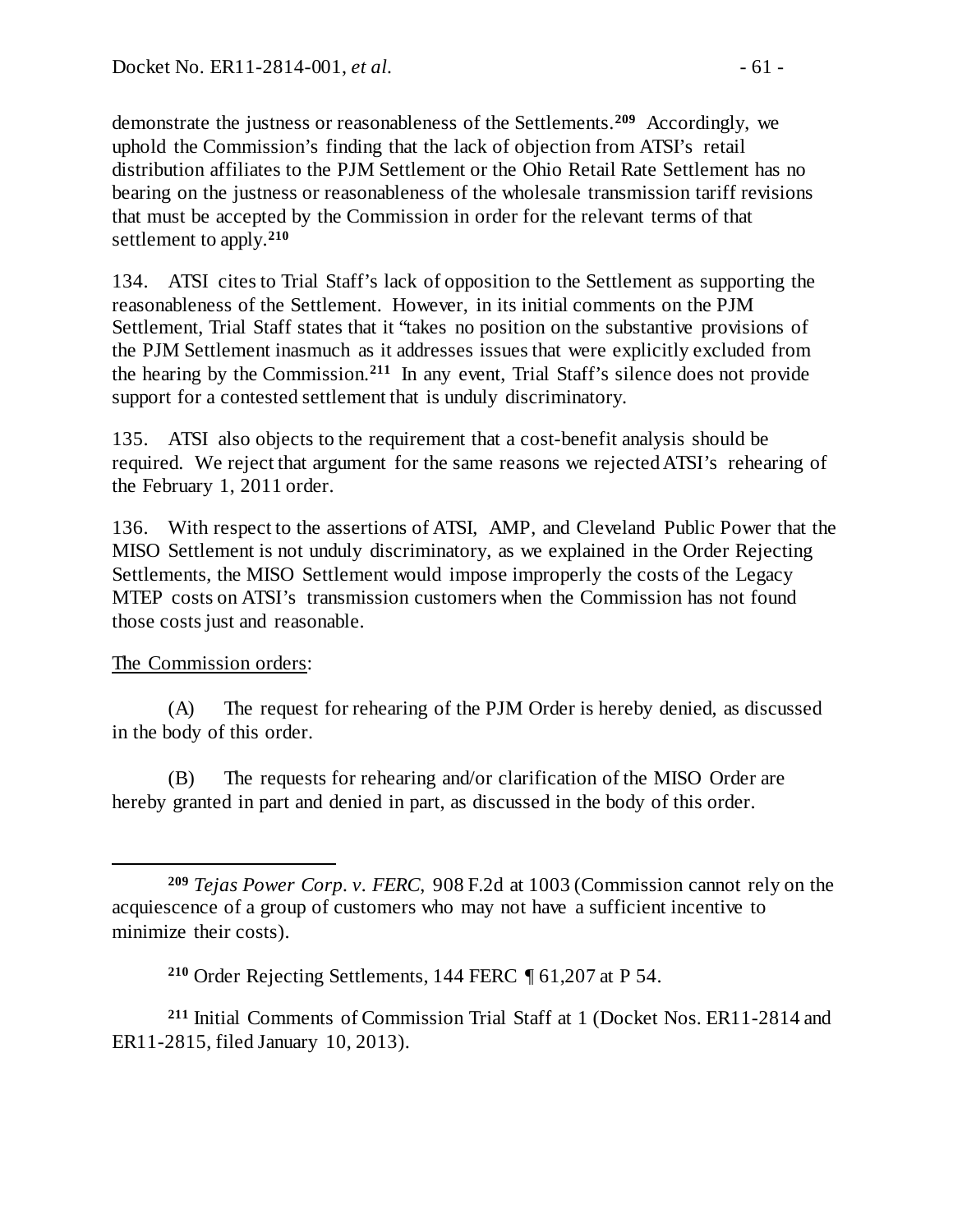demonstrate the justness or reasonableness of the Settlements.[209] Accordingly, we uphold the Commission's finding that the lack of objection from ATSI's retail distribution affiliates to the PJM Settlement or the Ohio Retail Rate Settlement has no bearing on the justness or reasonableness of the wholesale transmission tariff revisions that must be accepted by the Commission in order for the relevant terms of that settlement to apply.[210]

134. ATSI cites to Trial Staff's lack of opposition to the Settlement as supporting the reasonableness of the Settlement. However, in its initial comments on the PJM Settlement, Trial Staff states that it "takes no position on the substantive provisions of the PJM Settlement inasmuch as it addresses issues that were explicitly excluded from the hearing by the Commission.[211] In any event, Trial Staff's silence does not provide support for a contested settlement that is unduly discriminatory.

135. ATSI also objects to the requirement that a cost-benefit analysis should be required. We reject that argument for the same reasons we rejected ATSI's rehearing of the February 1, 2011 order.

136. With respect to the assertions of ATSI, AMP, and Cleveland Public Power that the MISO Settlement is not unduly discriminatory, as we explained in the Order Rejecting Settlements, the MISO Settlement would impose improperly the costs of the Legacy MTEP costs on ATSI's transmission customers when the Commission has not found those costs just and reasonable.

The Commission orders:

(A) The request for rehearing of the PJM Order is hereby denied, as discussed in the body of this order.

(B) The requests for rehearing and/or clarification of the MISO Order are hereby granted in part and denied in part, as discussed in the body of this order.

---

[209] *Tejas Power Corp. v. FERC*, 908 F.2d at 1003 (Commission cannot rely on the acquiescence of a group of customers who may not have a sufficient incentive to minimize their costs).

[210] Order Rejecting Settlements, 144 FERC ¶ 61,207 at P 54.

[211] Initial Comments of Commission Trial Staff at 1 (Docket Nos. ER11-2814 and ER11-2815, filed January 10, 2013).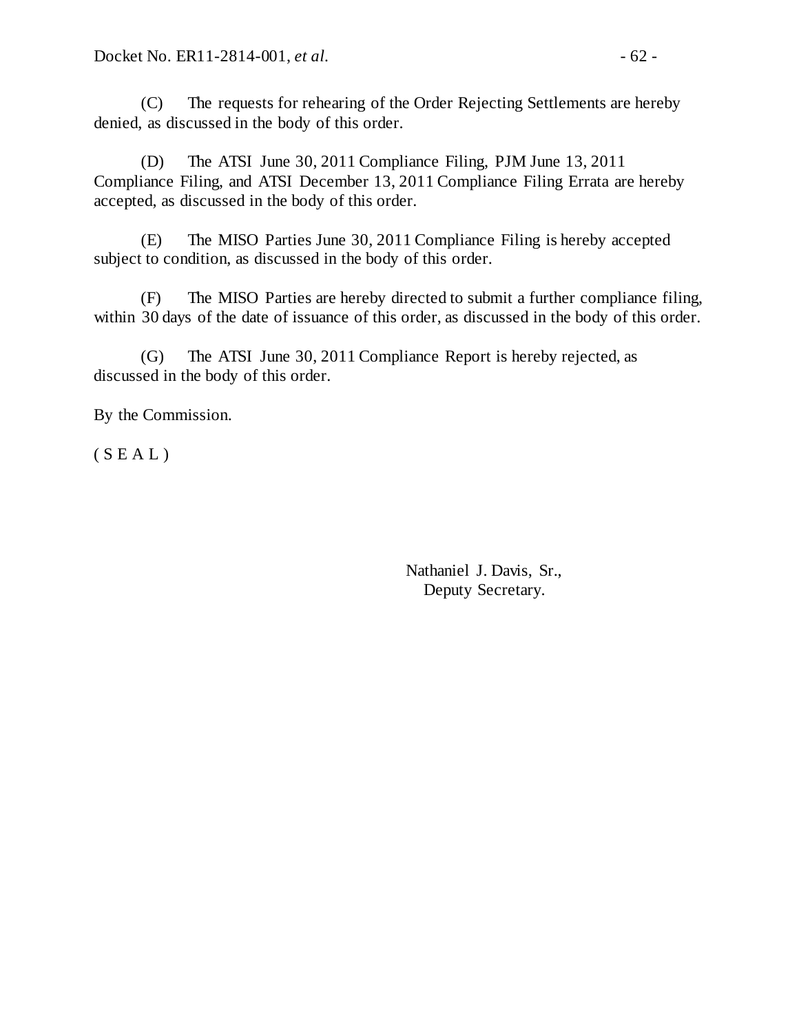(C) The requests for rehearing of the Order Rejecting Settlements are hereby denied, as discussed in the body of this order.

(D) The ATSI June 30, 2011 Compliance Filing, PJM June 13, 2011 Compliance Filing, and ATSI December 13, 2011 Compliance Filing Errata are hereby accepted, as discussed in the body of this order.

(E) The MISO Parties June 30, 2011 Compliance Filing is hereby accepted subject to condition, as discussed in the body of this order.

(F) The MISO Parties are hereby directed to submit a further compliance filing, within 30 days of the date of issuance of this order, as discussed in the body of this order.

(G) The ATSI June 30, 2011 Compliance Report is hereby rejected, as discussed in the body of this order.

By the Commission.

( S E A L )

Nathaniel J. Davis, Sr.,
Deputy Secretary.